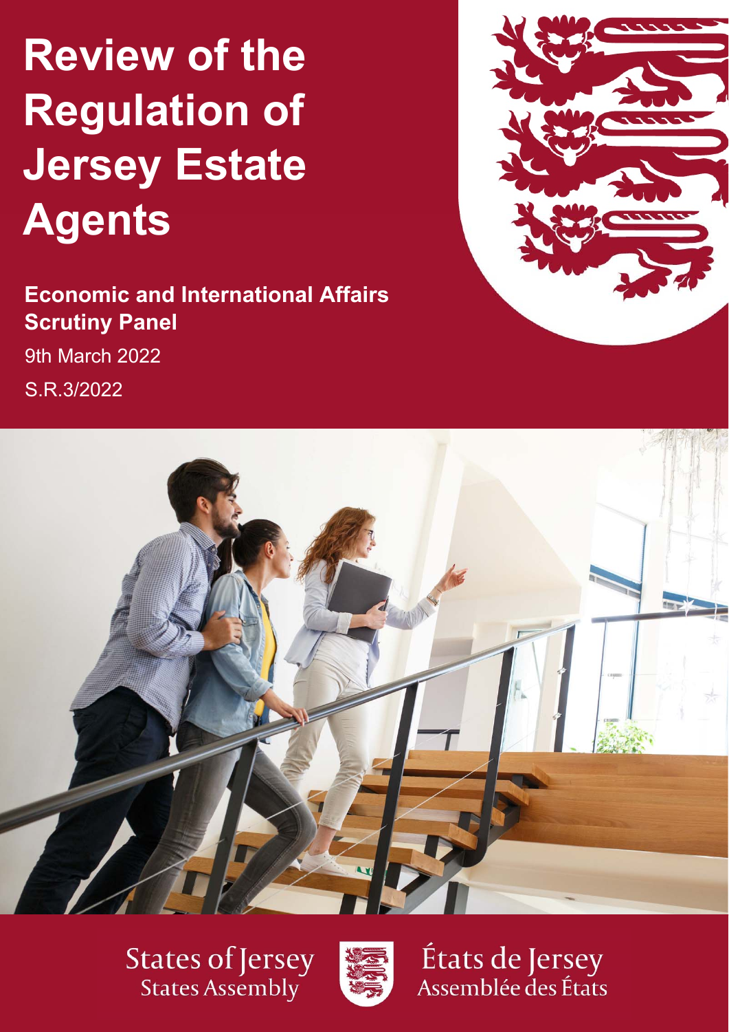# Review of the Regulation of Jersey Estate Agents

**Economic and International Affairs Scrutiny Panel**

9th March 2022

S.R.3/2022

States of Jersey
States Assembly

États de Jersey
Assemblée des États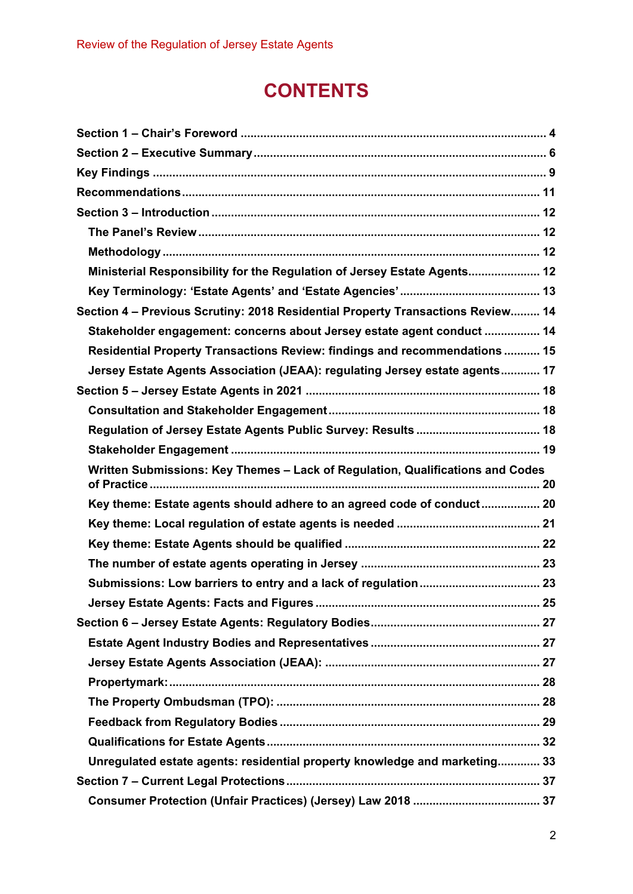# CONTENTS

- **Section 1 – Chair's Foreword** .... 4
- **Section 2 – Executive Summary** .... 6
- **Key Findings** .... 9
- **Recommendations** .... 11
- **Section 3 – Introduction** .... 12
  - **The Panel's Review** .... 12
  - **Methodology** .... 12
  - **Ministerial Responsibility for the Regulation of Jersey Estate Agents** .... 12
  - **Key Terminology: 'Estate Agents' and 'Estate Agencies'** .... 13
- **Section 4 – Previous Scrutiny: 2018 Residential Property Transactions Review** .... 14
  - **Stakeholder engagement: concerns about Jersey estate agent conduct** .... 14
  - **Residential Property Transactions Review: findings and recommendations** .... 15
  - **Jersey Estate Agents Association (JEAA): regulating Jersey estate agents** .... 17
- **Section 5 – Jersey Estate Agents in 2021** .... 18
  - **Consultation and Stakeholder Engagement** .... 18
  - **Regulation of Jersey Estate Agents Public Survey: Results** .... 18
  - **Stakeholder Engagement** .... 19
  - **Written Submissions: Key Themes – Lack of Regulation, Qualifications and Codes of Practice** .... 20
  - **Key theme: Estate agents should adhere to an agreed code of conduct** .... 20
  - **Key theme: Local regulation of estate agents is needed** .... 21
  - **Key theme: Estate Agents should be qualified** .... 22
  - **The number of estate agents operating in Jersey** .... 23
  - **Submissions: Low barriers to entry and a lack of regulation** .... 23
  - **Jersey Estate Agents: Facts and Figures** .... 25
- **Section 6 – Jersey Estate Agents: Regulatory Bodies** .... 27
  - **Estate Agent Industry Bodies and Representatives** .... 27
  - **Jersey Estate Agents Association (JEAA):** .... 27
  - **Propertymark:** .... 28
  - **The Property Ombudsman (TPO):** .... 28
  - **Feedback from Regulatory Bodies** .... 29
  - **Qualifications for Estate Agents** .... 32
  - **Unregulated estate agents: residential property knowledge and marketing** .... 33
- **Section 7 – Current Legal Protections** .... 37
  - **Consumer Protection (Unfair Practices) (Jersey) Law 2018** .... 37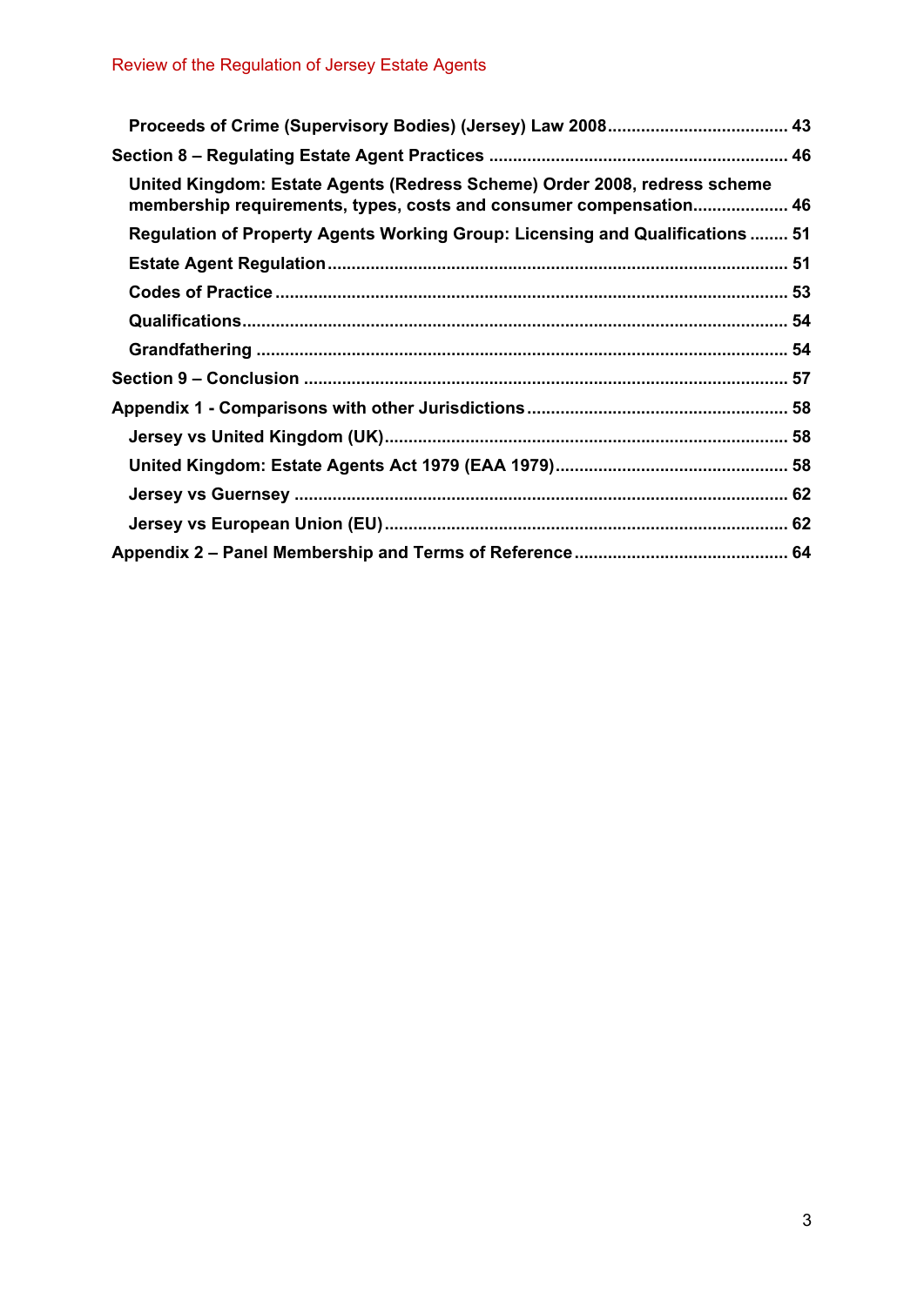**Proceeds of Crime (Supervisory Bodies) (Jersey) Law 2008** ..................................... 43

**Section 8 – Regulating Estate Agent Practices** ............................................................ 46

**United Kingdom: Estate Agents (Redress Scheme) Order 2008, redress scheme membership requirements, types, costs and consumer compensation** ................... 46

**Regulation of Property Agents Working Group: Licensing and Qualifications** ........ 51

**Estate Agent Regulation** ............................................................................................ 51

**Codes of Practice** ....................................................................................................... 53

**Qualifications** .............................................................................................................. 54

**Grandfathering** ........................................................................................................... 54

**Section 9 – Conclusion** ................................................................................................. 57

**Appendix 1 - Comparisons with other Jurisdictions** .................................................... 58

**Jersey vs United Kingdom (UK)** .................................................................................. 58

**United Kingdom: Estate Agents Act 1979 (EAA 1979)** ............................................... 58

**Jersey vs Guernsey** .................................................................................................... 62

**Jersey vs European Union (EU)** .................................................................................. 62

**Appendix 2 – Panel Membership and Terms of Reference** .......................................... 64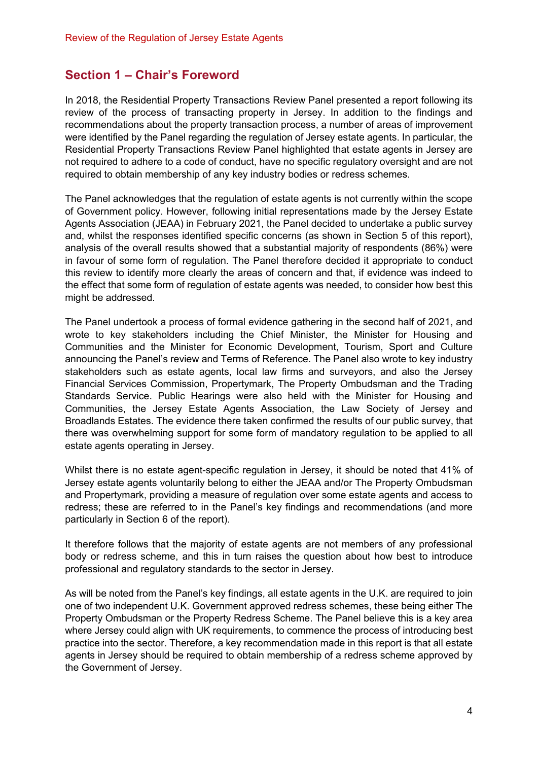## Section 1 – Chair's Foreword

In 2018, the Residential Property Transactions Review Panel presented a report following its review of the process of transacting property in Jersey. In addition to the findings and recommendations about the property transaction process, a number of areas of improvement were identified by the Panel regarding the regulation of Jersey estate agents. In particular, the Residential Property Transactions Review Panel highlighted that estate agents in Jersey are not required to adhere to a code of conduct, have no specific regulatory oversight and are not required to obtain membership of any key industry bodies or redress schemes.

The Panel acknowledges that the regulation of estate agents is not currently within the scope of Government policy. However, following initial representations made by the Jersey Estate Agents Association (JEAA) in February 2021, the Panel decided to undertake a public survey and, whilst the responses identified specific concerns (as shown in Section 5 of this report), analysis of the overall results showed that a substantial majority of respondents (86%) were in favour of some form of regulation. The Panel therefore decided it appropriate to conduct this review to identify more clearly the areas of concern and that, if evidence was indeed to the effect that some form of regulation of estate agents was needed, to consider how best this might be addressed.

The Panel undertook a process of formal evidence gathering in the second half of 2021, and wrote to key stakeholders including the Chief Minister, the Minister for Housing and Communities and the Minister for Economic Development, Tourism, Sport and Culture announcing the Panel's review and Terms of Reference. The Panel also wrote to key industry stakeholders such as estate agents, local law firms and surveyors, and also the Jersey Financial Services Commission, Propertymark, The Property Ombudsman and the Trading Standards Service. Public Hearings were also held with the Minister for Housing and Communities, the Jersey Estate Agents Association, the Law Society of Jersey and Broadlands Estates. The evidence there taken confirmed the results of our public survey, that there was overwhelming support for some form of mandatory regulation to be applied to all estate agents operating in Jersey.

Whilst there is no estate agent-specific regulation in Jersey, it should be noted that 41% of Jersey estate agents voluntarily belong to either the JEAA and/or The Property Ombudsman and Propertymark, providing a measure of regulation over some estate agents and access to redress; these are referred to in the Panel's key findings and recommendations (and more particularly in Section 6 of the report).

It therefore follows that the majority of estate agents are not members of any professional body or redress scheme, and this in turn raises the question about how best to introduce professional and regulatory standards to the sector in Jersey.

As will be noted from the Panel's key findings, all estate agents in the U.K. are required to join one of two independent U.K. Government approved redress schemes, these being either The Property Ombudsman or the Property Redress Scheme. The Panel believe this is a key area where Jersey could align with UK requirements, to commence the process of introducing best practice into the sector. Therefore, a key recommendation made in this report is that all estate agents in Jersey should be required to obtain membership of a redress scheme approved by the Government of Jersey.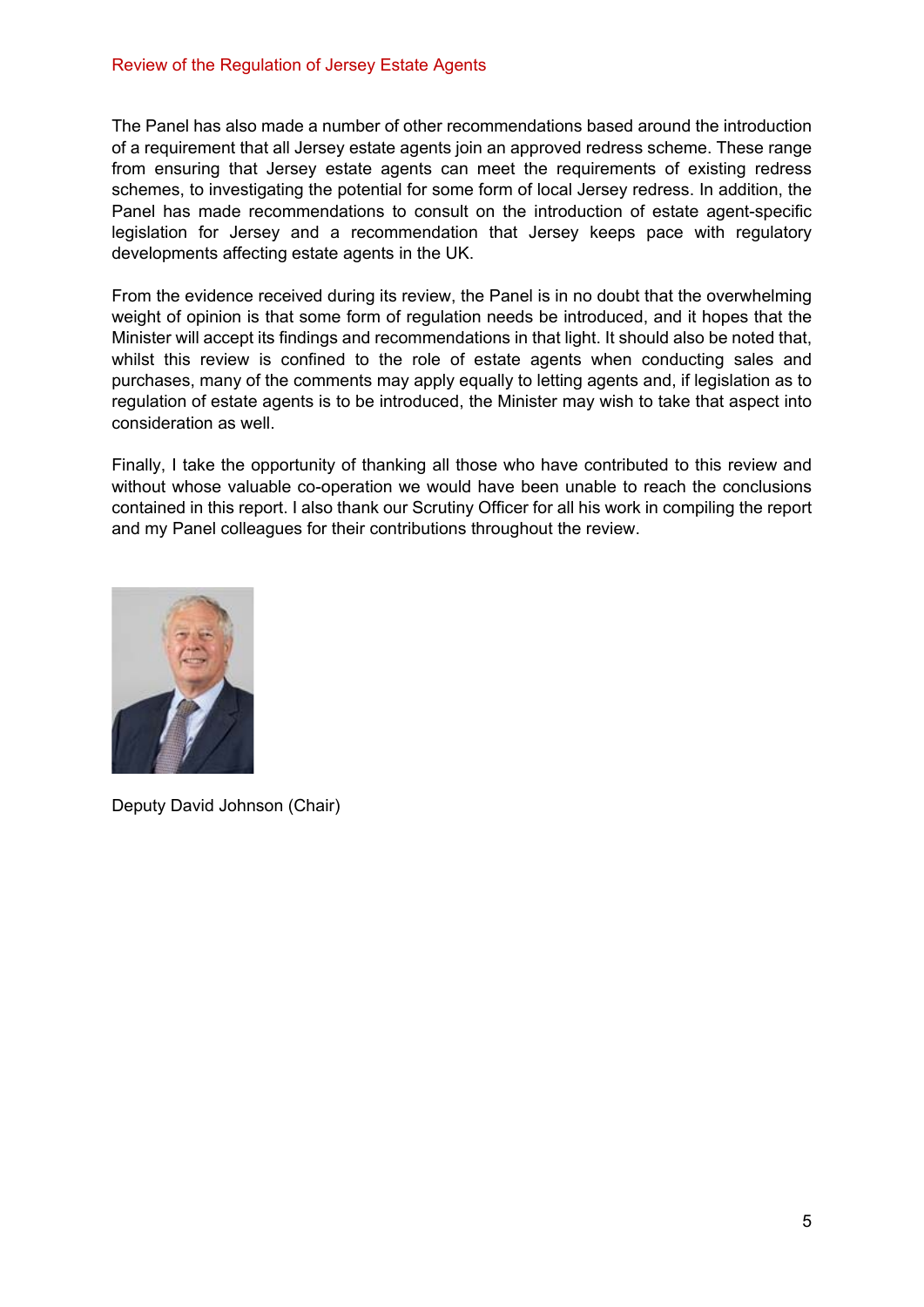The Panel has also made a number of other recommendations based around the introduction of a requirement that all Jersey estate agents join an approved redress scheme. These range from ensuring that Jersey estate agents can meet the requirements of existing redress schemes, to investigating the potential for some form of local Jersey redress. In addition, the Panel has made recommendations to consult on the introduction of estate agent-specific legislation for Jersey and a recommendation that Jersey keeps pace with regulatory developments affecting estate agents in the UK.

From the evidence received during its review, the Panel is in no doubt that the overwhelming weight of opinion is that some form of regulation needs be introduced, and it hopes that the Minister will accept its findings and recommendations in that light. It should also be noted that, whilst this review is confined to the role of estate agents when conducting sales and purchases, many of the comments may apply equally to letting agents and, if legislation as to regulation of estate agents is to be introduced, the Minister may wish to take that aspect into consideration as well.

Finally, I take the opportunity of thanking all those who have contributed to this review and without whose valuable co-operation we would have been unable to reach the conclusions contained in this report. I also thank our Scrutiny Officer for all his work in compiling the report and my Panel colleagues for their contributions throughout the review.

Deputy David Johnson (Chair)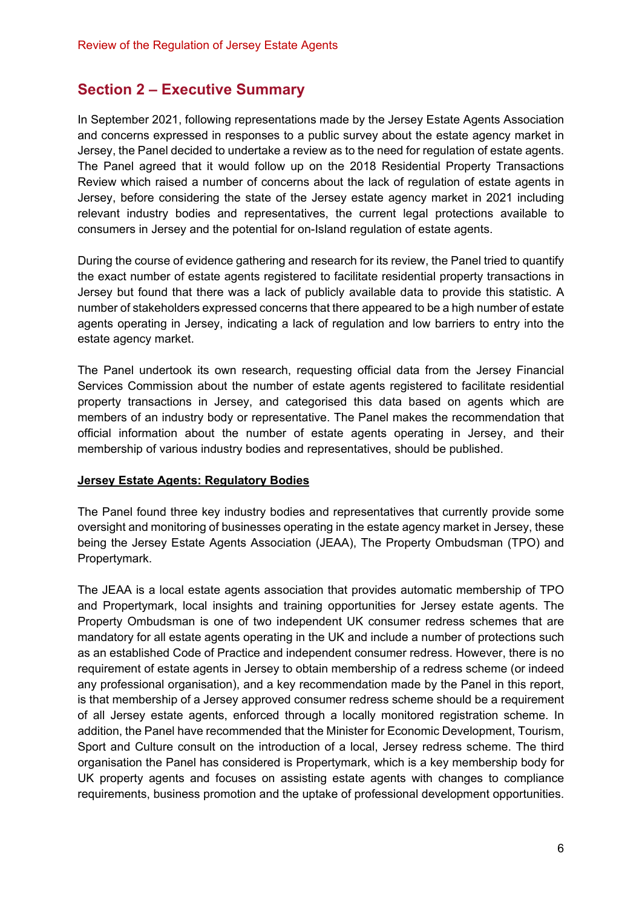## Section 2 – Executive Summary

In September 2021, following representations made by the Jersey Estate Agents Association and concerns expressed in responses to a public survey about the estate agency market in Jersey, the Panel decided to undertake a review as to the need for regulation of estate agents. The Panel agreed that it would follow up on the 2018 Residential Property Transactions Review which raised a number of concerns about the lack of regulation of estate agents in Jersey, before considering the state of the Jersey estate agency market in 2021 including relevant industry bodies and representatives, the current legal protections available to consumers in Jersey and the potential for on-Island regulation of estate agents.

During the course of evidence gathering and research for its review, the Panel tried to quantify the exact number of estate agents registered to facilitate residential property transactions in Jersey but found that there was a lack of publicly available data to provide this statistic. A number of stakeholders expressed concerns that there appeared to be a high number of estate agents operating in Jersey, indicating a lack of regulation and low barriers to entry into the estate agency market.

The Panel undertook its own research, requesting official data from the Jersey Financial Services Commission about the number of estate agents registered to facilitate residential property transactions in Jersey, and categorised this data based on agents which are members of an industry body or representative. The Panel makes the recommendation that official information about the number of estate agents operating in Jersey, and their membership of various industry bodies and representatives, should be published.

**Jersey Estate Agents: Regulatory Bodies**

The Panel found three key industry bodies and representatives that currently provide some oversight and monitoring of businesses operating in the estate agency market in Jersey, these being the Jersey Estate Agents Association (JEAA), The Property Ombudsman (TPO) and Propertymark.

The JEAA is a local estate agents association that provides automatic membership of TPO and Propertymark, local insights and training opportunities for Jersey estate agents. The Property Ombudsman is one of two independent UK consumer redress schemes that are mandatory for all estate agents operating in the UK and include a number of protections such as an established Code of Practice and independent consumer redress. However, there is no requirement of estate agents in Jersey to obtain membership of a redress scheme (or indeed any professional organisation), and a key recommendation made by the Panel in this report, is that membership of a Jersey approved consumer redress scheme should be a requirement of all Jersey estate agents, enforced through a locally monitored registration scheme. In addition, the Panel have recommended that the Minister for Economic Development, Tourism, Sport and Culture consult on the introduction of a local, Jersey redress scheme. The third organisation the Panel has considered is Propertymark, which is a key membership body for UK property agents and focuses on assisting estate agents with changes to compliance requirements, business promotion and the uptake of professional development opportunities.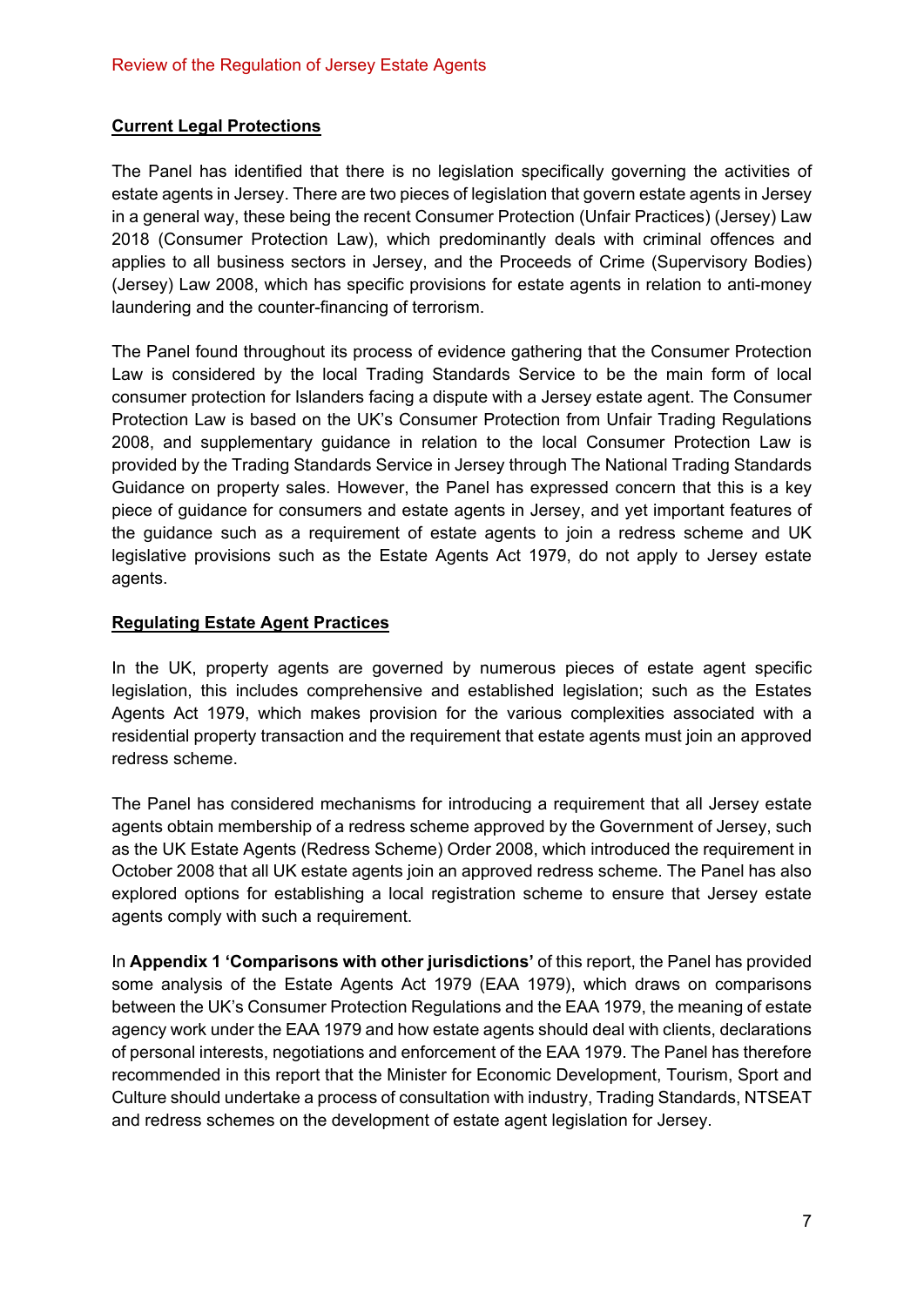**Current Legal Protections**

The Panel has identified that there is no legislation specifically governing the activities of estate agents in Jersey. There are two pieces of legislation that govern estate agents in Jersey in a general way, these being the recent Consumer Protection (Unfair Practices) (Jersey) Law 2018 (Consumer Protection Law), which predominantly deals with criminal offences and applies to all business sectors in Jersey, and the Proceeds of Crime (Supervisory Bodies) (Jersey) Law 2008, which has specific provisions for estate agents in relation to anti-money laundering and the counter-financing of terrorism.

The Panel found throughout its process of evidence gathering that the Consumer Protection Law is considered by the local Trading Standards Service to be the main form of local consumer protection for Islanders facing a dispute with a Jersey estate agent. The Consumer Protection Law is based on the UK's Consumer Protection from Unfair Trading Regulations 2008, and supplementary guidance in relation to the local Consumer Protection Law is provided by the Trading Standards Service in Jersey through The National Trading Standards Guidance on property sales. However, the Panel has expressed concern that this is a key piece of guidance for consumers and estate agents in Jersey, and yet important features of the guidance such as a requirement of estate agents to join a redress scheme and UK legislative provisions such as the Estate Agents Act 1979, do not apply to Jersey estate agents.

**Regulating Estate Agent Practices**

In the UK, property agents are governed by numerous pieces of estate agent specific legislation, this includes comprehensive and established legislation; such as the Estates Agents Act 1979, which makes provision for the various complexities associated with a residential property transaction and the requirement that estate agents must join an approved redress scheme.

The Panel has considered mechanisms for introducing a requirement that all Jersey estate agents obtain membership of a redress scheme approved by the Government of Jersey, such as the UK Estate Agents (Redress Scheme) Order 2008, which introduced the requirement in October 2008 that all UK estate agents join an approved redress scheme. The Panel has also explored options for establishing a local registration scheme to ensure that Jersey estate agents comply with such a requirement.

In **Appendix 1 'Comparisons with other jurisdictions'** of this report, the Panel has provided some analysis of the Estate Agents Act 1979 (EAA 1979), which draws on comparisons between the UK's Consumer Protection Regulations and the EAA 1979, the meaning of estate agency work under the EAA 1979 and how estate agents should deal with clients, declarations of personal interests, negotiations and enforcement of the EAA 1979. The Panel has therefore recommended in this report that the Minister for Economic Development, Tourism, Sport and Culture should undertake a process of consultation with industry, Trading Standards, NTSEAT and redress schemes on the development of estate agent legislation for Jersey.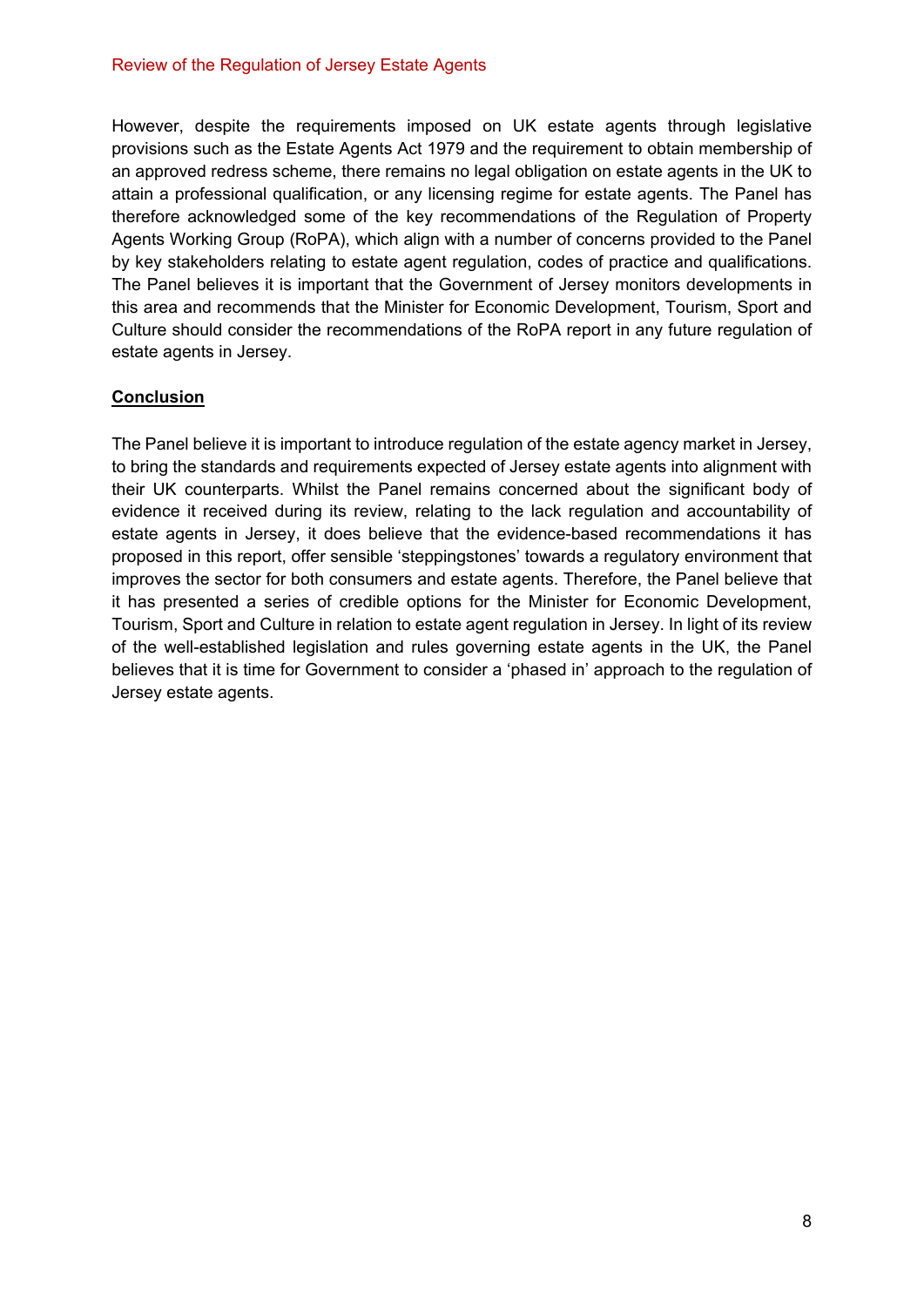However, despite the requirements imposed on UK estate agents through legislative provisions such as the Estate Agents Act 1979 and the requirement to obtain membership of an approved redress scheme, there remains no legal obligation on estate agents in the UK to attain a professional qualification, or any licensing regime for estate agents. The Panel has therefore acknowledged some of the key recommendations of the Regulation of Property Agents Working Group (RoPA), which align with a number of concerns provided to the Panel by key stakeholders relating to estate agent regulation, codes of practice and qualifications. The Panel believes it is important that the Government of Jersey monitors developments in this area and recommends that the Minister for Economic Development, Tourism, Sport and Culture should consider the recommendations of the RoPA report in any future regulation of estate agents in Jersey.

## Conclusion

The Panel believe it is important to introduce regulation of the estate agency market in Jersey, to bring the standards and requirements expected of Jersey estate agents into alignment with their UK counterparts. Whilst the Panel remains concerned about the significant body of evidence it received during its review, relating to the lack regulation and accountability of estate agents in Jersey, it does believe that the evidence-based recommendations it has proposed in this report, offer sensible 'steppingstones' towards a regulatory environment that improves the sector for both consumers and estate agents. Therefore, the Panel believe that it has presented a series of credible options for the Minister for Economic Development, Tourism, Sport and Culture in relation to estate agent regulation in Jersey. In light of its review of the well-established legislation and rules governing estate agents in the UK, the Panel believes that it is time for Government to consider a 'phased in' approach to the regulation of Jersey estate agents.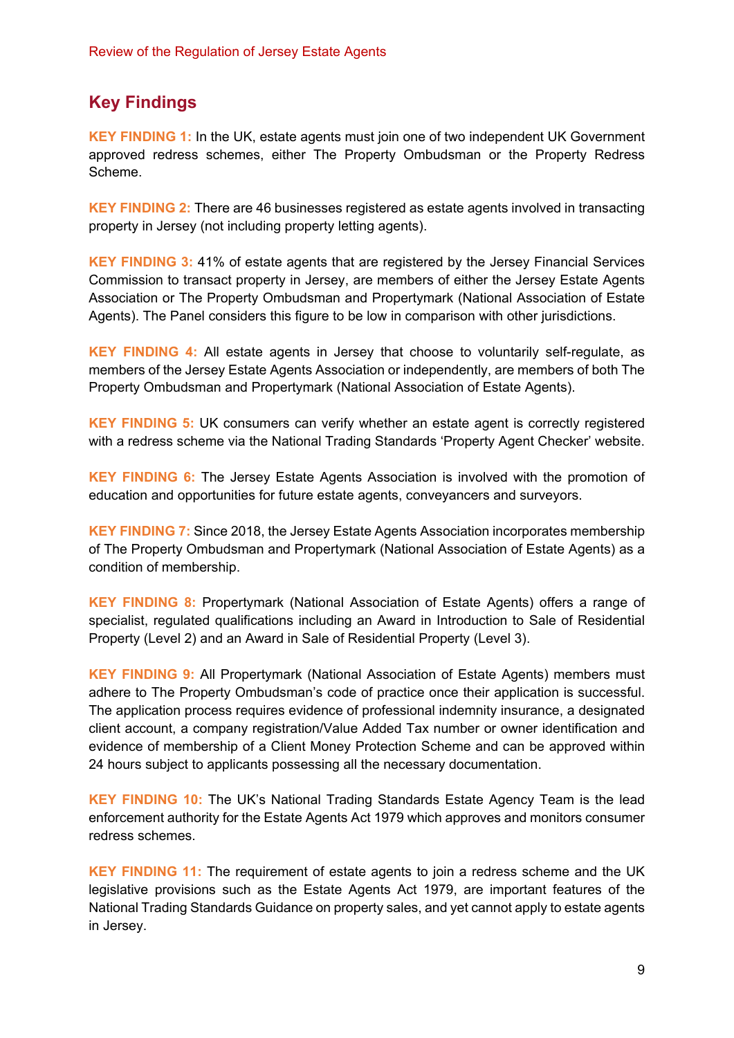## Key Findings

**KEY FINDING 1:** In the UK, estate agents must join one of two independent UK Government approved redress schemes, either The Property Ombudsman or the Property Redress Scheme.

**KEY FINDING 2:** There are 46 businesses registered as estate agents involved in transacting property in Jersey (not including property letting agents).

**KEY FINDING 3:** 41% of estate agents that are registered by the Jersey Financial Services Commission to transact property in Jersey, are members of either the Jersey Estate Agents Association or The Property Ombudsman and Propertymark (National Association of Estate Agents). The Panel considers this figure to be low in comparison with other jurisdictions.

**KEY FINDING 4:** All estate agents in Jersey that choose to voluntarily self-regulate, as members of the Jersey Estate Agents Association or independently, are members of both The Property Ombudsman and Propertymark (National Association of Estate Agents).

**KEY FINDING 5:** UK consumers can verify whether an estate agent is correctly registered with a redress scheme via the National Trading Standards 'Property Agent Checker' website.

**KEY FINDING 6:** The Jersey Estate Agents Association is involved with the promotion of education and opportunities for future estate agents, conveyancers and surveyors.

**KEY FINDING 7:** Since 2018, the Jersey Estate Agents Association incorporates membership of The Property Ombudsman and Propertymark (National Association of Estate Agents) as a condition of membership.

**KEY FINDING 8:** Propertymark (National Association of Estate Agents) offers a range of specialist, regulated qualifications including an Award in Introduction to Sale of Residential Property (Level 2) and an Award in Sale of Residential Property (Level 3).

**KEY FINDING 9:** All Propertymark (National Association of Estate Agents) members must adhere to The Property Ombudsman's code of practice once their application is successful. The application process requires evidence of professional indemnity insurance, a designated client account, a company registration/Value Added Tax number or owner identification and evidence of membership of a Client Money Protection Scheme and can be approved within 24 hours subject to applicants possessing all the necessary documentation.

**KEY FINDING 10:** The UK's National Trading Standards Estate Agency Team is the lead enforcement authority for the Estate Agents Act 1979 which approves and monitors consumer redress schemes.

**KEY FINDING 11:** The requirement of estate agents to join a redress scheme and the UK legislative provisions such as the Estate Agents Act 1979, are important features of the National Trading Standards Guidance on property sales, and yet cannot apply to estate agents in Jersey.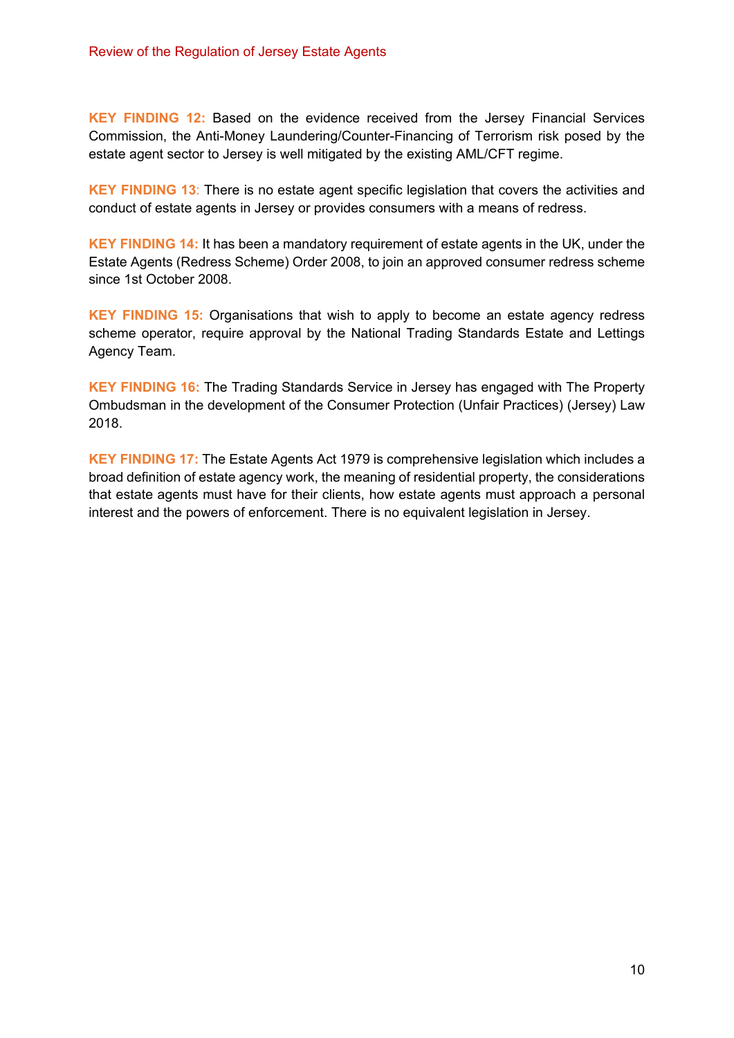**KEY FINDING 12:** Based on the evidence received from the Jersey Financial Services Commission, the Anti-Money Laundering/Counter-Financing of Terrorism risk posed by the estate agent sector to Jersey is well mitigated by the existing AML/CFT regime.

**KEY FINDING 13**: There is no estate agent specific legislation that covers the activities and conduct of estate agents in Jersey or provides consumers with a means of redress.

**KEY FINDING 14:** It has been a mandatory requirement of estate agents in the UK, under the Estate Agents (Redress Scheme) Order 2008, to join an approved consumer redress scheme since 1st October 2008.

**KEY FINDING 15:** Organisations that wish to apply to become an estate agency redress scheme operator, require approval by the National Trading Standards Estate and Lettings Agency Team.

**KEY FINDING 16:** The Trading Standards Service in Jersey has engaged with The Property Ombudsman in the development of the Consumer Protection (Unfair Practices) (Jersey) Law 2018.

**KEY FINDING 17:** The Estate Agents Act 1979 is comprehensive legislation which includes a broad definition of estate agency work, the meaning of residential property, the considerations that estate agents must have for their clients, how estate agents must approach a personal interest and the powers of enforcement. There is no equivalent legislation in Jersey.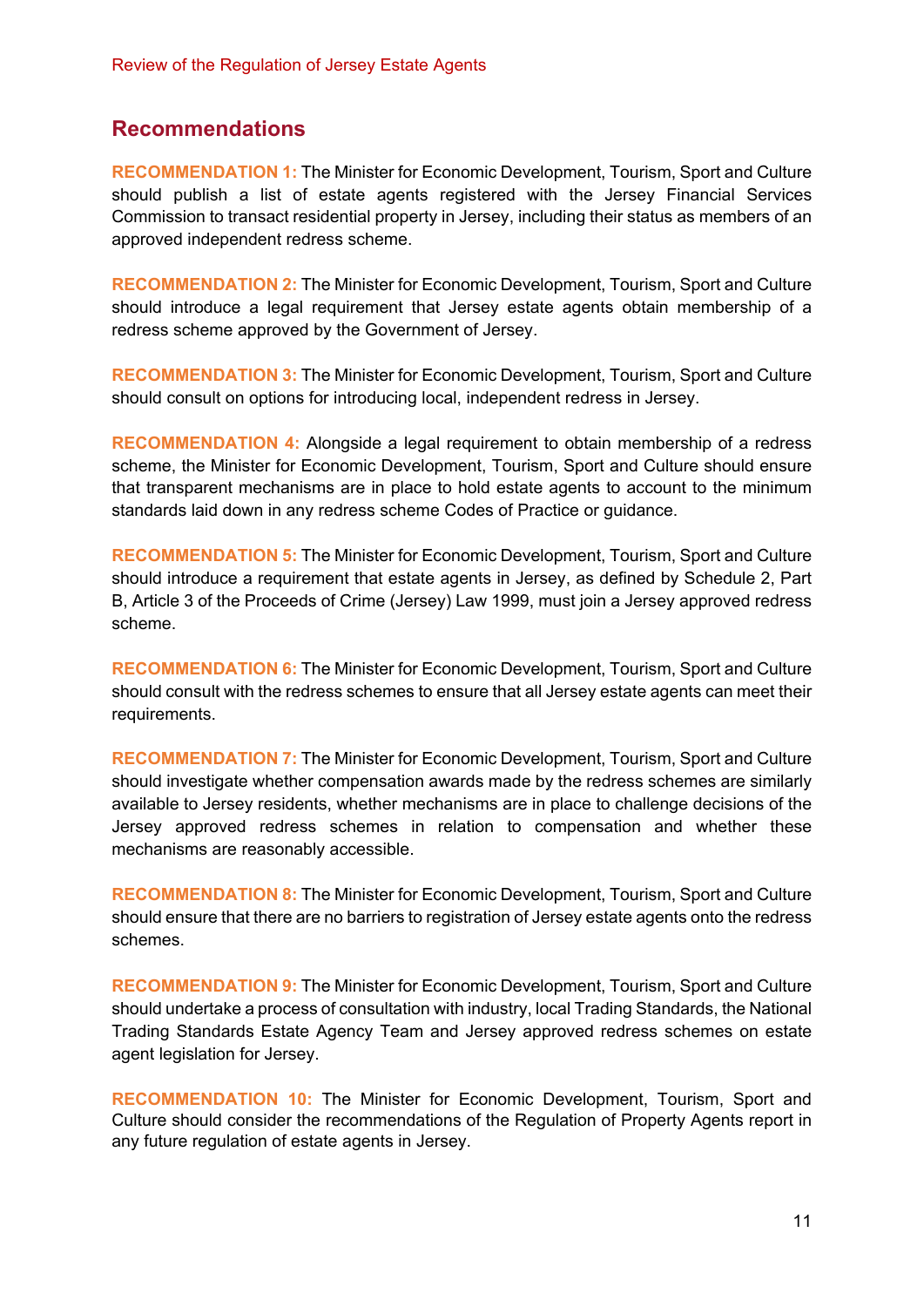## Recommendations

**RECOMMENDATION 1:** The Minister for Economic Development, Tourism, Sport and Culture should publish a list of estate agents registered with the Jersey Financial Services Commission to transact residential property in Jersey, including their status as members of an approved independent redress scheme.

**RECOMMENDATION 2:** The Minister for Economic Development, Tourism, Sport and Culture should introduce a legal requirement that Jersey estate agents obtain membership of a redress scheme approved by the Government of Jersey.

**RECOMMENDATION 3:** The Minister for Economic Development, Tourism, Sport and Culture should consult on options for introducing local, independent redress in Jersey.

**RECOMMENDATION 4:** Alongside a legal requirement to obtain membership of a redress scheme, the Minister for Economic Development, Tourism, Sport and Culture should ensure that transparent mechanisms are in place to hold estate agents to account to the minimum standards laid down in any redress scheme Codes of Practice or guidance.

**RECOMMENDATION 5:** The Minister for Economic Development, Tourism, Sport and Culture should introduce a requirement that estate agents in Jersey, as defined by Schedule 2, Part B, Article 3 of the Proceeds of Crime (Jersey) Law 1999, must join a Jersey approved redress scheme.

**RECOMMENDATION 6:** The Minister for Economic Development, Tourism, Sport and Culture should consult with the redress schemes to ensure that all Jersey estate agents can meet their requirements.

**RECOMMENDATION 7:** The Minister for Economic Development, Tourism, Sport and Culture should investigate whether compensation awards made by the redress schemes are similarly available to Jersey residents, whether mechanisms are in place to challenge decisions of the Jersey approved redress schemes in relation to compensation and whether these mechanisms are reasonably accessible.

**RECOMMENDATION 8:** The Minister for Economic Development, Tourism, Sport and Culture should ensure that there are no barriers to registration of Jersey estate agents onto the redress schemes.

**RECOMMENDATION 9:** The Minister for Economic Development, Tourism, Sport and Culture should undertake a process of consultation with industry, local Trading Standards, the National Trading Standards Estate Agency Team and Jersey approved redress schemes on estate agent legislation for Jersey.

**RECOMMENDATION 10:** The Minister for Economic Development, Tourism, Sport and Culture should consider the recommendations of the Regulation of Property Agents report in any future regulation of estate agents in Jersey.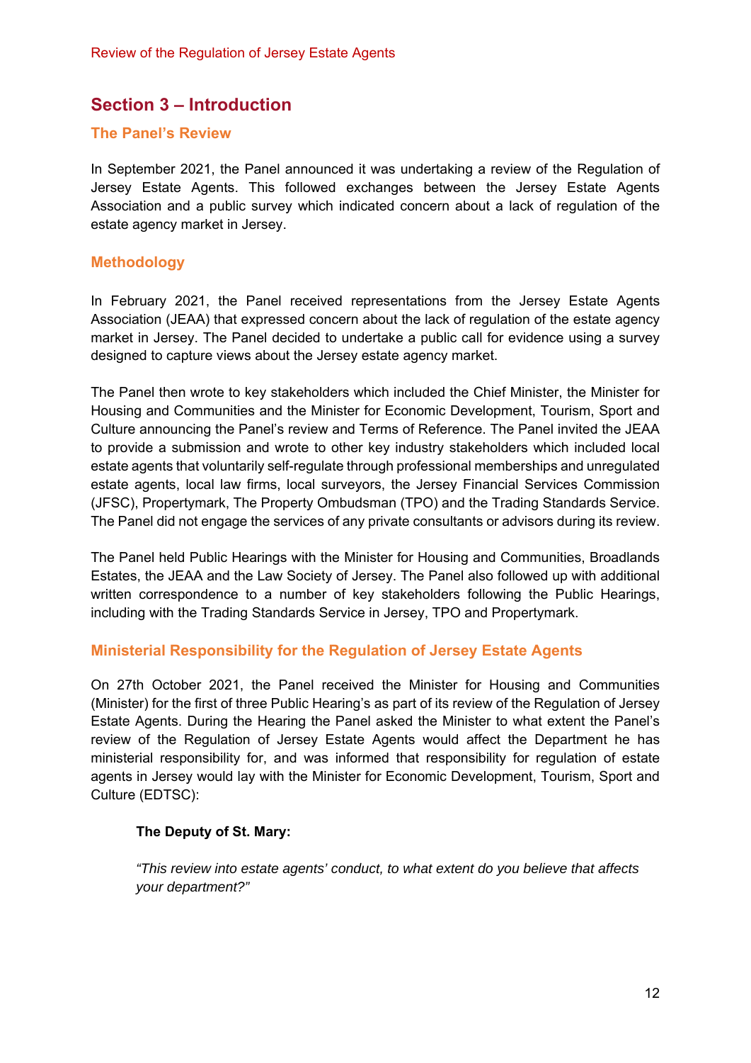## Section 3 – Introduction

### The Panel's Review

In September 2021, the Panel announced it was undertaking a review of the Regulation of Jersey Estate Agents. This followed exchanges between the Jersey Estate Agents Association and a public survey which indicated concern about a lack of regulation of the estate agency market in Jersey.

### Methodology

In February 2021, the Panel received representations from the Jersey Estate Agents Association (JEAA) that expressed concern about the lack of regulation of the estate agency market in Jersey. The Panel decided to undertake a public call for evidence using a survey designed to capture views about the Jersey estate agency market.

The Panel then wrote to key stakeholders which included the Chief Minister, the Minister for Housing and Communities and the Minister for Economic Development, Tourism, Sport and Culture announcing the Panel's review and Terms of Reference. The Panel invited the JEAA to provide a submission and wrote to other key industry stakeholders which included local estate agents that voluntarily self-regulate through professional memberships and unregulated estate agents, local law firms, local surveyors, the Jersey Financial Services Commission (JFSC), Propertymark, The Property Ombudsman (TPO) and the Trading Standards Service. The Panel did not engage the services of any private consultants or advisors during its review.

The Panel held Public Hearings with the Minister for Housing and Communities, Broadlands Estates, the JEAA and the Law Society of Jersey. The Panel also followed up with additional written correspondence to a number of key stakeholders following the Public Hearings, including with the Trading Standards Service in Jersey, TPO and Propertymark.

### Ministerial Responsibility for the Regulation of Jersey Estate Agents

On 27th October 2021, the Panel received the Minister for Housing and Communities (Minister) for the first of three Public Hearing's as part of its review of the Regulation of Jersey Estate Agents. During the Hearing the Panel asked the Minister to what extent the Panel's review of the Regulation of Jersey Estate Agents would affect the Department he has ministerial responsibility for, and was informed that responsibility for regulation of estate agents in Jersey would lay with the Minister for Economic Development, Tourism, Sport and Culture (EDTSC):

> **The Deputy of St. Mary:**
>
> *"This review into estate agents' conduct, to what extent do you believe that affects your department?"*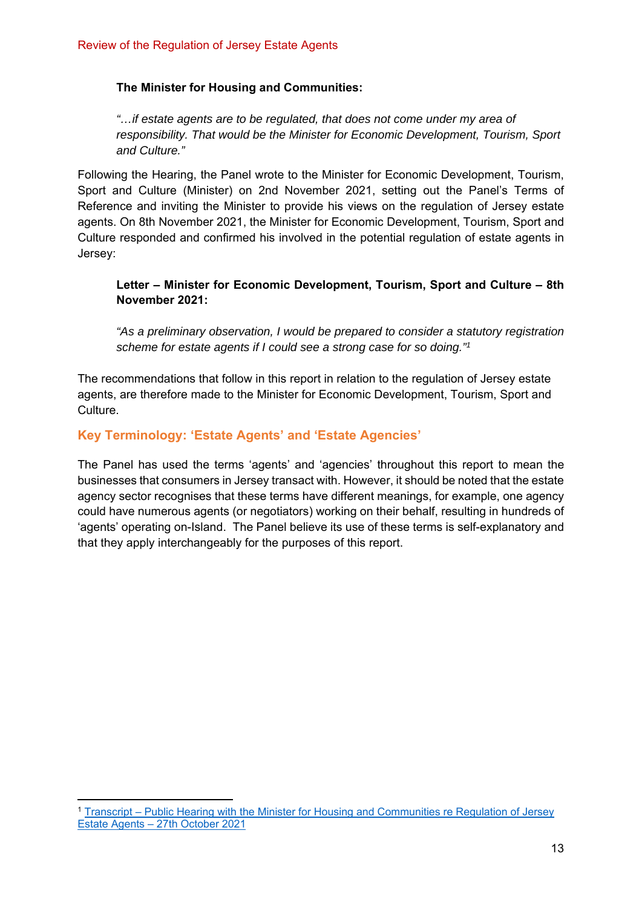**The Minister for Housing and Communities:**

> *"…if estate agents are to be regulated, that does not come under my area of responsibility. That would be the Minister for Economic Development, Tourism, Sport and Culture."*

Following the Hearing, the Panel wrote to the Minister for Economic Development, Tourism, Sport and Culture (Minister) on 2nd November 2021, setting out the Panel's Terms of Reference and inviting the Minister to provide his views on the regulation of Jersey estate agents. On 8th November 2021, the Minister for Economic Development, Tourism, Sport and Culture responded and confirmed his involved in the potential regulation of estate agents in Jersey:

> **Letter – Minister for Economic Development, Tourism, Sport and Culture – 8th November 2021:**
>
> *"As a preliminary observation, I would be prepared to consider a statutory registration scheme for estate agents if I could see a strong case for so doing."*[1]

The recommendations that follow in this report in relation to the regulation of Jersey estate agents, are therefore made to the Minister for Economic Development, Tourism, Sport and Culture.

## Key Terminology: 'Estate Agents' and 'Estate Agencies'

The Panel has used the terms 'agents' and 'agencies' throughout this report to mean the businesses that consumers in Jersey transact with. However, it should be noted that the estate agency sector recognises that these terms have different meanings, for example, one agency could have numerous agents (or negotiators) working on their behalf, resulting in hundreds of 'agents' operating on-Island. The Panel believe its use of these terms is self-explanatory and that they apply interchangeably for the purposes of this report.

---

[1] Transcript – Public Hearing with the Minister for Housing and Communities re Regulation of Jersey Estate Agents – 27th October 2021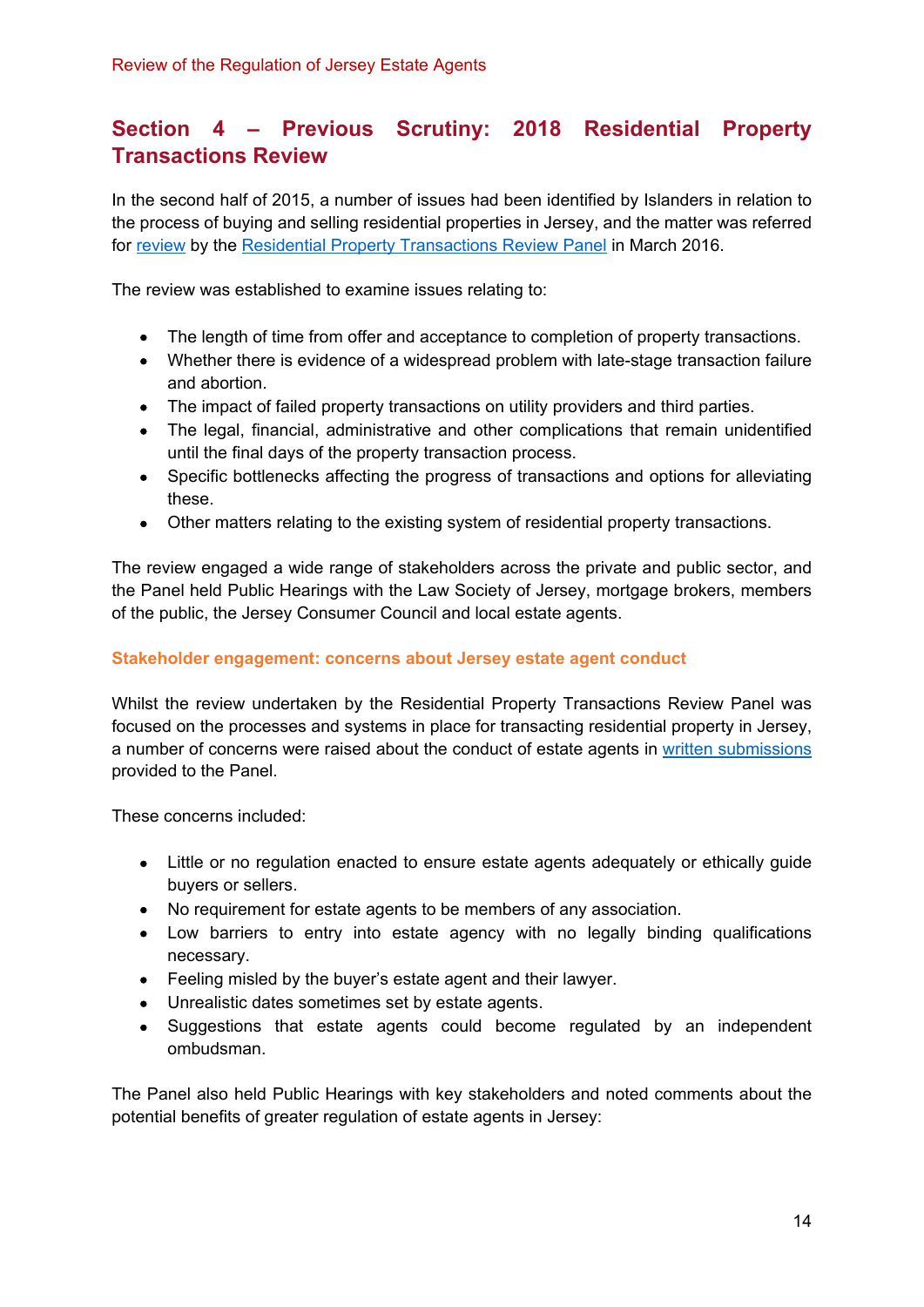## Section 4 – Previous Scrutiny: 2018 Residential Property Transactions Review

In the second half of 2015, a number of issues had been identified by Islanders in relation to the process of buying and selling residential properties in Jersey, and the matter was referred for review by the Residential Property Transactions Review Panel in March 2016.

The review was established to examine issues relating to:

- The length of time from offer and acceptance to completion of property transactions.
- Whether there is evidence of a widespread problem with late-stage transaction failure and abortion.
- The impact of failed property transactions on utility providers and third parties.
- The legal, financial, administrative and other complications that remain unidentified until the final days of the property transaction process.
- Specific bottlenecks affecting the progress of transactions and options for alleviating these.
- Other matters relating to the existing system of residential property transactions.

The review engaged a wide range of stakeholders across the private and public sector, and the Panel held Public Hearings with the Law Society of Jersey, mortgage brokers, members of the public, the Jersey Consumer Council and local estate agents.

### Stakeholder engagement: concerns about Jersey estate agent conduct

Whilst the review undertaken by the Residential Property Transactions Review Panel was focused on the processes and systems in place for transacting residential property in Jersey, a number of concerns were raised about the conduct of estate agents in written submissions provided to the Panel.

These concerns included:

- Little or no regulation enacted to ensure estate agents adequately or ethically guide buyers or sellers.
- No requirement for estate agents to be members of any association.
- Low barriers to entry into estate agency with no legally binding qualifications necessary.
- Feeling misled by the buyer's estate agent and their lawyer.
- Unrealistic dates sometimes set by estate agents.
- Suggestions that estate agents could become regulated by an independent ombudsman.

The Panel also held Public Hearings with key stakeholders and noted comments about the potential benefits of greater regulation of estate agents in Jersey: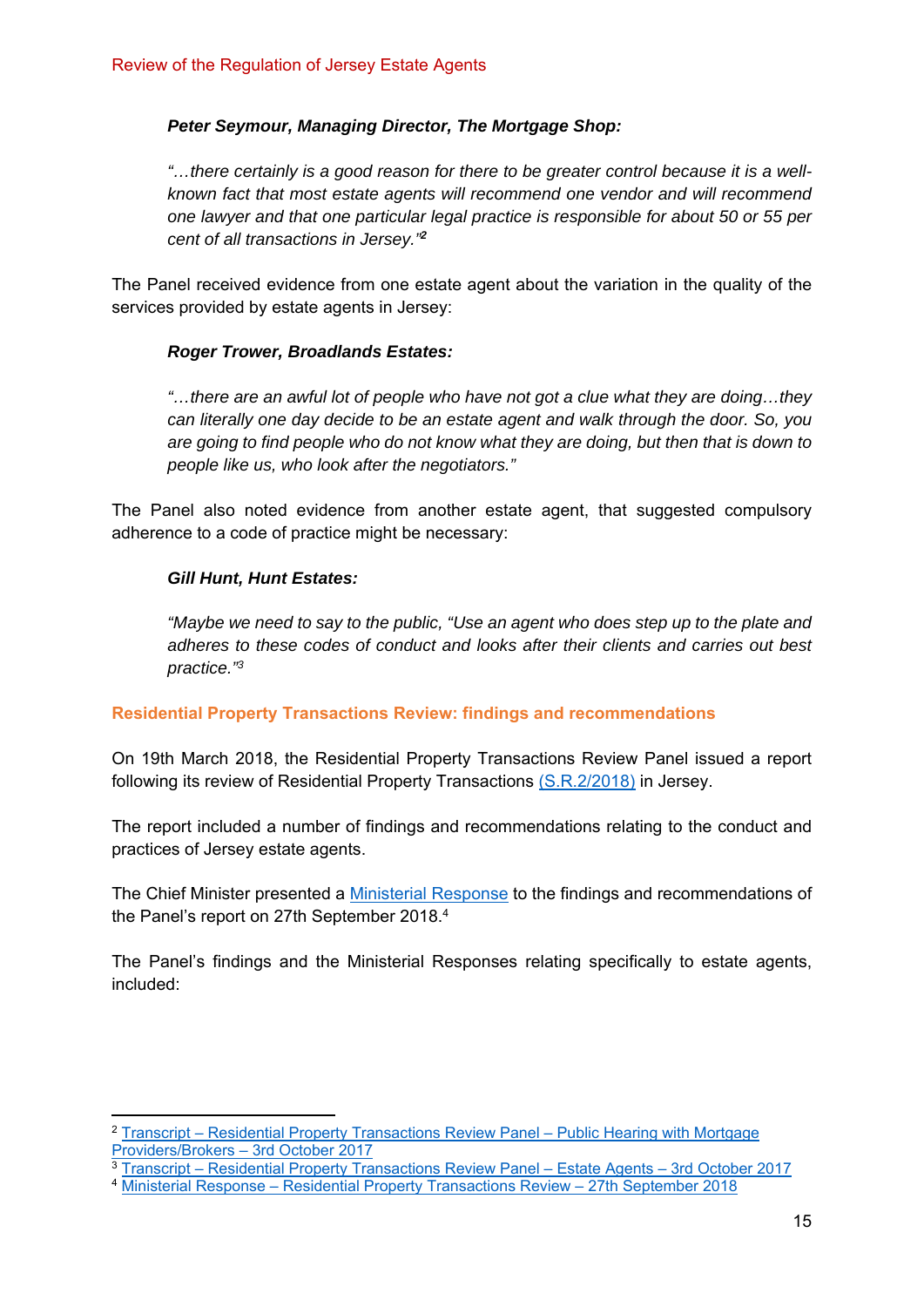***Peter Seymour, Managing Director, The Mortgage Shop:***

*"…there certainly is a good reason for there to be greater control because it is a well-known fact that most estate agents will recommend one vendor and will recommend one lawyer and that one particular legal practice is responsible for about 50 or 55 per cent of all transactions in Jersey."*[2]

The Panel received evidence from one estate agent about the variation in the quality of the services provided by estate agents in Jersey:

***Roger Trower, Broadlands Estates:***

*"…there are an awful lot of people who have not got a clue what they are doing…they can literally one day decide to be an estate agent and walk through the door. So, you are going to find people who do not know what they are doing, but then that is down to people like us, who look after the negotiators."*

The Panel also noted evidence from another estate agent, that suggested compulsory adherence to a code of practice might be necessary:

***Gill Hunt, Hunt Estates:***

*"Maybe we need to say to the public, "Use an agent who does step up to the plate and adheres to these codes of conduct and looks after their clients and carries out best practice."*[3]

### Residential Property Transactions Review: findings and recommendations

On 19th March 2018, the Residential Property Transactions Review Panel issued a report following its review of Residential Property Transactions (S.R.2/2018) in Jersey.

The report included a number of findings and recommendations relating to the conduct and practices of Jersey estate agents.

The Chief Minister presented a Ministerial Response to the findings and recommendations of the Panel's report on 27th September 2018.[4]

The Panel's findings and the Ministerial Responses relating specifically to estate agents, included:

---

[2] Transcript – Residential Property Transactions Review Panel – Public Hearing with Mortgage Providers/Brokers – 3rd October 2017

[3] Transcript – Residential Property Transactions Review Panel – Estate Agents – 3rd October 2017

[4] Ministerial Response – Residential Property Transactions Review – 27th September 2018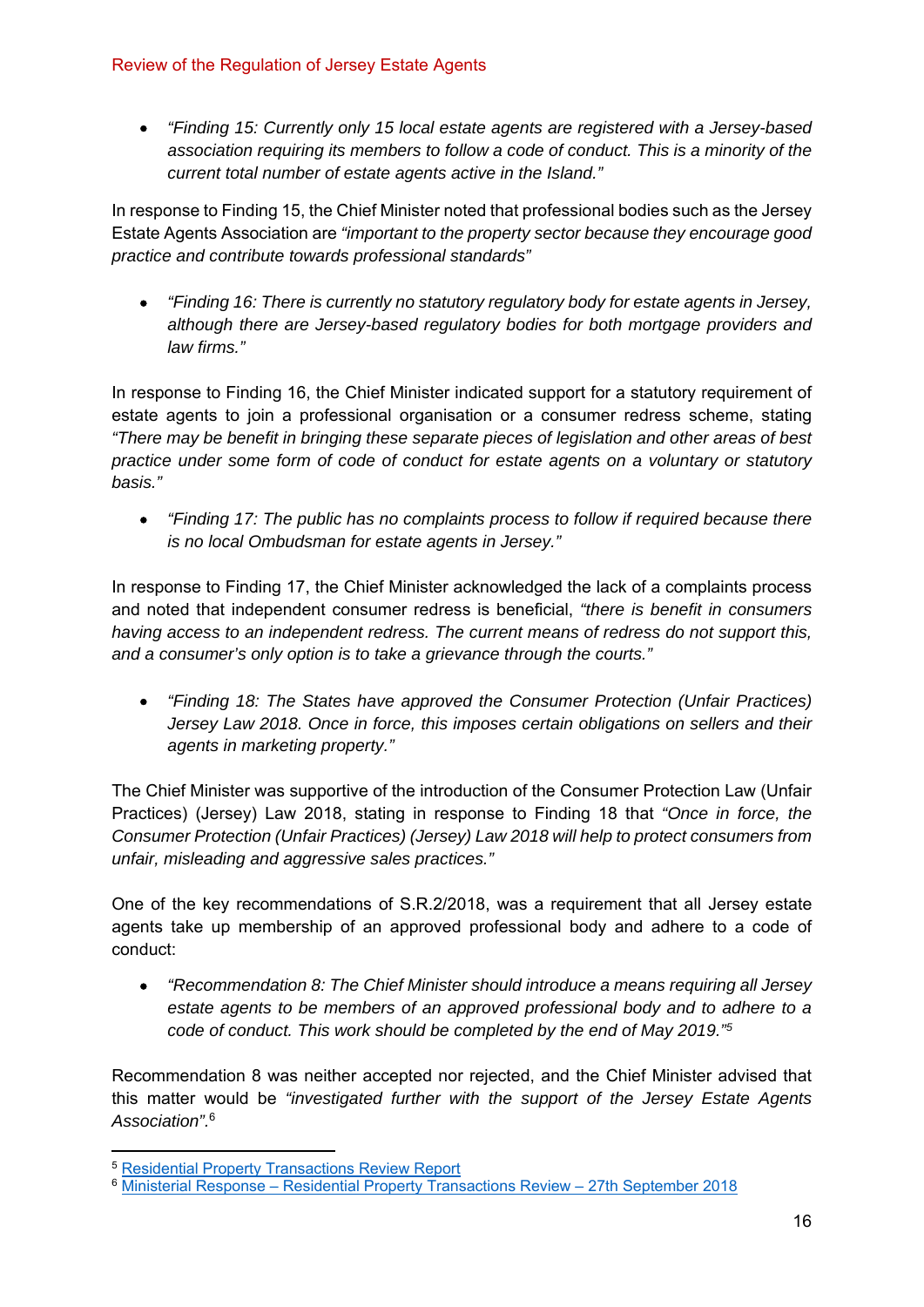- *"Finding 15: Currently only 15 local estate agents are registered with a Jersey-based association requiring its members to follow a code of conduct. This is a minority of the current total number of estate agents active in the Island."*

In response to Finding 15, the Chief Minister noted that professional bodies such as the Jersey Estate Agents Association are *"important to the property sector because they encourage good practice and contribute towards professional standards"*

- *"Finding 16: There is currently no statutory regulatory body for estate agents in Jersey, although there are Jersey-based regulatory bodies for both mortgage providers and law firms."*

In response to Finding 16, the Chief Minister indicated support for a statutory requirement of estate agents to join a professional organisation or a consumer redress scheme, stating *"There may be benefit in bringing these separate pieces of legislation and other areas of best practice under some form of code of conduct for estate agents on a voluntary or statutory basis."*

- *"Finding 17: The public has no complaints process to follow if required because there is no local Ombudsman for estate agents in Jersey."*

In response to Finding 17, the Chief Minister acknowledged the lack of a complaints process and noted that independent consumer redress is beneficial, *"there is benefit in consumers having access to an independent redress. The current means of redress do not support this, and a consumer's only option is to take a grievance through the courts."*

- *"Finding 18: The States have approved the Consumer Protection (Unfair Practices) Jersey Law 2018. Once in force, this imposes certain obligations on sellers and their agents in marketing property."*

The Chief Minister was supportive of the introduction of the Consumer Protection Law (Unfair Practices) (Jersey) Law 2018, stating in response to Finding 18 that *"Once in force, the Consumer Protection (Unfair Practices) (Jersey) Law 2018 will help to protect consumers from unfair, misleading and aggressive sales practices."*

One of the key recommendations of S.R.2/2018, was a requirement that all Jersey estate agents take up membership of an approved professional body and adhere to a code of conduct:

- *"Recommendation 8: The Chief Minister should introduce a means requiring all Jersey estate agents to be members of an approved professional body and to adhere to a code of conduct. This work should be completed by the end of May 2019."*[5]

Recommendation 8 was neither accepted nor rejected, and the Chief Minister advised that this matter would be *"investigated further with the support of the Jersey Estate Agents Association"*.[6]

---

[5] Residential Property Transactions Review Report

[6] Ministerial Response – Residential Property Transactions Review – 27th September 2018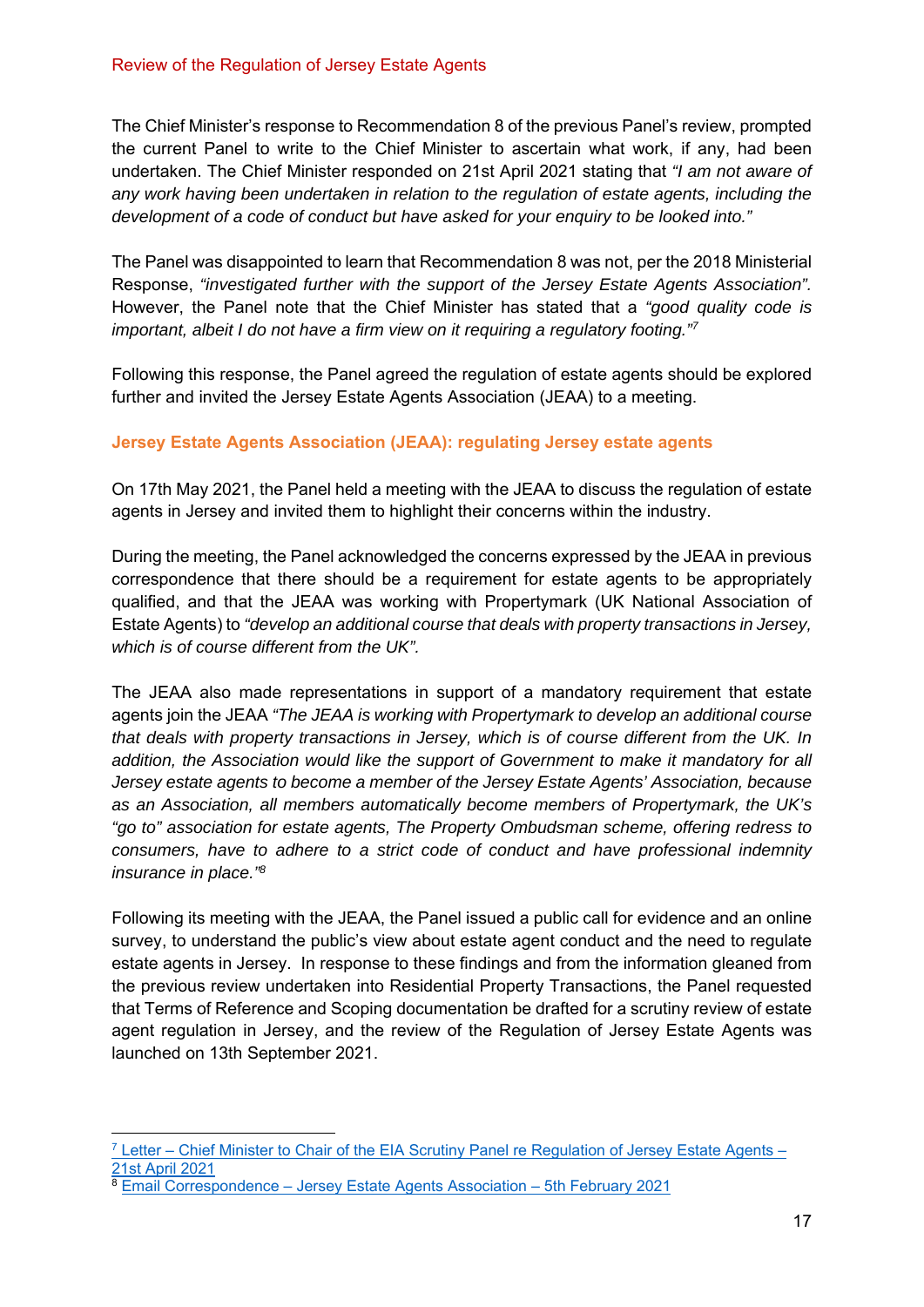The Chief Minister's response to Recommendation 8 of the previous Panel's review, prompted the current Panel to write to the Chief Minister to ascertain what work, if any, had been undertaken. The Chief Minister responded on 21st April 2021 stating that *"I am not aware of any work having been undertaken in relation to the regulation of estate agents, including the development of a code of conduct but have asked for your enquiry to be looked into."*

The Panel was disappointed to learn that Recommendation 8 was not, per the 2018 Ministerial Response, *"investigated further with the support of the Jersey Estate Agents Association".* However, the Panel note that the Chief Minister has stated that a *"good quality code is important, albeit I do not have a firm view on it requiring a regulatory footing."*[7]

Following this response, the Panel agreed the regulation of estate agents should be explored further and invited the Jersey Estate Agents Association (JEAA) to a meeting.

### Jersey Estate Agents Association (JEAA): regulating Jersey estate agents

On 17th May 2021, the Panel held a meeting with the JEAA to discuss the regulation of estate agents in Jersey and invited them to highlight their concerns within the industry.

During the meeting, the Panel acknowledged the concerns expressed by the JEAA in previous correspondence that there should be a requirement for estate agents to be appropriately qualified, and that the JEAA was working with Propertymark (UK National Association of Estate Agents) to *"develop an additional course that deals with property transactions in Jersey, which is of course different from the UK".*

The JEAA also made representations in support of a mandatory requirement that estate agents join the JEAA *"The JEAA is working with Propertymark to develop an additional course that deals with property transactions in Jersey, which is of course different from the UK. In addition, the Association would like the support of Government to make it mandatory for all Jersey estate agents to become a member of the Jersey Estate Agents' Association, because as an Association, all members automatically become members of Propertymark, the UK's "go to" association for estate agents, The Property Ombudsman scheme, offering redress to consumers, have to adhere to a strict code of conduct and have professional indemnity insurance in place."*[8]

Following its meeting with the JEAA, the Panel issued a public call for evidence and an online survey, to understand the public's view about estate agent conduct and the need to regulate estate agents in Jersey. In response to these findings and from the information gleaned from the previous review undertaken into Residential Property Transactions, the Panel requested that Terms of Reference and Scoping documentation be drafted for a scrutiny review of estate agent regulation in Jersey, and the review of the Regulation of Jersey Estate Agents was launched on 13th September 2021.

---

[7] Letter – Chief Minister to Chair of the EIA Scrutiny Panel re Regulation of Jersey Estate Agents – 21st April 2021

[8] Email Correspondence – Jersey Estate Agents Association – 5th February 2021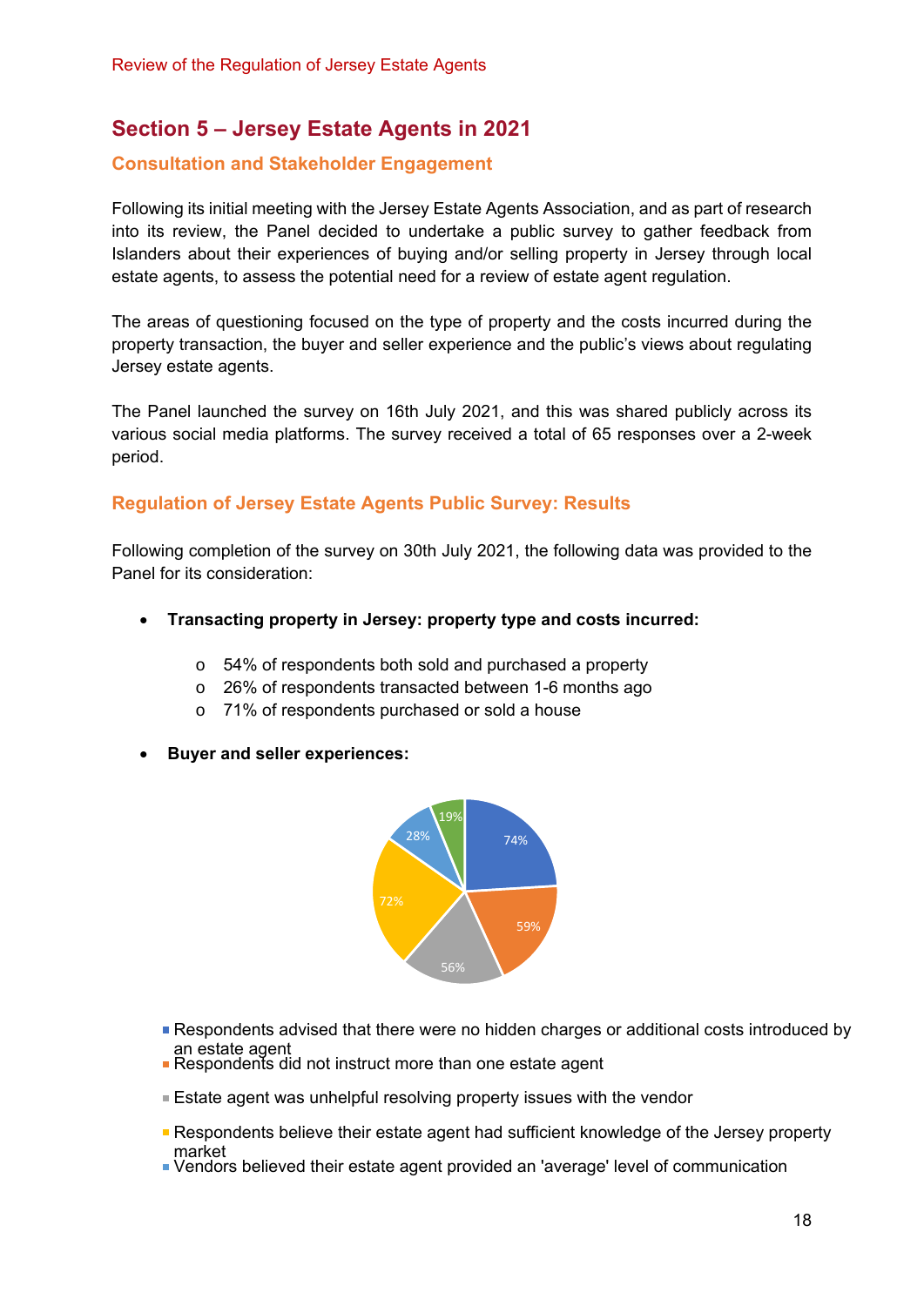# Section 5 – Jersey Estate Agents in 2021

## Consultation and Stakeholder Engagement

Following its initial meeting with the Jersey Estate Agents Association, and as part of research into its review, the Panel decided to undertake a public survey to gather feedback from Islanders about their experiences of buying and/or selling property in Jersey through local estate agents, to assess the potential need for a review of estate agent regulation.

The areas of questioning focused on the type of property and the costs incurred during the property transaction, the buyer and seller experience and the public's views about regulating Jersey estate agents.

The Panel launched the survey on 16th July 2021, and this was shared publicly across its various social media platforms. The survey received a total of 65 responses over a 2-week period.

## Regulation of Jersey Estate Agents Public Survey: Results

Following completion of the survey on 30th July 2021, the following data was provided to the Panel for its consideration:

- **Transacting property in Jersey: property type and costs incurred:**
  - 54% of respondents both sold and purchased a property
  - 26% of respondents transacted between 1-6 months ago
  - 71% of respondents purchased or sold a house

- **Buyer and seller experiences:**

74%
59%
56%
72%
28%
19%

- Respondents advised that there were no hidden charges or additional costs introduced by an estate agent
- Respondents did not instruct more than one estate agent
- Estate agent was unhelpful resolving property issues with the vendor
- Respondents believe their estate agent had sufficient knowledge of the Jersey property market
- Vendors believed their estate agent provided an 'average' level of communication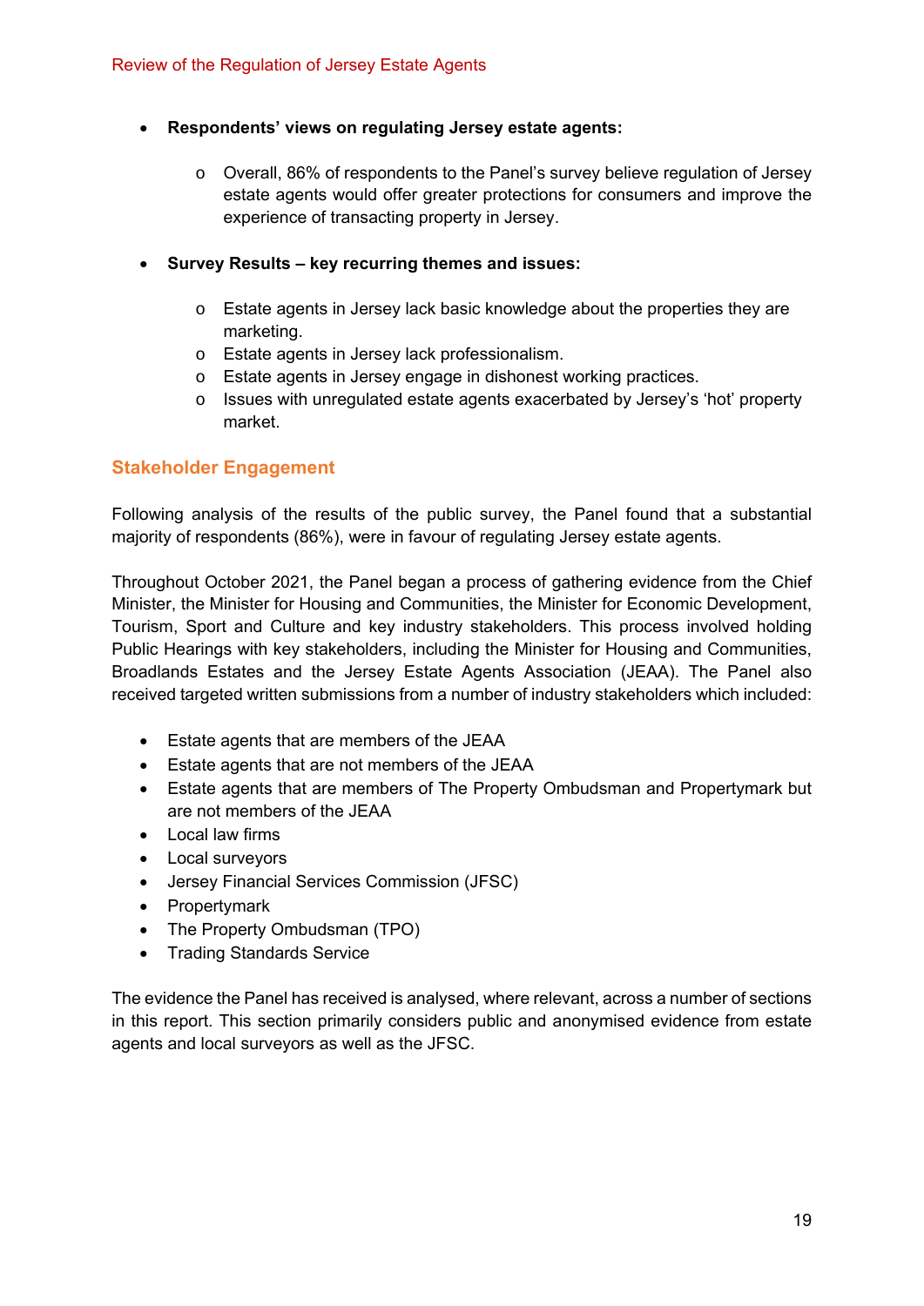- **Respondents' views on regulating Jersey estate agents:**
    - Overall, 86% of respondents to the Panel's survey believe regulation of Jersey estate agents would offer greater protections for consumers and improve the experience of transacting property in Jersey.

- **Survey Results – key recurring themes and issues:**
    - Estate agents in Jersey lack basic knowledge about the properties they are marketing.
    - Estate agents in Jersey lack professionalism.
    - Estate agents in Jersey engage in dishonest working practices.
    - Issues with unregulated estate agents exacerbated by Jersey's 'hot' property market.

## Stakeholder Engagement

Following analysis of the results of the public survey, the Panel found that a substantial majority of respondents (86%), were in favour of regulating Jersey estate agents.

Throughout October 2021, the Panel began a process of gathering evidence from the Chief Minister, the Minister for Housing and Communities, the Minister for Economic Development, Tourism, Sport and Culture and key industry stakeholders. This process involved holding Public Hearings with key stakeholders, including the Minister for Housing and Communities, Broadlands Estates and the Jersey Estate Agents Association (JEAA). The Panel also received targeted written submissions from a number of industry stakeholders which included:

- Estate agents that are members of the JEAA
- Estate agents that are not members of the JEAA
- Estate agents that are members of The Property Ombudsman and Propertymark but are not members of the JEAA
- Local law firms
- Local surveyors
- Jersey Financial Services Commission (JFSC)
- Propertymark
- The Property Ombudsman (TPO)
- Trading Standards Service

The evidence the Panel has received is analysed, where relevant, across a number of sections in this report. This section primarily considers public and anonymised evidence from estate agents and local surveyors as well as the JFSC.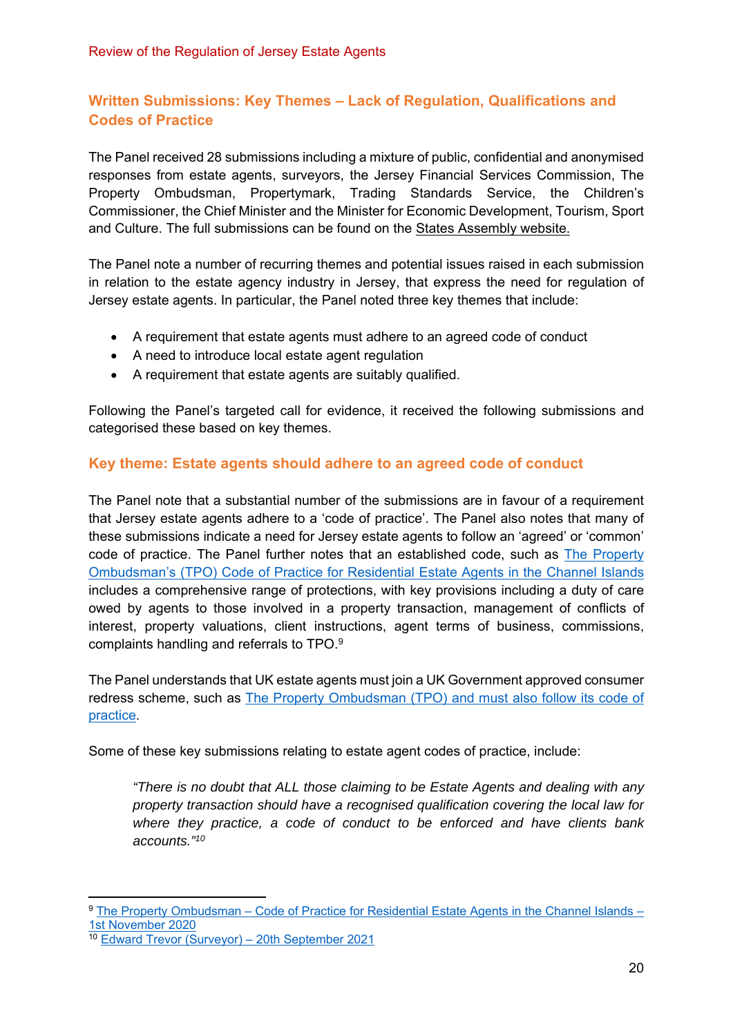## Written Submissions: Key Themes – Lack of Regulation, Qualifications and Codes of Practice

The Panel received 28 submissions including a mixture of public, confidential and anonymised responses from estate agents, surveyors, the Jersey Financial Services Commission, The Property Ombudsman, Propertymark, Trading Standards Service, the Children's Commissioner, the Chief Minister and the Minister for Economic Development, Tourism, Sport and Culture. The full submissions can be found on the States Assembly website.

The Panel note a number of recurring themes and potential issues raised in each submission in relation to the estate agency industry in Jersey, that express the need for regulation of Jersey estate agents. In particular, the Panel noted three key themes that include:

- A requirement that estate agents must adhere to an agreed code of conduct
- A need to introduce local estate agent regulation
- A requirement that estate agents are suitably qualified.

Following the Panel's targeted call for evidence, it received the following submissions and categorised these based on key themes.

### Key theme: Estate agents should adhere to an agreed code of conduct

The Panel note that a substantial number of the submissions are in favour of a requirement that Jersey estate agents adhere to a 'code of practice'. The Panel also notes that many of these submissions indicate a need for Jersey estate agents to follow an 'agreed' or 'common' code of practice. The Panel further notes that an established code, such as The Property Ombudsman's (TPO) Code of Practice for Residential Estate Agents in the Channel Islands includes a comprehensive range of protections, with key provisions including a duty of care owed by agents to those involved in a property transaction, management of conflicts of interest, property valuations, client instructions, agent terms of business, commissions, complaints handling and referrals to TPO.[9]

The Panel understands that UK estate agents must join a UK Government approved consumer redress scheme, such as The Property Ombudsman (TPO) and must also follow its code of practice.

Some of these key submissions relating to estate agent codes of practice, include:

> *"There is no doubt that ALL those claiming to be Estate Agents and dealing with any property transaction should have a recognised qualification covering the local law for where they practice, a code of conduct to be enforced and have clients bank accounts."*[10]

---

[9] The Property Ombudsman – Code of Practice for Residential Estate Agents in the Channel Islands – 1st November 2020

[10] Edward Trevor (Surveyor) – 20th September 2021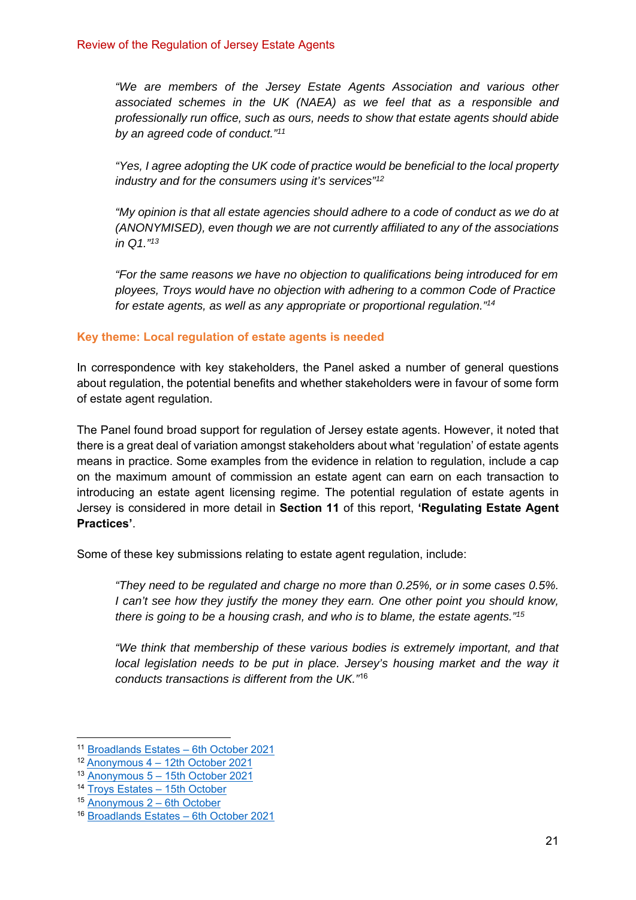*"We are members of the Jersey Estate Agents Association and various other associated schemes in the UK (NAEA) as we feel that as a responsible and professionally run office, such as ours, needs to show that estate agents should abide by an agreed code of conduct."*[11]

*"Yes, I agree adopting the UK code of practice would be beneficial to the local property industry and for the consumers using it's services"*[12]

*"My opinion is that all estate agencies should adhere to a code of conduct as we do at (ANONYMISED), even though we are not currently affiliated to any of the associations in Q1."*[13]

*"For the same reasons we have no objection to qualifications being introduced for em ployees, Troys would have no objection with adhering to a common Code of Practice for estate agents, as well as any appropriate or proportional regulation."*[14]

### Key theme: Local regulation of estate agents is needed

In correspondence with key stakeholders, the Panel asked a number of general questions about regulation, the potential benefits and whether stakeholders were in favour of some form of estate agent regulation.

The Panel found broad support for regulation of Jersey estate agents. However, it noted that there is a great deal of variation amongst stakeholders about what 'regulation' of estate agents means in practice. Some examples from the evidence in relation to regulation, include a cap on the maximum amount of commission an estate agent can earn on each transaction to introducing an estate agent licensing regime. The potential regulation of estate agents in Jersey is considered in more detail in **Section 11** of this report, **'Regulating Estate Agent Practices'**.

Some of these key submissions relating to estate agent regulation, include:

*"They need to be regulated and charge no more than 0.25%, or in some cases 0.5%. I can't see how they justify the money they earn. One other point you should know, there is going to be a housing crash, and who is to blame, the estate agents."*[15]

*"We think that membership of these various bodies is extremely important, and that local legislation needs to be put in place. Jersey's housing market and the way it conducts transactions is different from the UK."*[16]

---

[11] Broadlands Estates – 6th October 2021
[12] Anonymous 4 – 12th October 2021
[13] Anonymous 5 – 15th October 2021
[14] Troys Estates – 15th October
[15] Anonymous 2 – 6th October
[16] Broadlands Estates – 6th October 2021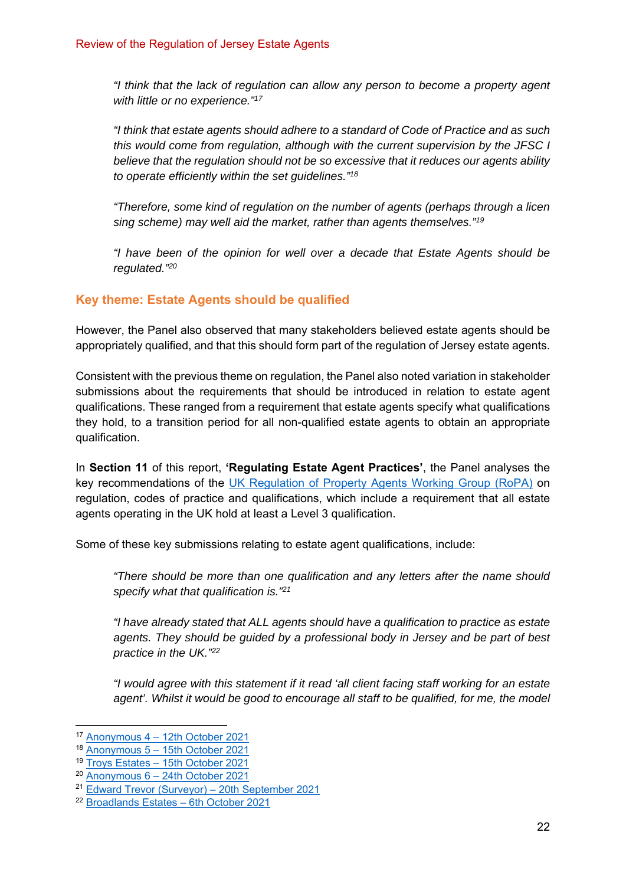> *"I think that the lack of regulation can allow any person to become a property agent with little or no experience."*[17]

> *"I think that estate agents should adhere to a standard of Code of Practice and as such this would come from regulation, although with the current supervision by the JFSC I believe that the regulation should not be so excessive that it reduces our agents ability to operate efficiently within the set guidelines."*[18]

> *"Therefore, some kind of regulation on the number of agents (perhaps through a licen sing scheme) may well aid the market, rather than agents themselves."*[19]

> *"I have been of the opinion for well over a decade that Estate Agents should be regulated."*[20]

## Key theme: Estate Agents should be qualified

However, the Panel also observed that many stakeholders believed estate agents should be appropriately qualified, and that this should form part of the regulation of Jersey estate agents.

Consistent with the previous theme on regulation, the Panel also noted variation in stakeholder submissions about the requirements that should be introduced in relation to estate agent qualifications. These ranged from a requirement that estate agents specify what qualifications they hold, to a transition period for all non-qualified estate agents to obtain an appropriate qualification.

In **Section 11** of this report, **'Regulating Estate Agent Practices'**, the Panel analyses the key recommendations of the UK Regulation of Property Agents Working Group (RoPA) on regulation, codes of practice and qualifications, which include a requirement that all estate agents operating in the UK hold at least a Level 3 qualification.

Some of these key submissions relating to estate agent qualifications, include:

> *"There should be more than one qualification and any letters after the name should specify what that qualification is."*[21]

> *"I have already stated that ALL agents should have a qualification to practice as estate agents. They should be guided by a professional body in Jersey and be part of best practice in the UK."*[22]

> *"I would agree with this statement if it read 'all client facing staff working for an estate agent'. Whilst it would be good to encourage all staff to be qualified, for me, the model*

---

[17] Anonymous 4 – 12th October 2021
[18] Anonymous 5 – 15th October 2021
[19] Troys Estates – 15th October 2021
[20] Anonymous 6 – 24th October 2021
[21] Edward Trevor (Surveyor) – 20th September 2021
[22] Broadlands Estates – 6th October 2021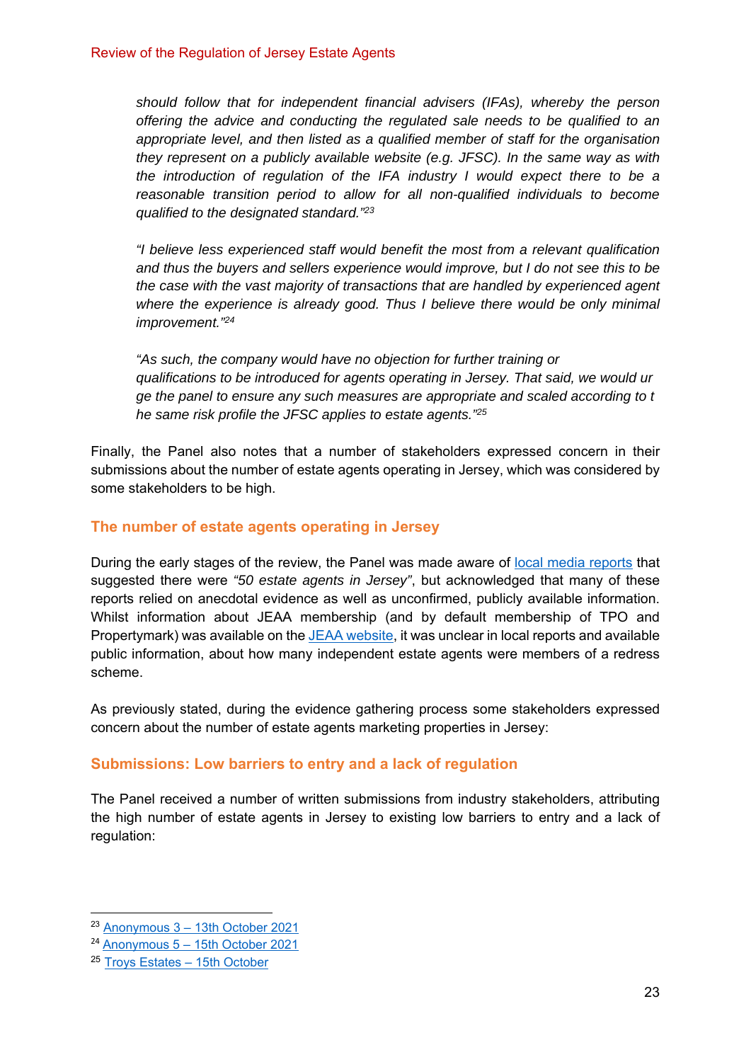*should follow that for independent financial advisers (IFAs), whereby the person offering the advice and conducting the regulated sale needs to be qualified to an appropriate level, and then listed as a qualified member of staff for the organisation they represent on a publicly available website (e.g. JFSC). In the same way as with the introduction of regulation of the IFA industry I would expect there to be a reasonable transition period to allow for all non-qualified individuals to become qualified to the designated standard."*[23]

*"I believe less experienced staff would benefit the most from a relevant qualification and thus the buyers and sellers experience would improve, but I do not see this to be the case with the vast majority of transactions that are handled by experienced agent where the experience is already good. Thus I believe there would be only minimal improvement."*[24]

*"As such, the company would have no objection for further training or qualifications to be introduced for agents operating in Jersey. That said, we would ur ge the panel to ensure any such measures are appropriate and scaled according to t he same risk profile the JFSC applies to estate agents."*[25]

Finally, the Panel also notes that a number of stakeholders expressed concern in their submissions about the number of estate agents operating in Jersey, which was considered by some stakeholders to be high.

## The number of estate agents operating in Jersey

During the early stages of the review, the Panel was made aware of local media reports that suggested there were *"50 estate agents in Jersey"*, but acknowledged that many of these reports relied on anecdotal evidence as well as unconfirmed, publicly available information. Whilst information about JEAA membership (and by default membership of TPO and Propertymark) was available on the JEAA website, it was unclear in local reports and available public information, about how many independent estate agents were members of a redress scheme.

As previously stated, during the evidence gathering process some stakeholders expressed concern about the number of estate agents marketing properties in Jersey:

## Submissions: Low barriers to entry and a lack of regulation

The Panel received a number of written submissions from industry stakeholders, attributing the high number of estate agents in Jersey to existing low barriers to entry and a lack of regulation:

---

[23] Anonymous 3 – 13th October 2021
[24] Anonymous 5 – 15th October 2021
[25] Troys Estates – 15th October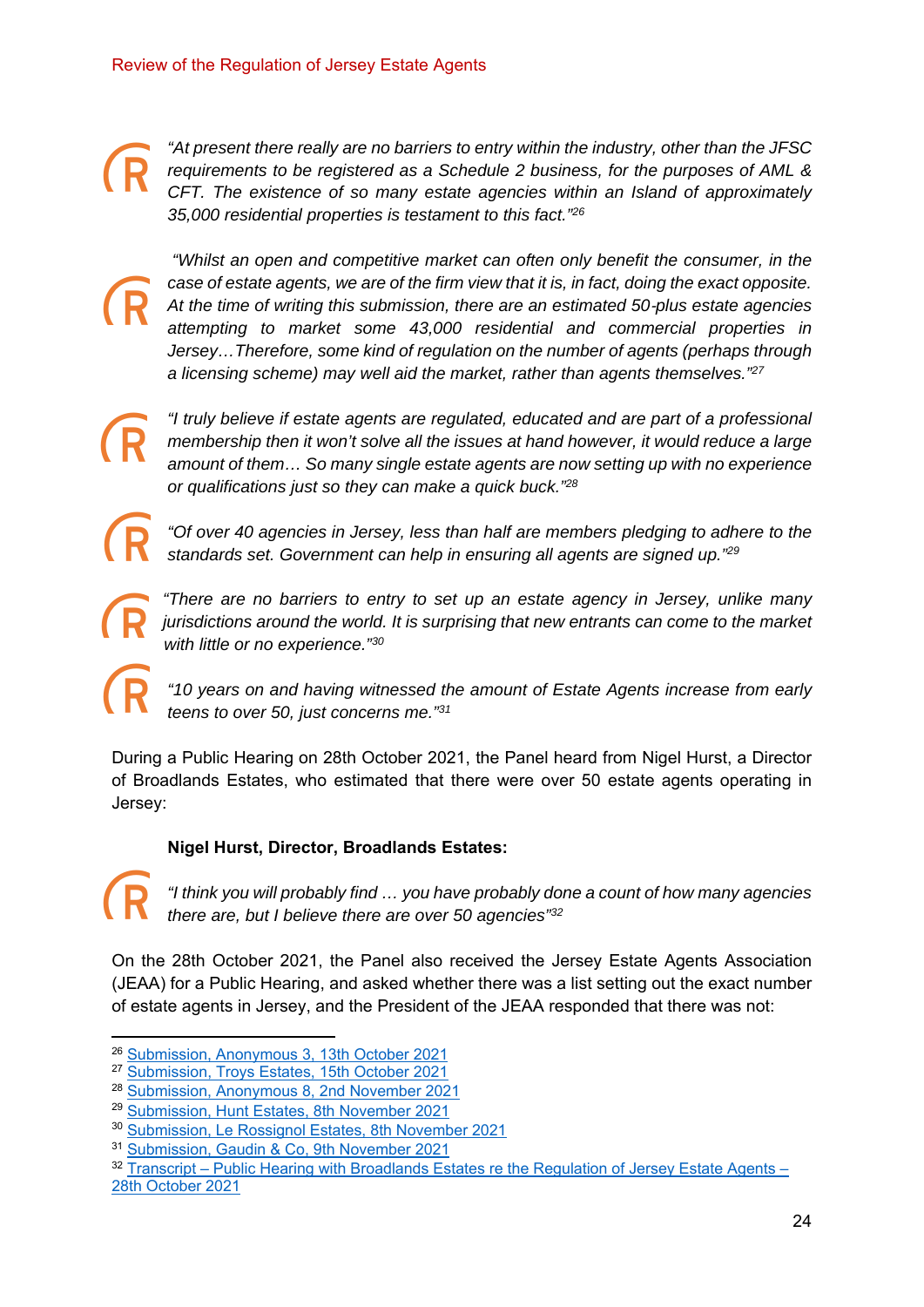*"At present there really are no barriers to entry within the industry, other than the JFSC requirements to be registered as a Schedule 2 business, for the purposes of AML & CFT. The existence of so many estate agencies within an Island of approximately 35,000 residential properties is testament to this fact."*[26]

*"Whilst an open and competitive market can often only benefit the consumer, in the case of estate agents, we are of the firm view that it is, in fact, doing the exact opposite. At the time of writing this submission, there are an estimated 50-plus estate agencies attempting to market some 43,000 residential and commercial properties in Jersey…Therefore, some kind of regulation on the number of agents (perhaps through a licensing scheme) may well aid the market, rather than agents themselves."*[27]

*"I truly believe if estate agents are regulated, educated and are part of a professional membership then it won't solve all the issues at hand however, it would reduce a large amount of them… So many single estate agents are now setting up with no experience or qualifications just so they can make a quick buck."*[28]

*"Of over 40 agencies in Jersey, less than half are members pledging to adhere to the standards set. Government can help in ensuring all agents are signed up."*[29]

*"There are no barriers to entry to set up an estate agency in Jersey, unlike many jurisdictions around the world. It is surprising that new entrants can come to the market with little or no experience."*[30]

*"10 years on and having witnessed the amount of Estate Agents increase from early teens to over 50, just concerns me."*[31]

During a Public Hearing on 28th October 2021, the Panel heard from Nigel Hurst, a Director of Broadlands Estates, who estimated that there were over 50 estate agents operating in Jersey:

**Nigel Hurst, Director, Broadlands Estates:**

*"I think you will probably find … you have probably done a count of how many agencies there are, but I believe there are over 50 agencies"*[32]

On the 28th October 2021, the Panel also received the Jersey Estate Agents Association (JEAA) for a Public Hearing, and asked whether there was a list setting out the exact number of estate agents in Jersey, and the President of the JEAA responded that there was not:

---

[26] Submission, Anonymous 3, 13th October 2021
[27] Submission, Troys Estates, 15th October 2021
[28] Submission, Anonymous 8, 2nd November 2021
[29] Submission, Hunt Estates, 8th November 2021
[30] Submission, Le Rossignol Estates, 8th November 2021
[31] Submission, Gaudin & Co, 9th November 2021
[32] Transcript – Public Hearing with Broadlands Estates re the Regulation of Jersey Estate Agents – 28th October 2021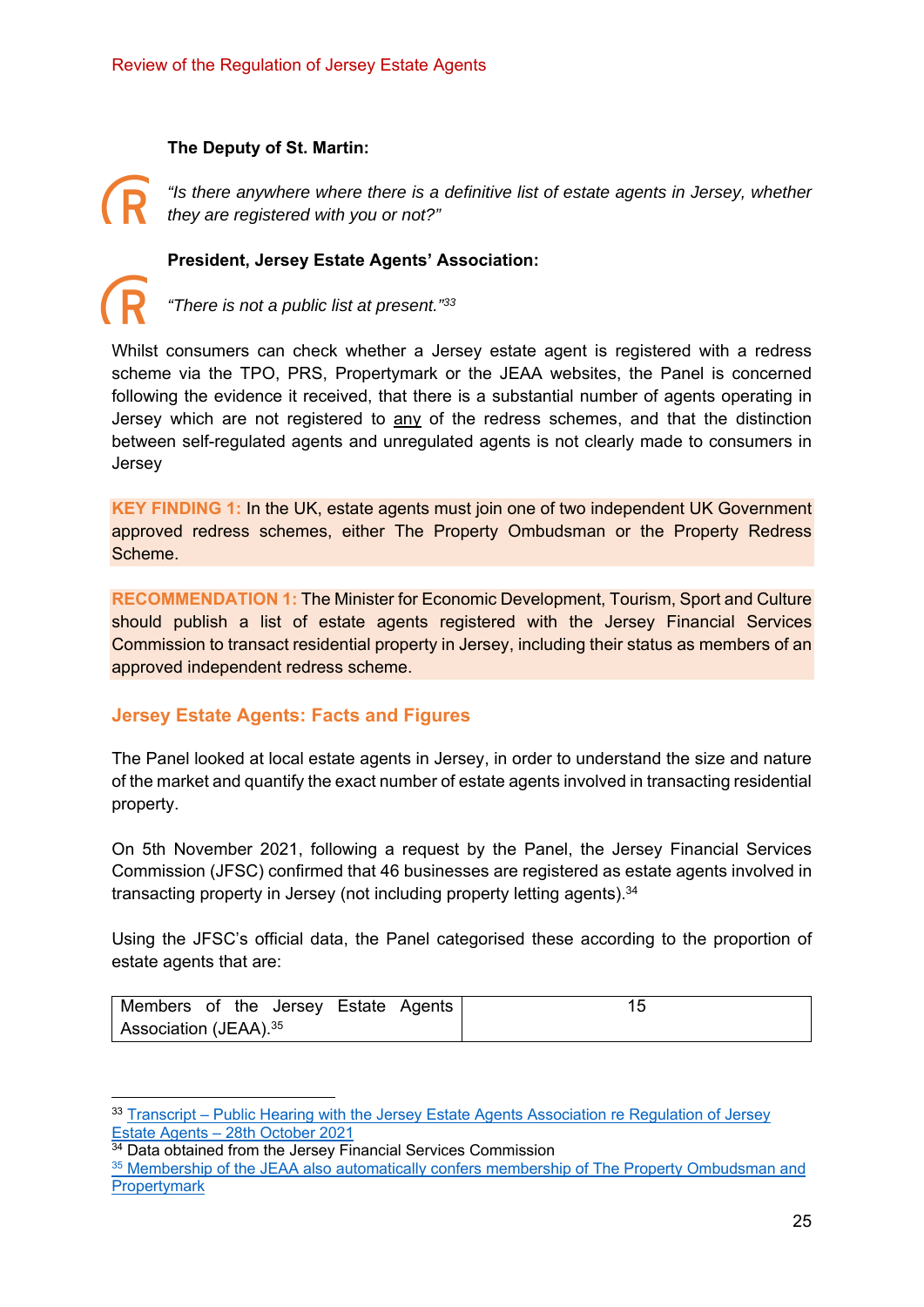**The Deputy of St. Martin:**

*"Is there anywhere where there is a definitive list of estate agents in Jersey, whether they are registered with you or not?"*

**President, Jersey Estate Agents' Association:**

*"There is not a public list at present."*[33]

Whilst consumers can check whether a Jersey estate agent is registered with a redress scheme via the TPO, PRS, Propertymark or the JEAA websites, the Panel is concerned following the evidence it received, that there is a substantial number of agents operating in Jersey which are not registered to any of the redress schemes, and that the distinction between self-regulated agents and unregulated agents is not clearly made to consumers in Jersey

**KEY FINDING 1:** In the UK, estate agents must join one of two independent UK Government approved redress schemes, either The Property Ombudsman or the Property Redress Scheme.

**RECOMMENDATION 1:** The Minister for Economic Development, Tourism, Sport and Culture should publish a list of estate agents registered with the Jersey Financial Services Commission to transact residential property in Jersey, including their status as members of an approved independent redress scheme.

## Jersey Estate Agents: Facts and Figures

The Panel looked at local estate agents in Jersey, in order to understand the size and nature of the market and quantify the exact number of estate agents involved in transacting residential property.

On 5th November 2021, following a request by the Panel, the Jersey Financial Services Commission (JFSC) confirmed that 46 businesses are registered as estate agents involved in transacting property in Jersey (not including property letting agents).[34]

Using the JFSC's official data, the Panel categorised these according to the proportion of estate agents that are:

| | |
|---|---|
| Members of the Jersey Estate Agents Association (JEAA).[35] | 15 |

[33] Transcript – Public Hearing with the Jersey Estate Agents Association re Regulation of Jersey Estate Agents – 28th October 2021

[34] Data obtained from the Jersey Financial Services Commission

[35] Membership of the JEAA also automatically confers membership of The Property Ombudsman and Propertymark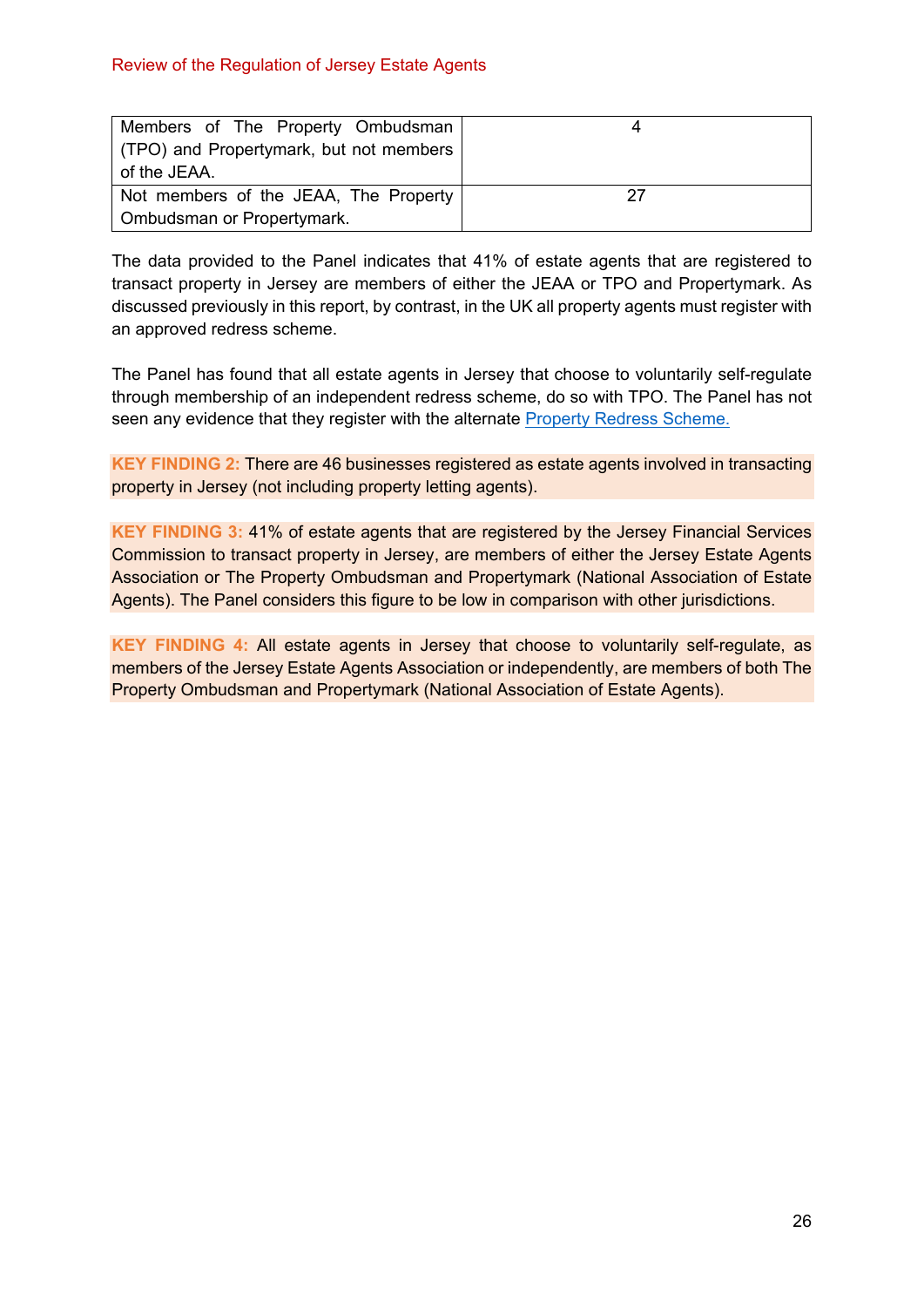| | |
|---|---|
| Members of The Property Ombudsman (TPO) and Propertymark, but not members of the JEAA. | 4 |
| Not members of the JEAA, The Property Ombudsman or Propertymark. | 27 |

The data provided to the Panel indicates that 41% of estate agents that are registered to transact property in Jersey are members of either the JEAA or TPO and Propertymark. As discussed previously in this report, by contrast, in the UK all property agents must register with an approved redress scheme.

The Panel has found that all estate agents in Jersey that choose to voluntarily self-regulate through membership of an independent redress scheme, do so with TPO. The Panel has not seen any evidence that they register with the alternate [Property Redress Scheme.]()

**KEY FINDING 2:** There are 46 businesses registered as estate agents involved in transacting property in Jersey (not including property letting agents).

**KEY FINDING 3:** 41% of estate agents that are registered by the Jersey Financial Services Commission to transact property in Jersey, are members of either the Jersey Estate Agents Association or The Property Ombudsman and Propertymark (National Association of Estate Agents). The Panel considers this figure to be low in comparison with other jurisdictions.

**KEY FINDING 4:** All estate agents in Jersey that choose to voluntarily self-regulate, as members of the Jersey Estate Agents Association or independently, are members of both The Property Ombudsman and Propertymark (National Association of Estate Agents).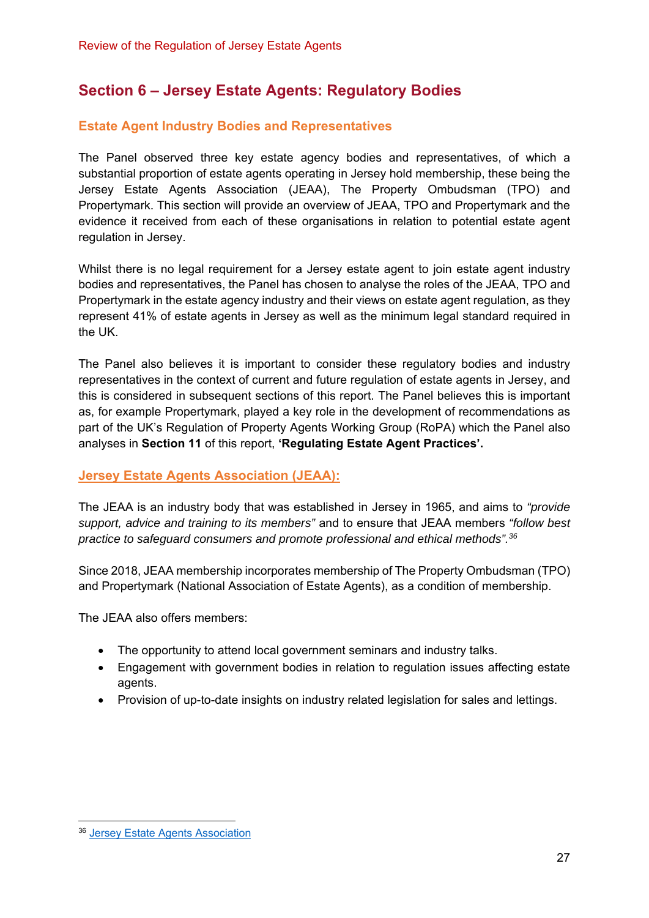## Section 6 – Jersey Estate Agents: Regulatory Bodies

### Estate Agent Industry Bodies and Representatives

The Panel observed three key estate agency bodies and representatives, of which a substantial proportion of estate agents operating in Jersey hold membership, these being the Jersey Estate Agents Association (JEAA), The Property Ombudsman (TPO) and Propertymark. This section will provide an overview of JEAA, TPO and Propertymark and the evidence it received from each of these organisations in relation to potential estate agent regulation in Jersey.

Whilst there is no legal requirement for a Jersey estate agent to join estate agent industry bodies and representatives, the Panel has chosen to analyse the roles of the JEAA, TPO and Propertymark in the estate agency industry and their views on estate agent regulation, as they represent 41% of estate agents in Jersey as well as the minimum legal standard required in the UK.

The Panel also believes it is important to consider these regulatory bodies and industry representatives in the context of current and future regulation of estate agents in Jersey, and this is considered in subsequent sections of this report. The Panel believes this is important as, for example Propertymark, played a key role in the development of recommendations as part of the UK's Regulation of Property Agents Working Group (RoPA) which the Panel also analyses in **Section 11** of this report, **'Regulating Estate Agent Practices'.**

### Jersey Estate Agents Association (JEAA):

The JEAA is an industry body that was established in Jersey in 1965, and aims to *"provide support, advice and training to its members"* and to ensure that JEAA members *"follow best practice to safeguard consumers and promote professional and ethical methods"*.[36]

Since 2018, JEAA membership incorporates membership of The Property Ombudsman (TPO) and Propertymark (National Association of Estate Agents), as a condition of membership.

The JEAA also offers members:

- The opportunity to attend local government seminars and industry talks.
- Engagement with government bodies in relation to regulation issues affecting estate agents.
- Provision of up-to-date insights on industry related legislation for sales and lettings.

[36] Jersey Estate Agents Association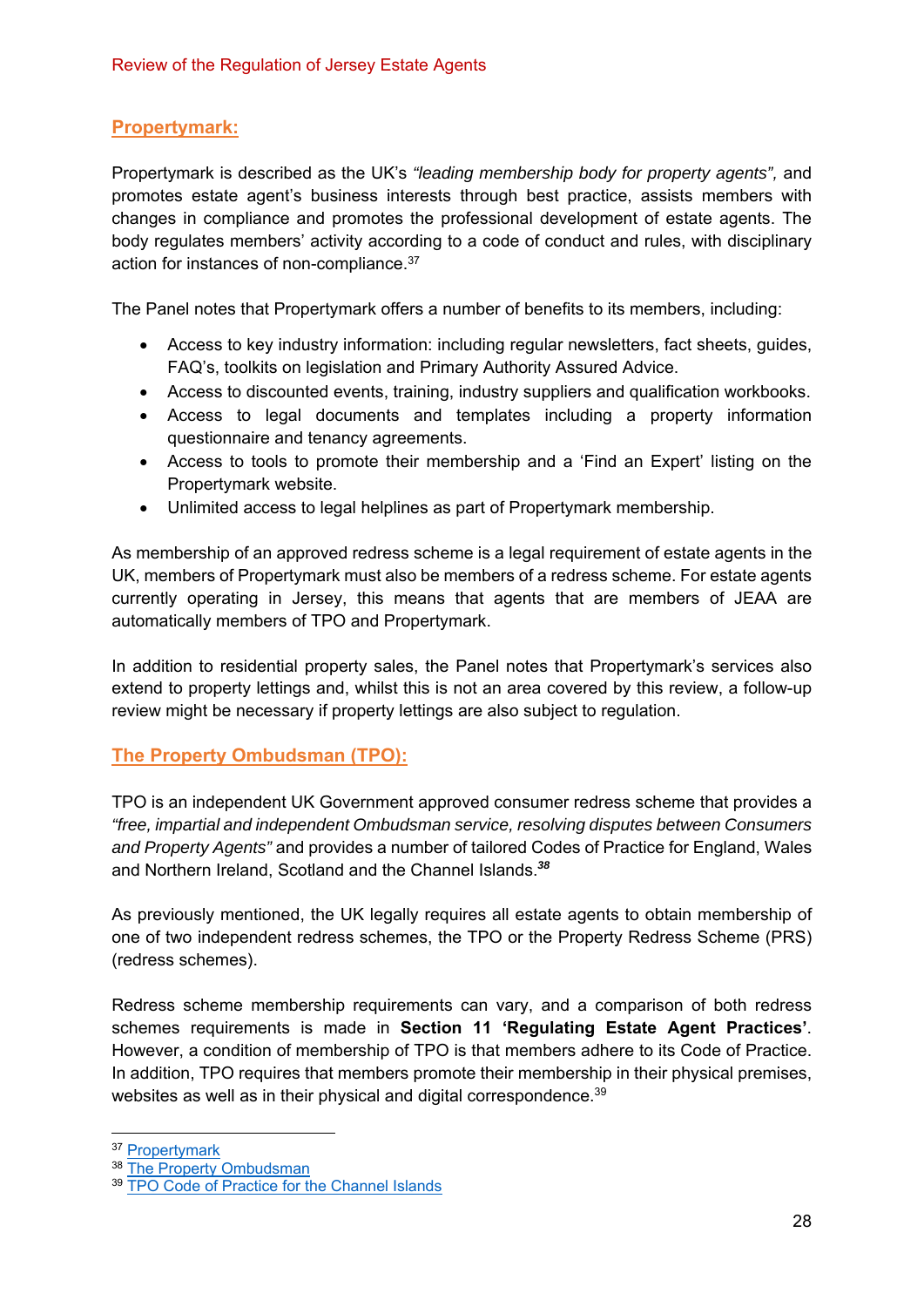## Propertymark:

Propertymark is described as the UK's *"leading membership body for property agents",* and promotes estate agent's business interests through best practice, assists members with changes in compliance and promotes the professional development of estate agents. The body regulates members' activity according to a code of conduct and rules, with disciplinary action for instances of non-compliance.[37]

The Panel notes that Propertymark offers a number of benefits to its members, including:

- Access to key industry information: including regular newsletters, fact sheets, guides, FAQ's, toolkits on legislation and Primary Authority Assured Advice.
- Access to discounted events, training, industry suppliers and qualification workbooks.
- Access to legal documents and templates including a property information questionnaire and tenancy agreements.
- Access to tools to promote their membership and a 'Find an Expert' listing on the Propertymark website.
- Unlimited access to legal helplines as part of Propertymark membership.

As membership of an approved redress scheme is a legal requirement of estate agents in the UK, members of Propertymark must also be members of a redress scheme. For estate agents currently operating in Jersey, this means that agents that are members of JEAA are automatically members of TPO and Propertymark.

In addition to residential property sales, the Panel notes that Propertymark's services also extend to property lettings and, whilst this is not an area covered by this review, a follow-up review might be necessary if property lettings are also subject to regulation.

## The Property Ombudsman (TPO):

TPO is an independent UK Government approved consumer redress scheme that provides a *"free, impartial and independent Ombudsman service, resolving disputes between Consumers and Property Agents"* and provides a number of tailored Codes of Practice for England, Wales and Northern Ireland, Scotland and the Channel Islands.[38]

As previously mentioned, the UK legally requires all estate agents to obtain membership of one of two independent redress schemes, the TPO or the Property Redress Scheme (PRS) (redress schemes).

Redress scheme membership requirements can vary, and a comparison of both redress schemes requirements is made in **Section 11 'Regulating Estate Agent Practices'**. However, a condition of membership of TPO is that members adhere to its Code of Practice. In addition, TPO requires that members promote their membership in their physical premises, websites as well as in their physical and digital correspondence.[39]

---

[37] Propertymark

[38] The Property Ombudsman

[39] TPO Code of Practice for the Channel Islands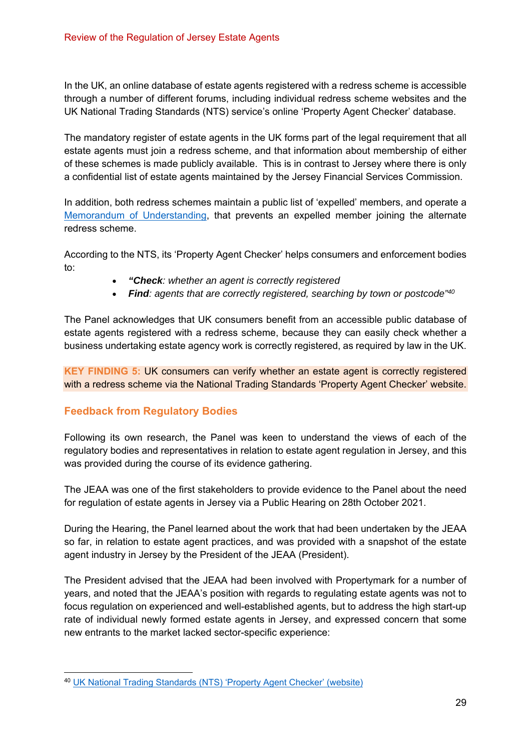In the UK, an online database of estate agents registered with a redress scheme is accessible through a number of different forums, including individual redress scheme websites and the UK National Trading Standards (NTS) service's online 'Property Agent Checker' database.

The mandatory register of estate agents in the UK forms part of the legal requirement that all estate agents must join a redress scheme, and that information about membership of either of these schemes is made publicly available. This is in contrast to Jersey where there is only a confidential list of estate agents maintained by the Jersey Financial Services Commission.

In addition, both redress schemes maintain a public list of 'expelled' members, and operate a Memorandum of Understanding, that prevents an expelled member joining the alternate redress scheme.

According to the NTS, its 'Property Agent Checker' helps consumers and enforcement bodies to:

- ***"Check****: whether an agent is correctly registered*
- ***Find****: agents that are correctly registered, searching by town or postcode"*[40]

The Panel acknowledges that UK consumers benefit from an accessible public database of estate agents registered with a redress scheme, because they can easily check whether a business undertaking estate agency work is correctly registered, as required by law in the UK.

**KEY FINDING 5:** UK consumers can verify whether an estate agent is correctly registered with a redress scheme via the National Trading Standards 'Property Agent Checker' website.

### Feedback from Regulatory Bodies

Following its own research, the Panel was keen to understand the views of each of the regulatory bodies and representatives in relation to estate agent regulation in Jersey, and this was provided during the course of its evidence gathering.

The JEAA was one of the first stakeholders to provide evidence to the Panel about the need for regulation of estate agents in Jersey via a Public Hearing on 28th October 2021.

During the Hearing, the Panel learned about the work that had been undertaken by the JEAA so far, in relation to estate agent practices, and was provided with a snapshot of the estate agent industry in Jersey by the President of the JEAA (President).

The President advised that the JEAA had been involved with Propertymark for a number of years, and noted that the JEAA's position with regards to regulating estate agents was not to focus regulation on experienced and well-established agents, but to address the high start-up rate of individual newly formed estate agents in Jersey, and expressed concern that some new entrants to the market lacked sector-specific experience:

---

[40] UK National Trading Standards (NTS) 'Property Agent Checker' (website)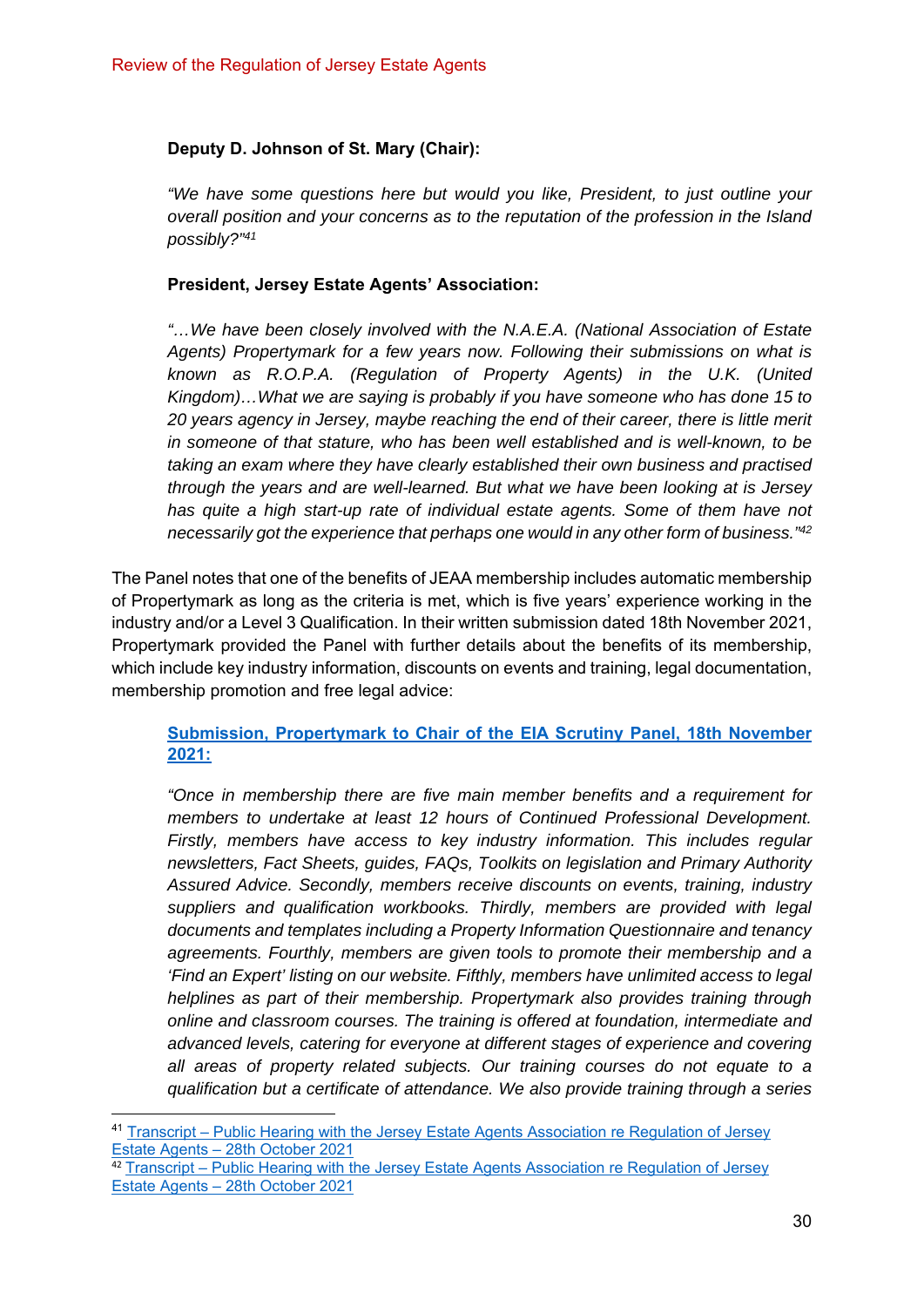**Deputy D. Johnson of St. Mary (Chair):**

> *"We have some questions here but would you like, President, to just outline your overall position and your concerns as to the reputation of the profession in the Island possibly?"[41]*

**President, Jersey Estate Agents' Association:**

> *"…We have been closely involved with the N.A.E.A. (National Association of Estate Agents) Propertymark for a few years now. Following their submissions on what is known as R.O.P.A. (Regulation of Property Agents) in the U.K. (United Kingdom)…What we are saying is probably if you have someone who has done 15 to 20 years agency in Jersey, maybe reaching the end of their career, there is little merit in someone of that stature, who has been well established and is well-known, to be taking an exam where they have clearly established their own business and practised through the years and are well-learned. But what we have been looking at is Jersey has quite a high start-up rate of individual estate agents. Some of them have not necessarily got the experience that perhaps one would in any other form of business."[42]*

The Panel notes that one of the benefits of JEAA membership includes automatic membership of Propertymark as long as the criteria is met, which is five years' experience working in the industry and/or a Level 3 Qualification. In their written submission dated 18th November 2021, Propertymark provided the Panel with further details about the benefits of its membership, which include key industry information, discounts on events and training, legal documentation, membership promotion and free legal advice:

> **Submission, Propertymark to Chair of the EIA Scrutiny Panel, 18th November 2021:**
>
> *"Once in membership there are five main member benefits and a requirement for members to undertake at least 12 hours of Continued Professional Development. Firstly, members have access to key industry information. This includes regular newsletters, Fact Sheets, guides, FAQs, Toolkits on legislation and Primary Authority Assured Advice. Secondly, members receive discounts on events, training, industry suppliers and qualification workbooks. Thirdly, members are provided with legal documents and templates including a Property Information Questionnaire and tenancy agreements. Fourthly, members are given tools to promote their membership and a 'Find an Expert' listing on our website. Fifthly, members have unlimited access to legal helplines as part of their membership. Propertymark also provides training through online and classroom courses. The training is offered at foundation, intermediate and advanced levels, catering for everyone at different stages of experience and covering all areas of property related subjects. Our training courses do not equate to a qualification but a certificate of attendance. We also provide training through a series*

---

[41] Transcript – Public Hearing with the Jersey Estate Agents Association re Regulation of Jersey Estate Agents – 28th October 2021

[42] Transcript – Public Hearing with the Jersey Estate Agents Association re Regulation of Jersey Estate Agents – 28th October 2021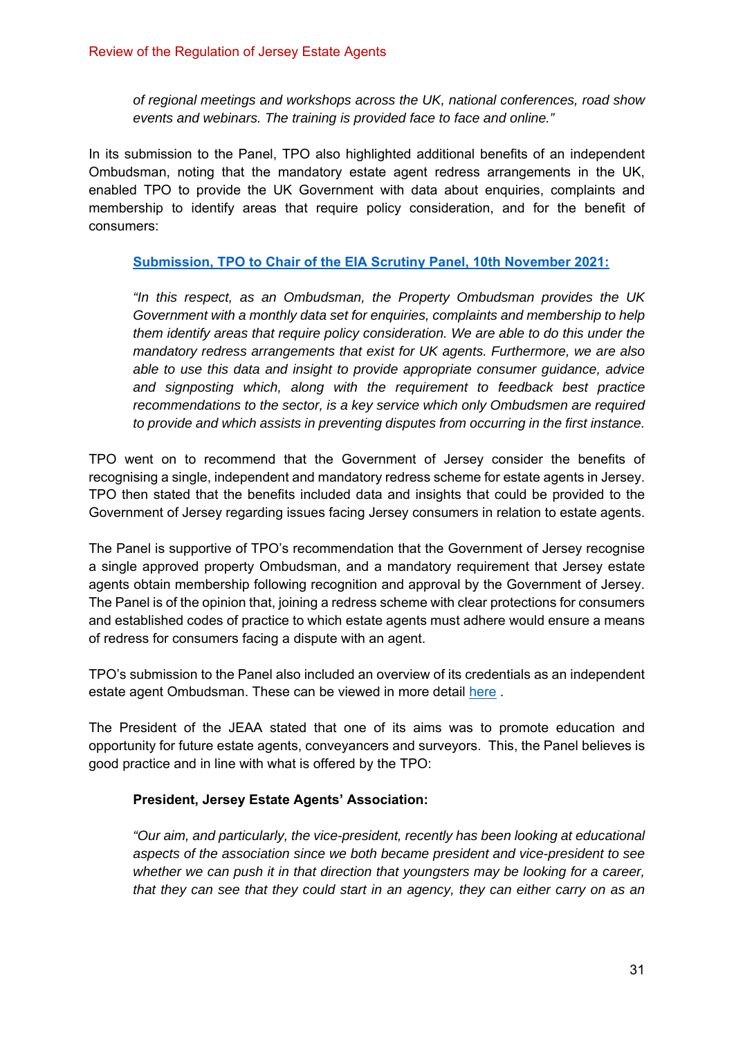*of regional meetings and workshops across the UK, national conferences, road show events and webinars. The training is provided face to face and online."*

In its submission to the Panel, TPO also highlighted additional benefits of an independent Ombudsman, noting that the mandatory estate agent redress arrangements in the UK, enabled TPO to provide the UK Government with data about enquiries, complaints and membership to identify areas that require policy consideration, and for the benefit of consumers:

**[Submission, TPO to Chair of the EIA Scrutiny Panel, 10th November 2021:]()**

*"In this respect, as an Ombudsman, the Property Ombudsman provides the UK Government with a monthly data set for enquiries, complaints and membership to help them identify areas that require policy consideration. We are able to do this under the mandatory redress arrangements that exist for UK agents. Furthermore, we are also able to use this data and insight to provide appropriate consumer guidance, advice and signposting which, along with the requirement to feedback best practice recommendations to the sector, is a key service which only Ombudsmen are required to provide and which assists in preventing disputes from occurring in the first instance.*

TPO went on to recommend that the Government of Jersey consider the benefits of recognising a single, independent and mandatory redress scheme for estate agents in Jersey. TPO then stated that the benefits included data and insights that could be provided to the Government of Jersey regarding issues facing Jersey consumers in relation to estate agents.

The Panel is supportive of TPO's recommendation that the Government of Jersey recognise a single approved property Ombudsman, and a mandatory requirement that Jersey estate agents obtain membership following recognition and approval by the Government of Jersey. The Panel is of the opinion that, joining a redress scheme with clear protections for consumers and established codes of practice to which estate agents must adhere would ensure a means of redress for consumers facing a dispute with an agent.

TPO's submission to the Panel also included an overview of its credentials as an independent estate agent Ombudsman. These can be viewed in more detail [here]() .

The President of the JEAA stated that one of its aims was to promote education and opportunity for future estate agents, conveyancers and surveyors. This, the Panel believes is good practice and in line with what is offered by the TPO:

**President, Jersey Estate Agents' Association:**

*"Our aim, and particularly, the vice-president, recently has been looking at educational aspects of the association since we both became president and vice-president to see whether we can push it in that direction that youngsters may be looking for a career, that they can see that they could start in an agency, they can either carry on as an*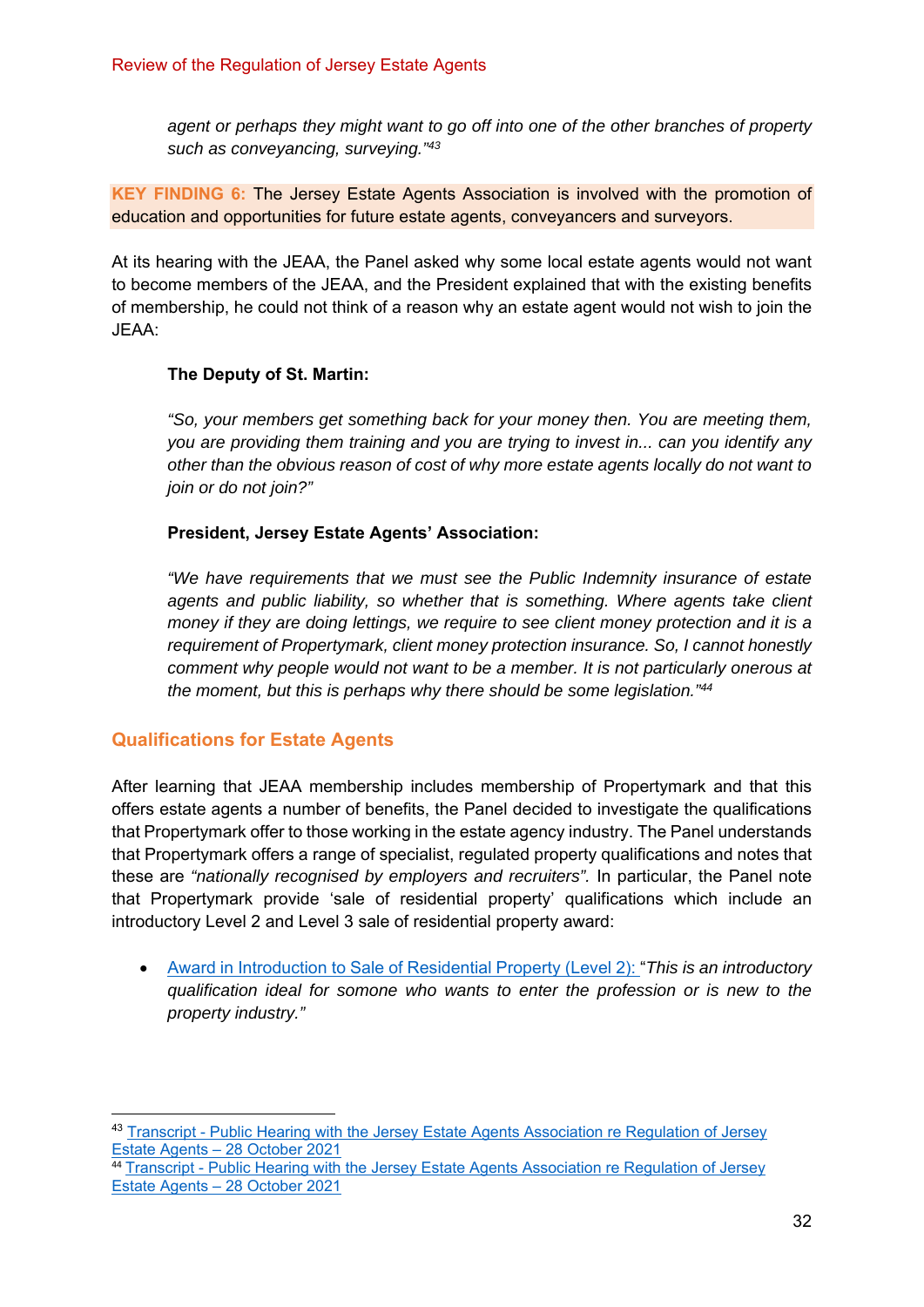*agent or perhaps they might want to go off into one of the other branches of property such as conveyancing, surveying."[43]*

**KEY FINDING 6:** The Jersey Estate Agents Association is involved with the promotion of education and opportunities for future estate agents, conveyancers and surveyors.

At its hearing with the JEAA, the Panel asked why some local estate agents would not want to become members of the JEAA, and the President explained that with the existing benefits of membership, he could not think of a reason why an estate agent would not wish to join the JEAA:

**The Deputy of St. Martin:**

*"So, your members get something back for your money then. You are meeting them, you are providing them training and you are trying to invest in... can you identify any other than the obvious reason of cost of why more estate agents locally do not want to join or do not join?"*

**President, Jersey Estate Agents' Association:**

*"We have requirements that we must see the Public Indemnity insurance of estate agents and public liability, so whether that is something. Where agents take client money if they are doing lettings, we require to see client money protection and it is a requirement of Propertymark, client money protection insurance. So, I cannot honestly comment why people would not want to be a member. It is not particularly onerous at the moment, but this is perhaps why there should be some legislation."[44]*

## Qualifications for Estate Agents

After learning that JEAA membership includes membership of Propertymark and that this offers estate agents a number of benefits, the Panel decided to investigate the qualifications that Propertymark offer to those working in the estate agency industry. The Panel understands that Propertymark offers a range of specialist, regulated property qualifications and notes that these are *"nationally recognised by employers and recruiters".* In particular, the Panel note that Propertymark provide 'sale of residential property' qualifications which include an introductory Level 2 and Level 3 sale of residential property award:

- Award in Introduction to Sale of Residential Property (Level 2): "*This is an introductory qualification ideal for somone who wants to enter the profession or is new to the property industry."*

---

[43] Transcript - Public Hearing with the Jersey Estate Agents Association re Regulation of Jersey Estate Agents – 28 October 2021

[44] Transcript - Public Hearing with the Jersey Estate Agents Association re Regulation of Jersey Estate Agents – 28 October 2021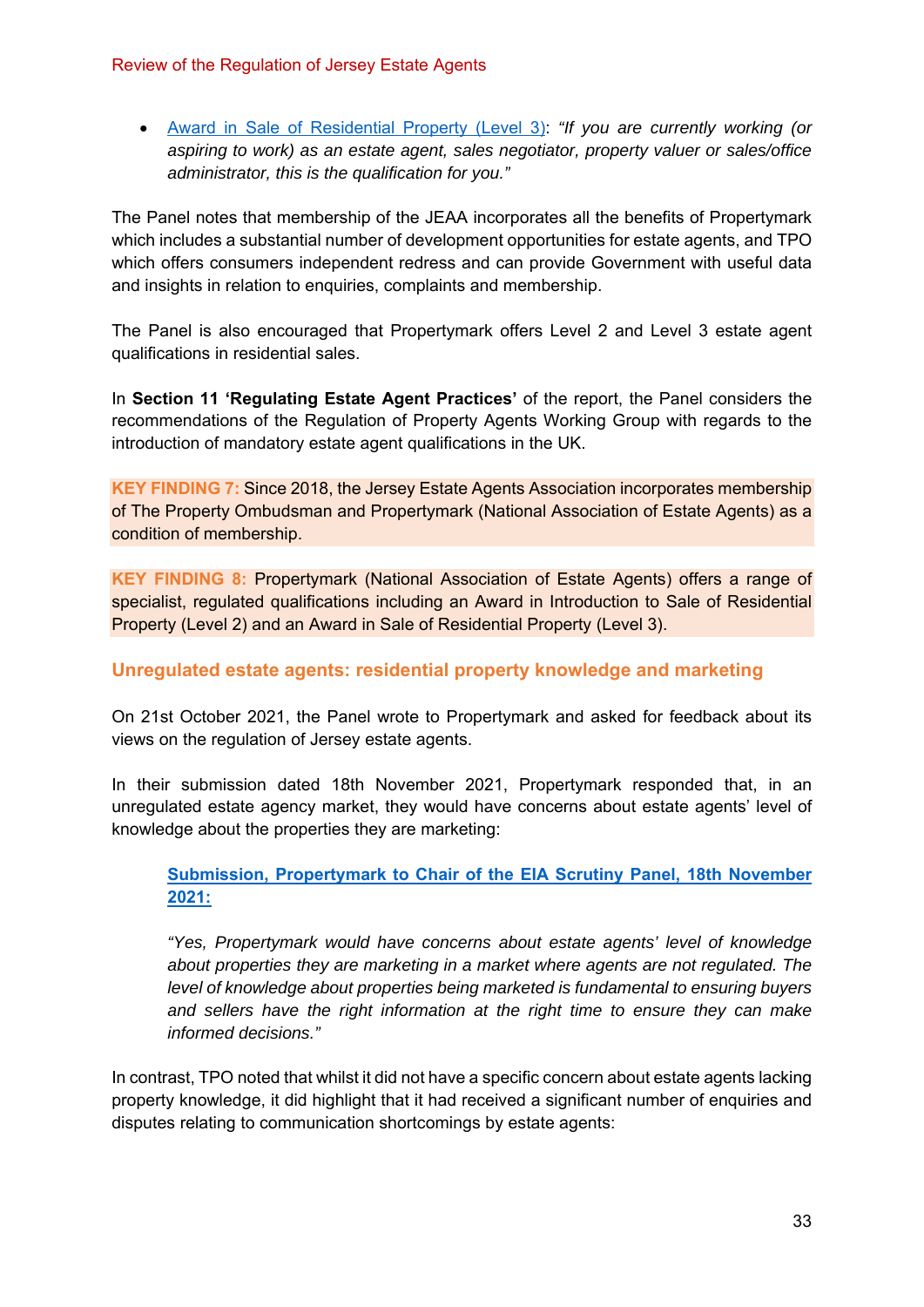- Award in Sale of Residential Property (Level 3): *"If you are currently working (or aspiring to work) as an estate agent, sales negotiator, property valuer or sales/office administrator, this is the qualification for you."*

The Panel notes that membership of the JEAA incorporates all the benefits of Propertymark which includes a substantial number of development opportunities for estate agents, and TPO which offers consumers independent redress and can provide Government with useful data and insights in relation to enquiries, complaints and membership.

The Panel is also encouraged that Propertymark offers Level 2 and Level 3 estate agent qualifications in residential sales.

In **Section 11 'Regulating Estate Agent Practices'** of the report, the Panel considers the recommendations of the Regulation of Property Agents Working Group with regards to the introduction of mandatory estate agent qualifications in the UK.

**KEY FINDING 7:** Since 2018, the Jersey Estate Agents Association incorporates membership of The Property Ombudsman and Propertymark (National Association of Estate Agents) as a condition of membership.

**KEY FINDING 8:** Propertymark (National Association of Estate Agents) offers a range of specialist, regulated qualifications including an Award in Introduction to Sale of Residential Property (Level 2) and an Award in Sale of Residential Property (Level 3).

### Unregulated estate agents: residential property knowledge and marketing

On 21st October 2021, the Panel wrote to Propertymark and asked for feedback about its views on the regulation of Jersey estate agents.

In their submission dated 18th November 2021, Propertymark responded that, in an unregulated estate agency market, they would have concerns about estate agents' level of knowledge about the properties they are marketing:

> **Submission, Propertymark to Chair of the EIA Scrutiny Panel, 18th November 2021:**
>
> *"Yes, Propertymark would have concerns about estate agents' level of knowledge about properties they are marketing in a market where agents are not regulated. The level of knowledge about properties being marketed is fundamental to ensuring buyers and sellers have the right information at the right time to ensure they can make informed decisions."*

In contrast, TPO noted that whilst it did not have a specific concern about estate agents lacking property knowledge, it did highlight that it had received a significant number of enquiries and disputes relating to communication shortcomings by estate agents: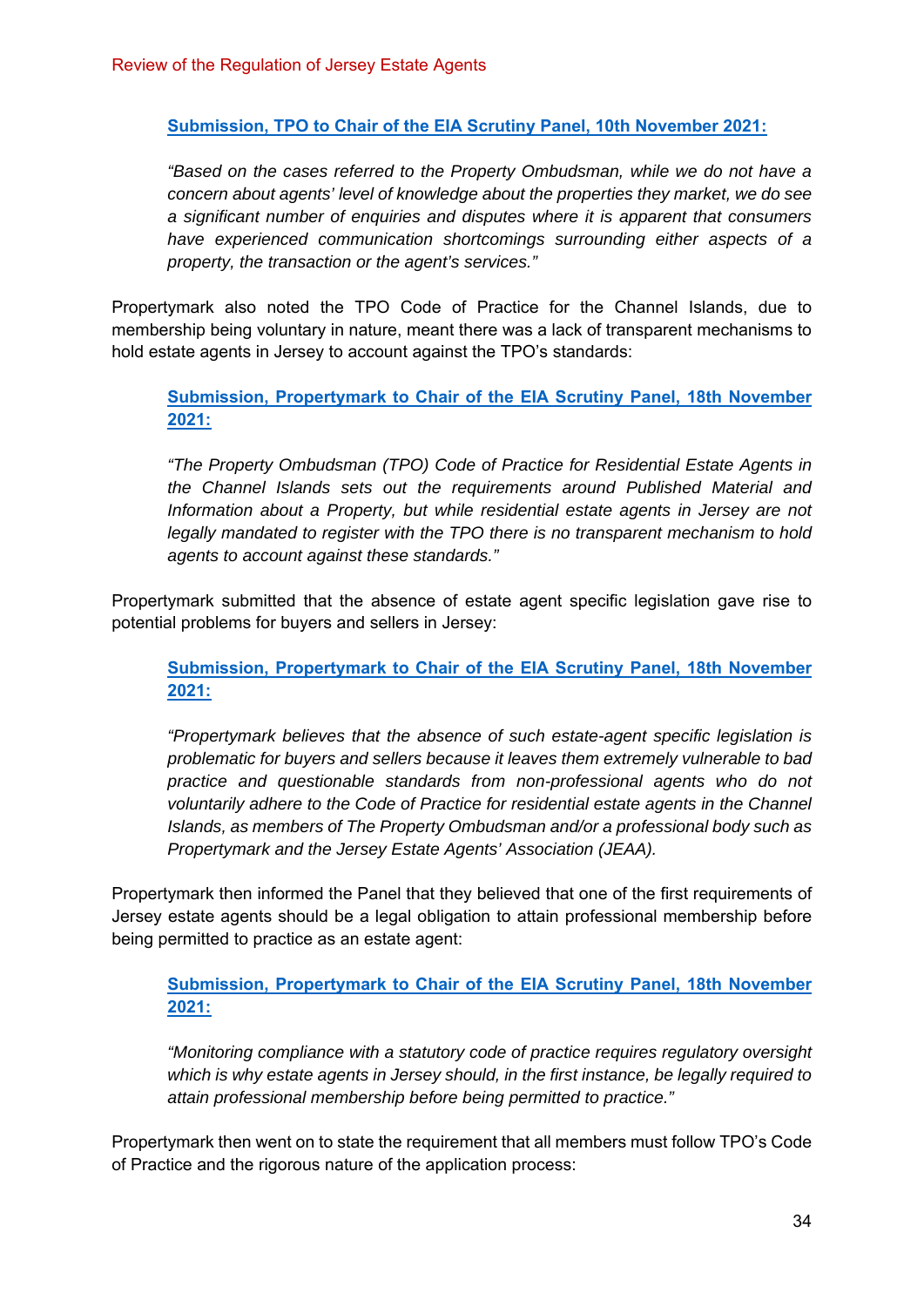**Submission, TPO to Chair of the EIA Scrutiny Panel, 10th November 2021:**

*"Based on the cases referred to the Property Ombudsman, while we do not have a concern about agents' level of knowledge about the properties they market, we do see a significant number of enquiries and disputes where it is apparent that consumers have experienced communication shortcomings surrounding either aspects of a property, the transaction or the agent's services."*

Propertymark also noted the TPO Code of Practice for the Channel Islands, due to membership being voluntary in nature, meant there was a lack of transparent mechanisms to hold estate agents in Jersey to account against the TPO's standards:

**Submission, Propertymark to Chair of the EIA Scrutiny Panel, 18th November 2021:**

*"The Property Ombudsman (TPO) Code of Practice for Residential Estate Agents in the Channel Islands sets out the requirements around Published Material and Information about a Property, but while residential estate agents in Jersey are not legally mandated to register with the TPO there is no transparent mechanism to hold agents to account against these standards."*

Propertymark submitted that the absence of estate agent specific legislation gave rise to potential problems for buyers and sellers in Jersey:

**Submission, Propertymark to Chair of the EIA Scrutiny Panel, 18th November 2021:**

*"Propertymark believes that the absence of such estate-agent specific legislation is problematic for buyers and sellers because it leaves them extremely vulnerable to bad practice and questionable standards from non-professional agents who do not voluntarily adhere to the Code of Practice for residential estate agents in the Channel Islands, as members of The Property Ombudsman and/or a professional body such as Propertymark and the Jersey Estate Agents' Association (JEAA).*

Propertymark then informed the Panel that they believed that one of the first requirements of Jersey estate agents should be a legal obligation to attain professional membership before being permitted to practice as an estate agent:

**Submission, Propertymark to Chair of the EIA Scrutiny Panel, 18th November 2021:**

*"Monitoring compliance with a statutory code of practice requires regulatory oversight which is why estate agents in Jersey should, in the first instance, be legally required to attain professional membership before being permitted to practice."*

Propertymark then went on to state the requirement that all members must follow TPO's Code of Practice and the rigorous nature of the application process: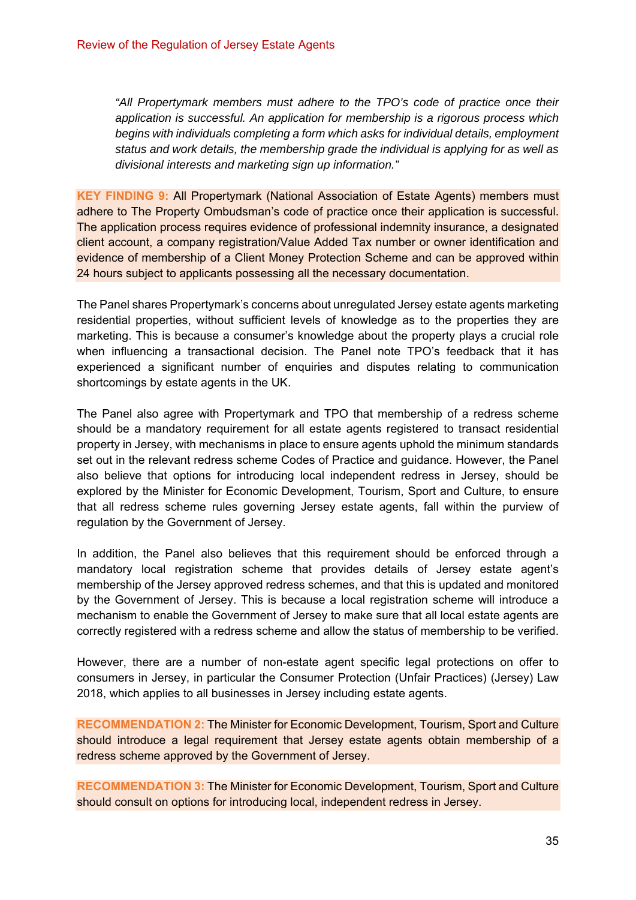> *"All Propertymark members must adhere to the TPO's code of practice once their application is successful. An application for membership is a rigorous process which begins with individuals completing a form which asks for individual details, employment status and work details, the membership grade the individual is applying for as well as divisional interests and marketing sign up information."*

**KEY FINDING 9:** All Propertymark (National Association of Estate Agents) members must adhere to The Property Ombudsman's code of practice once their application is successful. The application process requires evidence of professional indemnity insurance, a designated client account, a company registration/Value Added Tax number or owner identification and evidence of membership of a Client Money Protection Scheme and can be approved within 24 hours subject to applicants possessing all the necessary documentation.

The Panel shares Propertymark's concerns about unregulated Jersey estate agents marketing residential properties, without sufficient levels of knowledge as to the properties they are marketing. This is because a consumer's knowledge about the property plays a crucial role when influencing a transactional decision. The Panel note TPO's feedback that it has experienced a significant number of enquiries and disputes relating to communication shortcomings by estate agents in the UK.

The Panel also agree with Propertymark and TPO that membership of a redress scheme should be a mandatory requirement for all estate agents registered to transact residential property in Jersey, with mechanisms in place to ensure agents uphold the minimum standards set out in the relevant redress scheme Codes of Practice and guidance. However, the Panel also believe that options for introducing local independent redress in Jersey, should be explored by the Minister for Economic Development, Tourism, Sport and Culture, to ensure that all redress scheme rules governing Jersey estate agents, fall within the purview of regulation by the Government of Jersey.

In addition, the Panel also believes that this requirement should be enforced through a mandatory local registration scheme that provides details of Jersey estate agent's membership of the Jersey approved redress schemes, and that this is updated and monitored by the Government of Jersey. This is because a local registration scheme will introduce a mechanism to enable the Government of Jersey to make sure that all local estate agents are correctly registered with a redress scheme and allow the status of membership to be verified.

However, there are a number of non-estate agent specific legal protections on offer to consumers in Jersey, in particular the Consumer Protection (Unfair Practices) (Jersey) Law 2018, which applies to all businesses in Jersey including estate agents.

**RECOMMENDATION 2:** The Minister for Economic Development, Tourism, Sport and Culture should introduce a legal requirement that Jersey estate agents obtain membership of a redress scheme approved by the Government of Jersey.

**RECOMMENDATION 3:** The Minister for Economic Development, Tourism, Sport and Culture should consult on options for introducing local, independent redress in Jersey.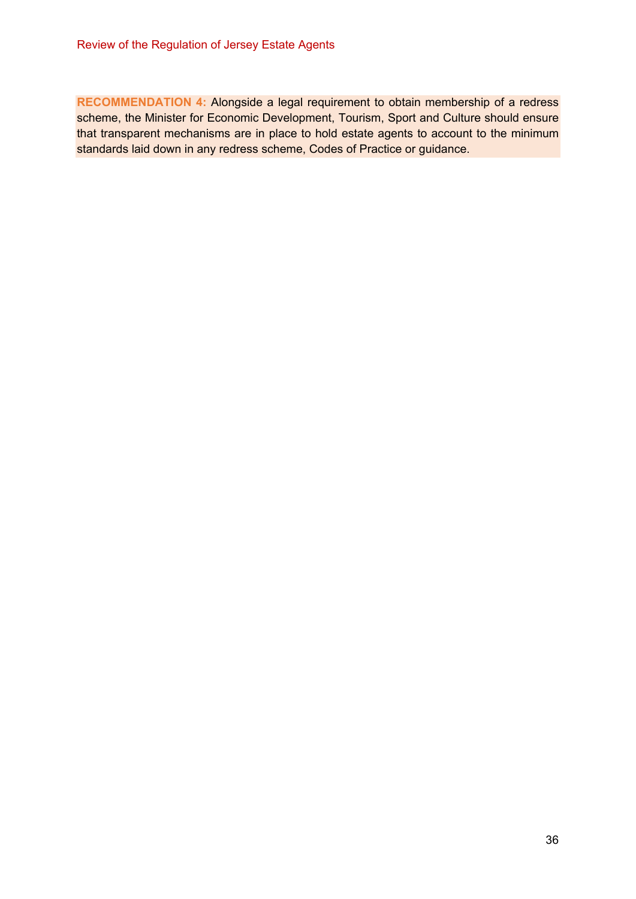**RECOMMENDATION 4:** Alongside a legal requirement to obtain membership of a redress scheme, the Minister for Economic Development, Tourism, Sport and Culture should ensure that transparent mechanisms are in place to hold estate agents to account to the minimum standards laid down in any redress scheme, Codes of Practice or guidance.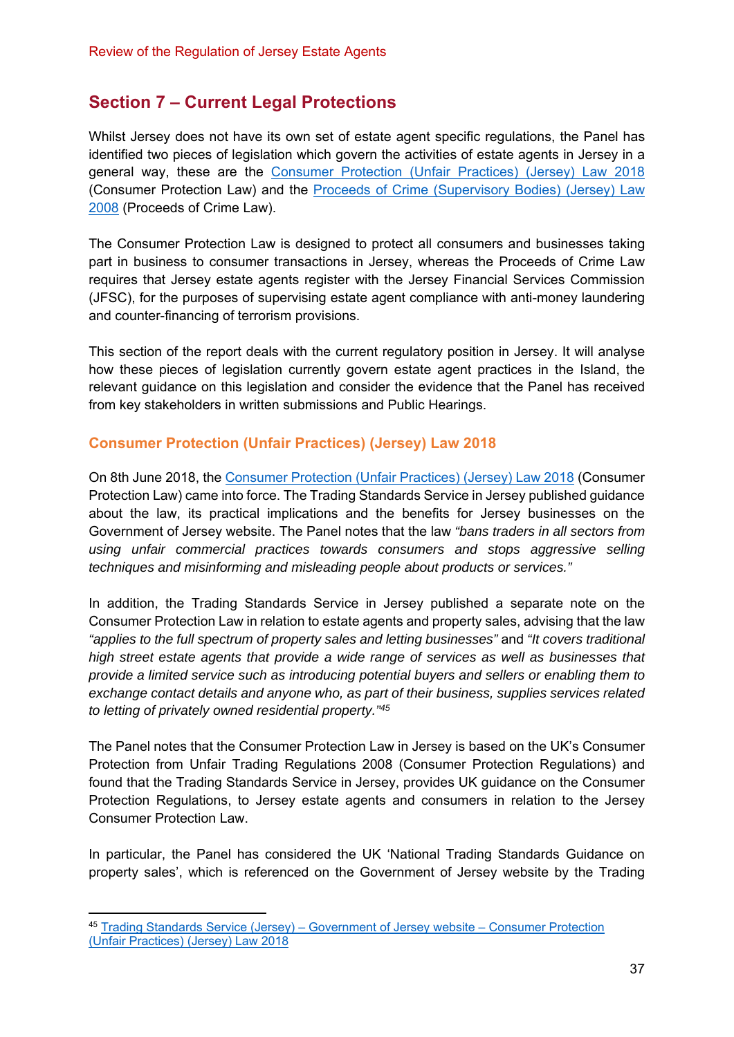## Section 7 – Current Legal Protections

Whilst Jersey does not have its own set of estate agent specific regulations, the Panel has identified two pieces of legislation which govern the activities of estate agents in Jersey in a general way, these are the Consumer Protection (Unfair Practices) (Jersey) Law 2018 (Consumer Protection Law) and the Proceeds of Crime (Supervisory Bodies) (Jersey) Law 2008 (Proceeds of Crime Law).

The Consumer Protection Law is designed to protect all consumers and businesses taking part in business to consumer transactions in Jersey, whereas the Proceeds of Crime Law requires that Jersey estate agents register with the Jersey Financial Services Commission (JFSC), for the purposes of supervising estate agent compliance with anti-money laundering and counter-financing of terrorism provisions.

This section of the report deals with the current regulatory position in Jersey. It will analyse how these pieces of legislation currently govern estate agent practices in the Island, the relevant guidance on this legislation and consider the evidence that the Panel has received from key stakeholders in written submissions and Public Hearings.

### Consumer Protection (Unfair Practices) (Jersey) Law 2018

On 8th June 2018, the Consumer Protection (Unfair Practices) (Jersey) Law 2018 (Consumer Protection Law) came into force. The Trading Standards Service in Jersey published guidance about the law, its practical implications and the benefits for Jersey businesses on the Government of Jersey website. The Panel notes that the law *"bans traders in all sectors from using unfair commercial practices towards consumers and stops aggressive selling techniques and misinforming and misleading people about products or services."*

In addition, the Trading Standards Service in Jersey published a separate note on the Consumer Protection Law in relation to estate agents and property sales, advising that the law *"applies to the full spectrum of property sales and letting businesses"* and *"It covers traditional high street estate agents that provide a wide range of services as well as businesses that provide a limited service such as introducing potential buyers and sellers or enabling them to exchange contact details and anyone who, as part of their business, supplies services related to letting of privately owned residential property."*[45]

The Panel notes that the Consumer Protection Law in Jersey is based on the UK's Consumer Protection from Unfair Trading Regulations 2008 (Consumer Protection Regulations) and found that the Trading Standards Service in Jersey, provides UK guidance on the Consumer Protection Regulations, to Jersey estate agents and consumers in relation to the Jersey Consumer Protection Law.

In particular, the Panel has considered the UK 'National Trading Standards Guidance on property sales', which is referenced on the Government of Jersey website by the Trading

---

[45] Trading Standards Service (Jersey) – Government of Jersey website – Consumer Protection (Unfair Practices) (Jersey) Law 2018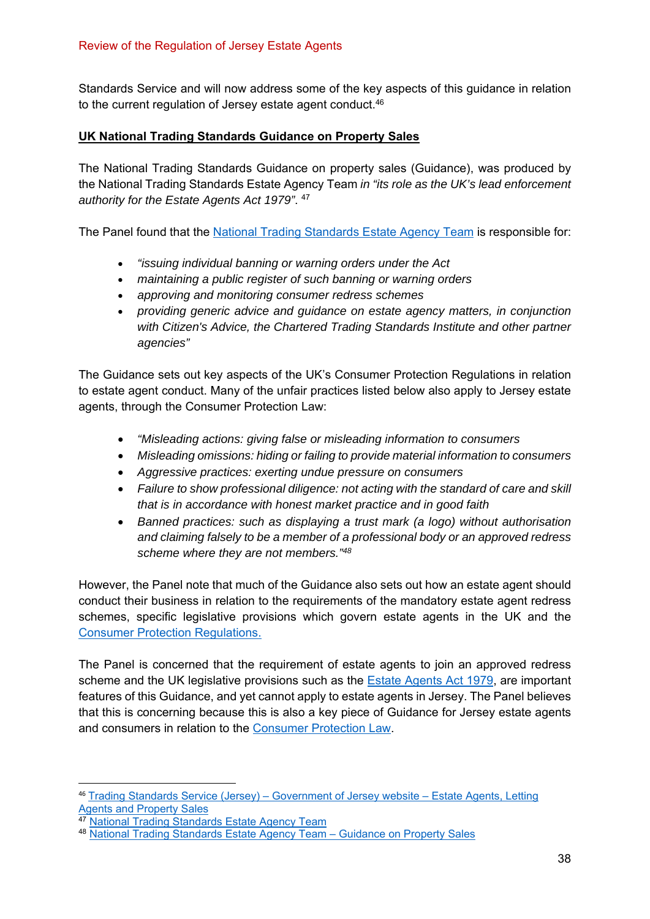Standards Service and will now address some of the key aspects of this guidance in relation to the current regulation of Jersey estate agent conduct.[46]

**UK National Trading Standards Guidance on Property Sales**

The National Trading Standards Guidance on property sales (Guidance), was produced by the National Trading Standards Estate Agency Team *in "its role as the UK's lead enforcement authority for the Estate Agents Act 1979"*. [47]

The Panel found that the National Trading Standards Estate Agency Team is responsible for:

- *"issuing individual banning or warning orders under the Act*
- *maintaining a public register of such banning or warning orders*
- *approving and monitoring consumer redress schemes*
- *providing generic advice and guidance on estate agency matters, in conjunction with Citizen's Advice, the Chartered Trading Standards Institute and other partner agencies"*

The Guidance sets out key aspects of the UK's Consumer Protection Regulations in relation to estate agent conduct. Many of the unfair practices listed below also apply to Jersey estate agents, through the Consumer Protection Law:

- *"Misleading actions: giving false or misleading information to consumers*
- *Misleading omissions: hiding or failing to provide material information to consumers*
- *Aggressive practices: exerting undue pressure on consumers*
- *Failure to show professional diligence: not acting with the standard of care and skill that is in accordance with honest market practice and in good faith*
- *Banned practices: such as displaying a trust mark (a logo) without authorisation and claiming falsely to be a member of a professional body or an approved redress scheme where they are not members."*[48]

However, the Panel note that much of the Guidance also sets out how an estate agent should conduct their business in relation to the requirements of the mandatory estate agent redress schemes, specific legislative provisions which govern estate agents in the UK and the Consumer Protection Regulations.

The Panel is concerned that the requirement of estate agents to join an approved redress scheme and the UK legislative provisions such as the Estate Agents Act 1979, are important features of this Guidance, and yet cannot apply to estate agents in Jersey. The Panel believes that this is concerning because this is also a key piece of Guidance for Jersey estate agents and consumers in relation to the Consumer Protection Law.

---

[46] Trading Standards Service (Jersey) – Government of Jersey website – Estate Agents, Letting Agents and Property Sales
[47] National Trading Standards Estate Agency Team
[48] National Trading Standards Estate Agency Team – Guidance on Property Sales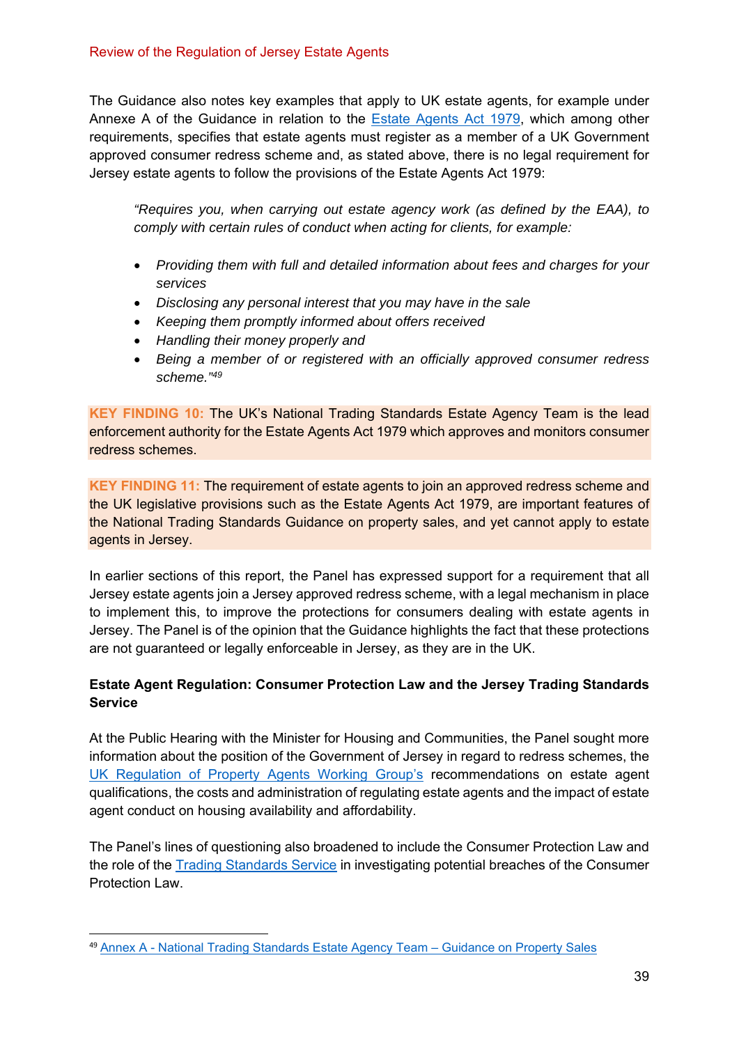The Guidance also notes key examples that apply to UK estate agents, for example under Annexe A of the Guidance in relation to the Estate Agents Act 1979, which among other requirements, specifies that estate agents must register as a member of a UK Government approved consumer redress scheme and, as stated above, there is no legal requirement for Jersey estate agents to follow the provisions of the Estate Agents Act 1979:

> *"Requires you, when carrying out estate agency work (as defined by the EAA), to comply with certain rules of conduct when acting for clients, for example:*
>
> - *Providing them with full and detailed information about fees and charges for your services*
> - *Disclosing any personal interest that you may have in the sale*
> - *Keeping them promptly informed about offers received*
> - *Handling their money properly and*
> - *Being a member of or registered with an officially approved consumer redress scheme."*[49]

**KEY FINDING 10:** The UK's National Trading Standards Estate Agency Team is the lead enforcement authority for the Estate Agents Act 1979 which approves and monitors consumer redress schemes.

**KEY FINDING 11:** The requirement of estate agents to join an approved redress scheme and the UK legislative provisions such as the Estate Agents Act 1979, are important features of the National Trading Standards Guidance on property sales, and yet cannot apply to estate agents in Jersey.

In earlier sections of this report, the Panel has expressed support for a requirement that all Jersey estate agents join a Jersey approved redress scheme, with a legal mechanism in place to implement this, to improve the protections for consumers dealing with estate agents in Jersey. The Panel is of the opinion that the Guidance highlights the fact that these protections are not guaranteed or legally enforceable in Jersey, as they are in the UK.

**Estate Agent Regulation: Consumer Protection Law and the Jersey Trading Standards Service**

At the Public Hearing with the Minister for Housing and Communities, the Panel sought more information about the position of the Government of Jersey in regard to redress schemes, the UK Regulation of Property Agents Working Group's recommendations on estate agent qualifications, the costs and administration of regulating estate agents and the impact of estate agent conduct on housing availability and affordability.

The Panel's lines of questioning also broadened to include the Consumer Protection Law and the role of the Trading Standards Service in investigating potential breaches of the Consumer Protection Law.

---

[49] Annex A - National Trading Standards Estate Agency Team – Guidance on Property Sales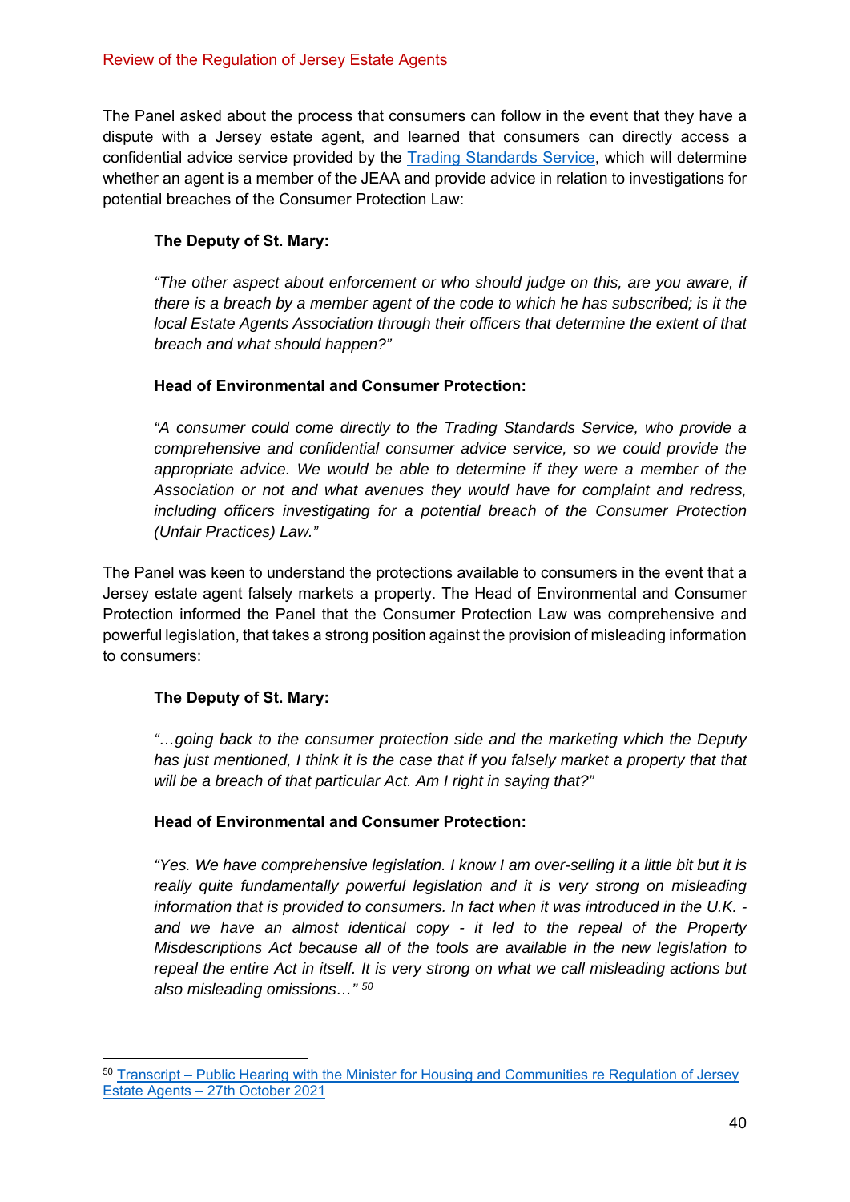The Panel asked about the process that consumers can follow in the event that they have a dispute with a Jersey estate agent, and learned that consumers can directly access a confidential advice service provided by the [Trading Standards Service](), which will determine whether an agent is a member of the JEAA and provide advice in relation to investigations for potential breaches of the Consumer Protection Law:

> **The Deputy of St. Mary:**
>
> *"The other aspect about enforcement or who should judge on this, are you aware, if there is a breach by a member agent of the code to which he has subscribed; is it the local Estate Agents Association through their officers that determine the extent of that breach and what should happen?"*
>
> **Head of Environmental and Consumer Protection:**
>
> *"A consumer could come directly to the Trading Standards Service, who provide a comprehensive and confidential consumer advice service, so we could provide the appropriate advice. We would be able to determine if they were a member of the Association or not and what avenues they would have for complaint and redress, including officers investigating for a potential breach of the Consumer Protection (Unfair Practices) Law."*

The Panel was keen to understand the protections available to consumers in the event that a Jersey estate agent falsely markets a property. The Head of Environmental and Consumer Protection informed the Panel that the Consumer Protection Law was comprehensive and powerful legislation, that takes a strong position against the provision of misleading information to consumers:

> **The Deputy of St. Mary:**
>
> *"…going back to the consumer protection side and the marketing which the Deputy has just mentioned, I think it is the case that if you falsely market a property that that will be a breach of that particular Act. Am I right in saying that?"*
>
> **Head of Environmental and Consumer Protection:**
>
> *"Yes. We have comprehensive legislation. I know I am over-selling it a little bit but it is really quite fundamentally powerful legislation and it is very strong on misleading information that is provided to consumers. In fact when it was introduced in the U.K. - and we have an almost identical copy - it led to the repeal of the Property Misdescriptions Act because all of the tools are available in the new legislation to repeal the entire Act in itself. It is very strong on what we call misleading actions but also misleading omissions…"* [50]

[50] [Transcript – Public Hearing with the Minister for Housing and Communities re Regulation of Jersey Estate Agents – 27th October 2021]()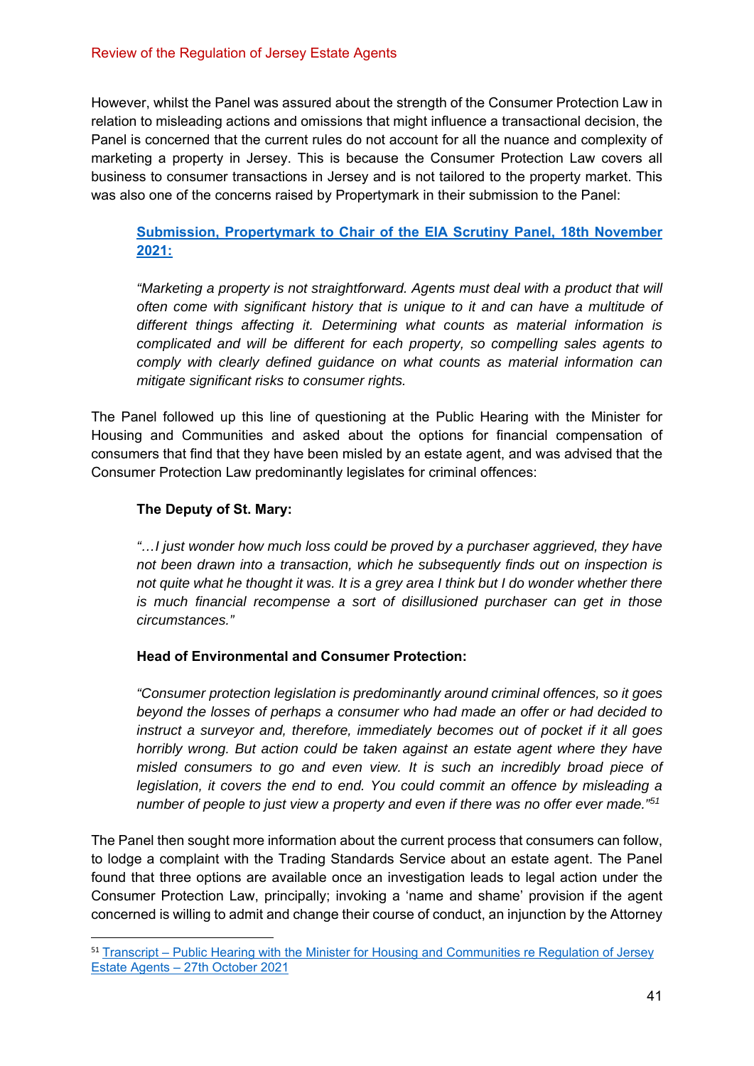However, whilst the Panel was assured about the strength of the Consumer Protection Law in relation to misleading actions and omissions that might influence a transactional decision, the Panel is concerned that the current rules do not account for all the nuance and complexity of marketing a property in Jersey. This is because the Consumer Protection Law covers all business to consumer transactions in Jersey and is not tailored to the property market. This was also one of the concerns raised by Propertymark in their submission to the Panel:

> **Submission, Propertymark to Chair of the EIA Scrutiny Panel, 18th November 2021:**
>
> *"Marketing a property is not straightforward. Agents must deal with a product that will often come with significant history that is unique to it and can have a multitude of different things affecting it. Determining what counts as material information is complicated and will be different for each property, so compelling sales agents to comply with clearly defined guidance on what counts as material information can mitigate significant risks to consumer rights.*

The Panel followed up this line of questioning at the Public Hearing with the Minister for Housing and Communities and asked about the options for financial compensation of consumers that find that they have been misled by an estate agent, and was advised that the Consumer Protection Law predominantly legislates for criminal offences:

> **The Deputy of St. Mary:**
>
> *"…I just wonder how much loss could be proved by a purchaser aggrieved, they have not been drawn into a transaction, which he subsequently finds out on inspection is not quite what he thought it was. It is a grey area I think but I do wonder whether there is much financial recompense a sort of disillusioned purchaser can get in those circumstances."*
>
> **Head of Environmental and Consumer Protection:**
>
> *"Consumer protection legislation is predominantly around criminal offences, so it goes beyond the losses of perhaps a consumer who had made an offer or had decided to instruct a surveyor and, therefore, immediately becomes out of pocket if it all goes horribly wrong. But action could be taken against an estate agent where they have misled consumers to go and even view. It is such an incredibly broad piece of legislation, it covers the end to end. You could commit an offence by misleading a number of people to just view a property and even if there was no offer ever made."*[51]

The Panel then sought more information about the current process that consumers can follow, to lodge a complaint with the Trading Standards Service about an estate agent. The Panel found that three options are available once an investigation leads to legal action under the Consumer Protection Law, principally; invoking a 'name and shame' provision if the agent concerned is willing to admit and change their course of conduct, an injunction by the Attorney

[51] Transcript – Public Hearing with the Minister for Housing and Communities re Regulation of Jersey Estate Agents – 27th October 2021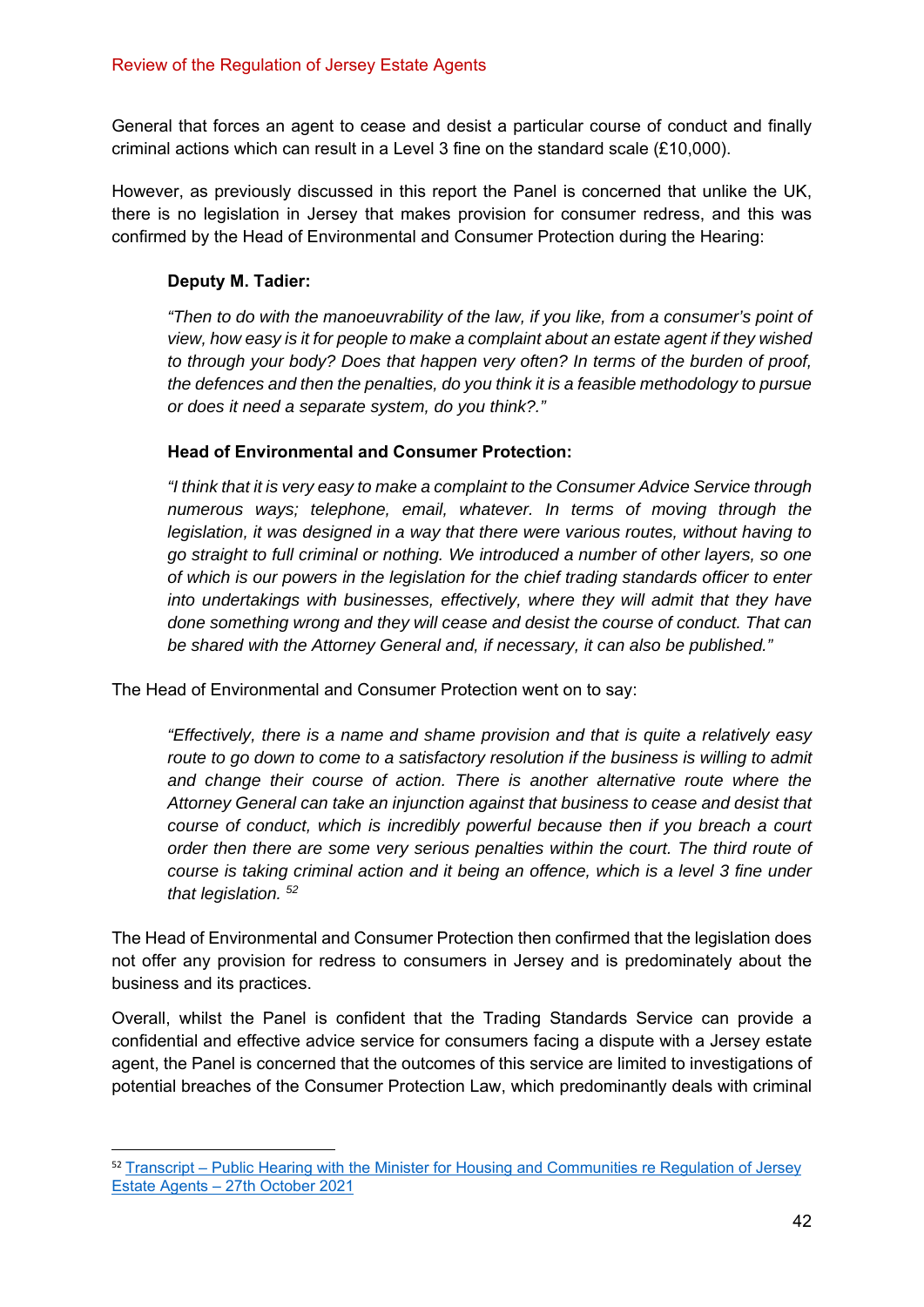General that forces an agent to cease and desist a particular course of conduct and finally criminal actions which can result in a Level 3 fine on the standard scale (£10,000).

However, as previously discussed in this report the Panel is concerned that unlike the UK, there is no legislation in Jersey that makes provision for consumer redress, and this was confirmed by the Head of Environmental and Consumer Protection during the Hearing:

> **Deputy M. Tadier:**
>
> *"Then to do with the manoeuvrability of the law, if you like, from a consumer's point of view, how easy is it for people to make a complaint about an estate agent if they wished to through your body? Does that happen very often? In terms of the burden of proof, the defences and then the penalties, do you think it is a feasible methodology to pursue or does it need a separate system, do you think?."*
>
> **Head of Environmental and Consumer Protection:**
>
> *"I think that it is very easy to make a complaint to the Consumer Advice Service through numerous ways; telephone, email, whatever. In terms of moving through the legislation, it was designed in a way that there were various routes, without having to go straight to full criminal or nothing. We introduced a number of other layers, so one of which is our powers in the legislation for the chief trading standards officer to enter into undertakings with businesses, effectively, where they will admit that they have done something wrong and they will cease and desist the course of conduct. That can be shared with the Attorney General and, if necessary, it can also be published."*

The Head of Environmental and Consumer Protection went on to say:

> *"Effectively, there is a name and shame provision and that is quite a relatively easy route to go down to come to a satisfactory resolution if the business is willing to admit and change their course of action. There is another alternative route where the Attorney General can take an injunction against that business to cease and desist that course of conduct, which is incredibly powerful because then if you breach a court order then there are some very serious penalties within the court. The third route of course is taking criminal action and it being an offence, which is a level 3 fine under that legislation.* [52]

The Head of Environmental and Consumer Protection then confirmed that the legislation does not offer any provision for redress to consumers in Jersey and is predominately about the business and its practices.

Overall, whilst the Panel is confident that the Trading Standards Service can provide a confidential and effective advice service for consumers facing a dispute with a Jersey estate agent, the Panel is concerned that the outcomes of this service are limited to investigations of potential breaches of the Consumer Protection Law, which predominantly deals with criminal

---

[52] Transcript – Public Hearing with the Minister for Housing and Communities re Regulation of Jersey Estate Agents – 27th October 2021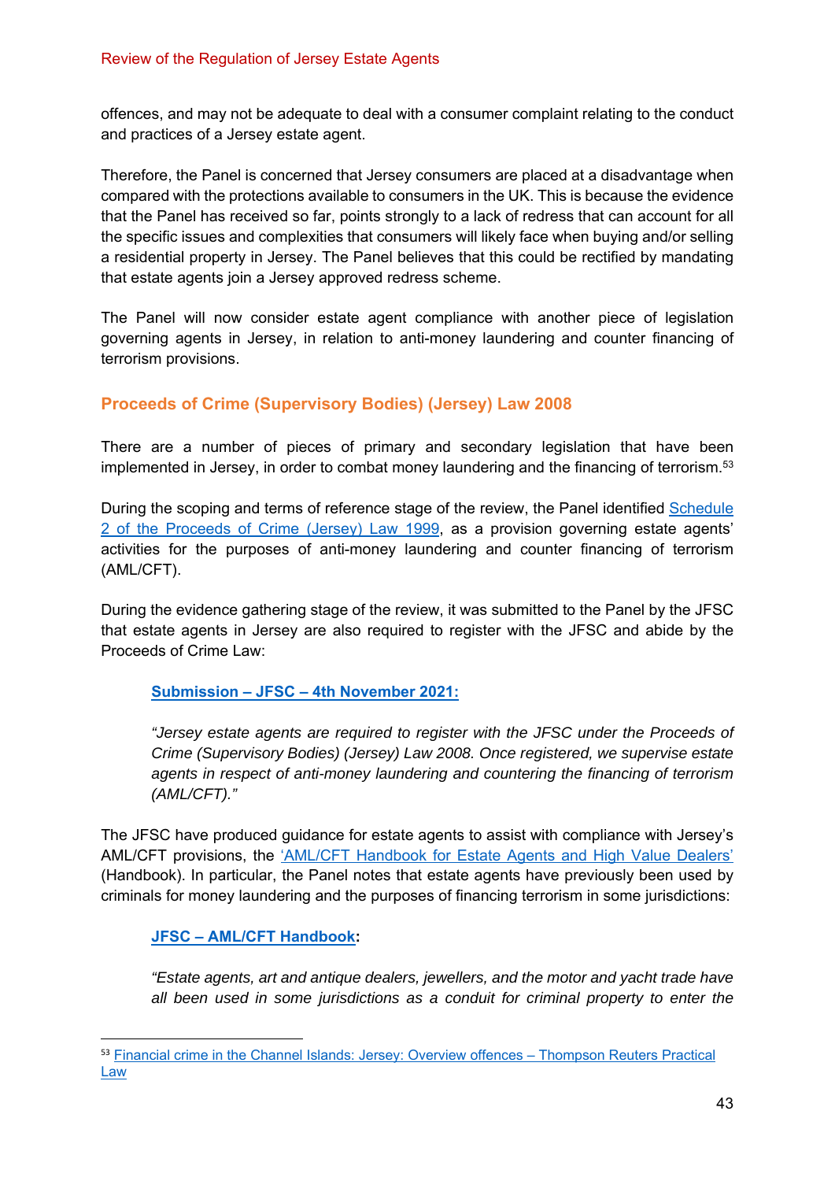offences, and may not be adequate to deal with a consumer complaint relating to the conduct and practices of a Jersey estate agent.

Therefore, the Panel is concerned that Jersey consumers are placed at a disadvantage when compared with the protections available to consumers in the UK. This is because the evidence that the Panel has received so far, points strongly to a lack of redress that can account for all the specific issues and complexities that consumers will likely face when buying and/or selling a residential property in Jersey. The Panel believes that this could be rectified by mandating that estate agents join a Jersey approved redress scheme.

The Panel will now consider estate agent compliance with another piece of legislation governing agents in Jersey, in relation to anti-money laundering and counter financing of terrorism provisions.

## Proceeds of Crime (Supervisory Bodies) (Jersey) Law 2008

There are a number of pieces of primary and secondary legislation that have been implemented in Jersey, in order to combat money laundering and the financing of terrorism.[53]

During the scoping and terms of reference stage of the review, the Panel identified Schedule 2 of the Proceeds of Crime (Jersey) Law 1999, as a provision governing estate agents' activities for the purposes of anti-money laundering and counter financing of terrorism (AML/CFT).

During the evidence gathering stage of the review, it was submitted to the Panel by the JFSC that estate agents in Jersey are also required to register with the JFSC and abide by the Proceeds of Crime Law:

> **Submission – JFSC – 4th November 2021:**
>
> *"Jersey estate agents are required to register with the JFSC under the Proceeds of Crime (Supervisory Bodies) (Jersey) Law 2008. Once registered, we supervise estate agents in respect of anti-money laundering and countering the financing of terrorism (AML/CFT)."*

The JFSC have produced guidance for estate agents to assist with compliance with Jersey's AML/CFT provisions, the 'AML/CFT Handbook for Estate Agents and High Value Dealers' (Handbook). In particular, the Panel notes that estate agents have previously been used by criminals for money laundering and the purposes of financing terrorism in some jurisdictions:

> **JFSC – AML/CFT Handbook:**
>
> *"Estate agents, art and antique dealers, jewellers, and the motor and yacht trade have all been used in some jurisdictions as a conduit for criminal property to enter the*

---

[53] Financial crime in the Channel Islands: Jersey: Overview offences – Thompson Reuters Practical Law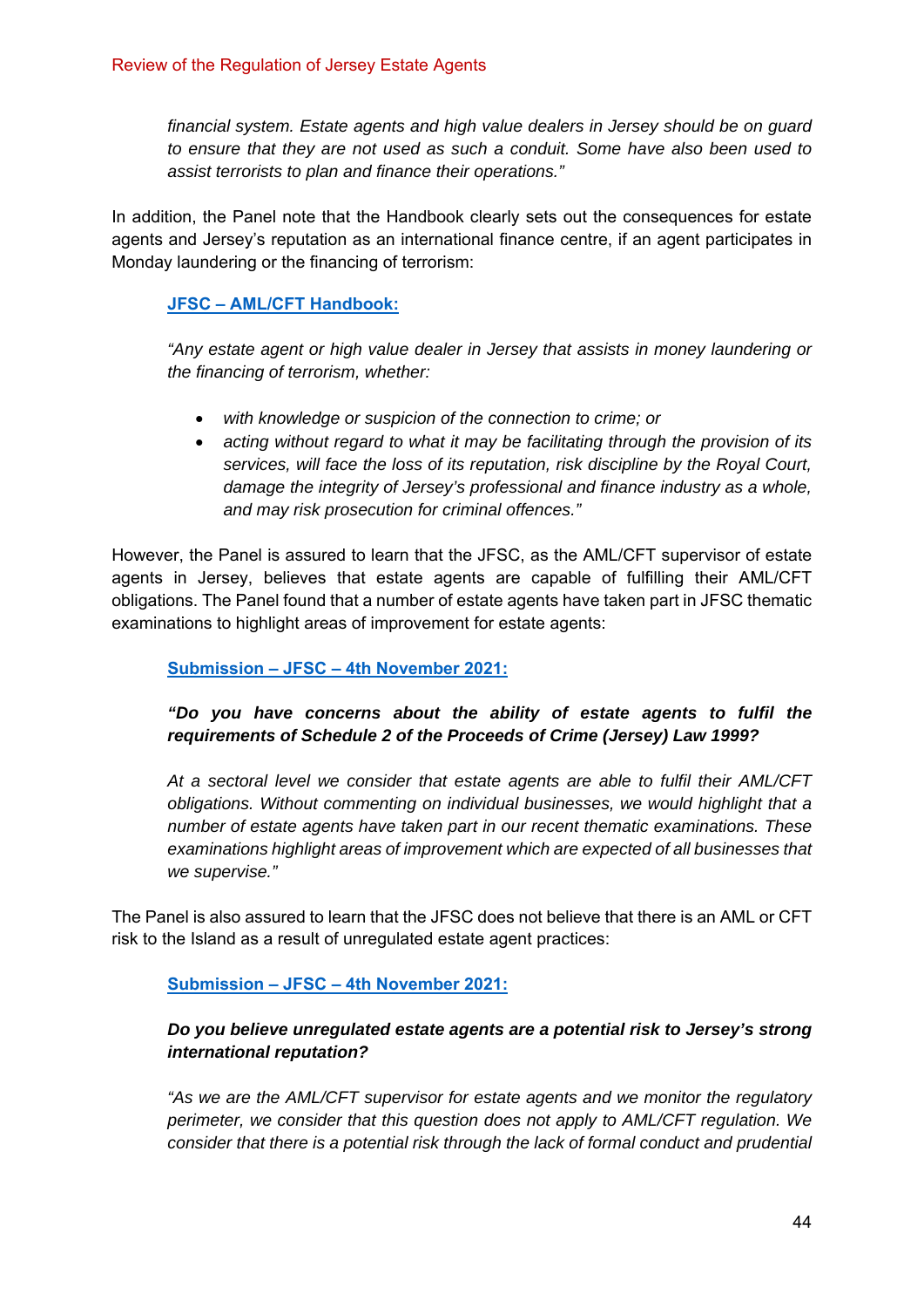*financial system. Estate agents and high value dealers in Jersey should be on guard to ensure that they are not used as such a conduit. Some have also been used to assist terrorists to plan and finance their operations."*

In addition, the Panel note that the Handbook clearly sets out the consequences for estate agents and Jersey's reputation as an international finance centre, if an agent participates in Monday laundering or the financing of terrorism:

**JFSC – AML/CFT Handbook:**

*"Any estate agent or high value dealer in Jersey that assists in money laundering or the financing of terrorism, whether:*

- *with knowledge or suspicion of the connection to crime; or*
- *acting without regard to what it may be facilitating through the provision of its services, will face the loss of its reputation, risk discipline by the Royal Court, damage the integrity of Jersey's professional and finance industry as a whole, and may risk prosecution for criminal offences."*

However, the Panel is assured to learn that the JFSC, as the AML/CFT supervisor of estate agents in Jersey, believes that estate agents are capable of fulfilling their AML/CFT obligations. The Panel found that a number of estate agents have taken part in JFSC thematic examinations to highlight areas of improvement for estate agents:

**Submission – JFSC – 4th November 2021:**

***"Do you have concerns about the ability of estate agents to fulfil the requirements of Schedule 2 of the Proceeds of Crime (Jersey) Law 1999?***

*At a sectoral level we consider that estate agents are able to fulfil their AML/CFT obligations. Without commenting on individual businesses, we would highlight that a number of estate agents have taken part in our recent thematic examinations. These examinations highlight areas of improvement which are expected of all businesses that we supervise."*

The Panel is also assured to learn that the JFSC does not believe that there is an AML or CFT risk to the Island as a result of unregulated estate agent practices:

**Submission – JFSC – 4th November 2021:**

***Do you believe unregulated estate agents are a potential risk to Jersey's strong international reputation?***

*"As we are the AML/CFT supervisor for estate agents and we monitor the regulatory perimeter, we consider that this question does not apply to AML/CFT regulation. We consider that there is a potential risk through the lack of formal conduct and prudential*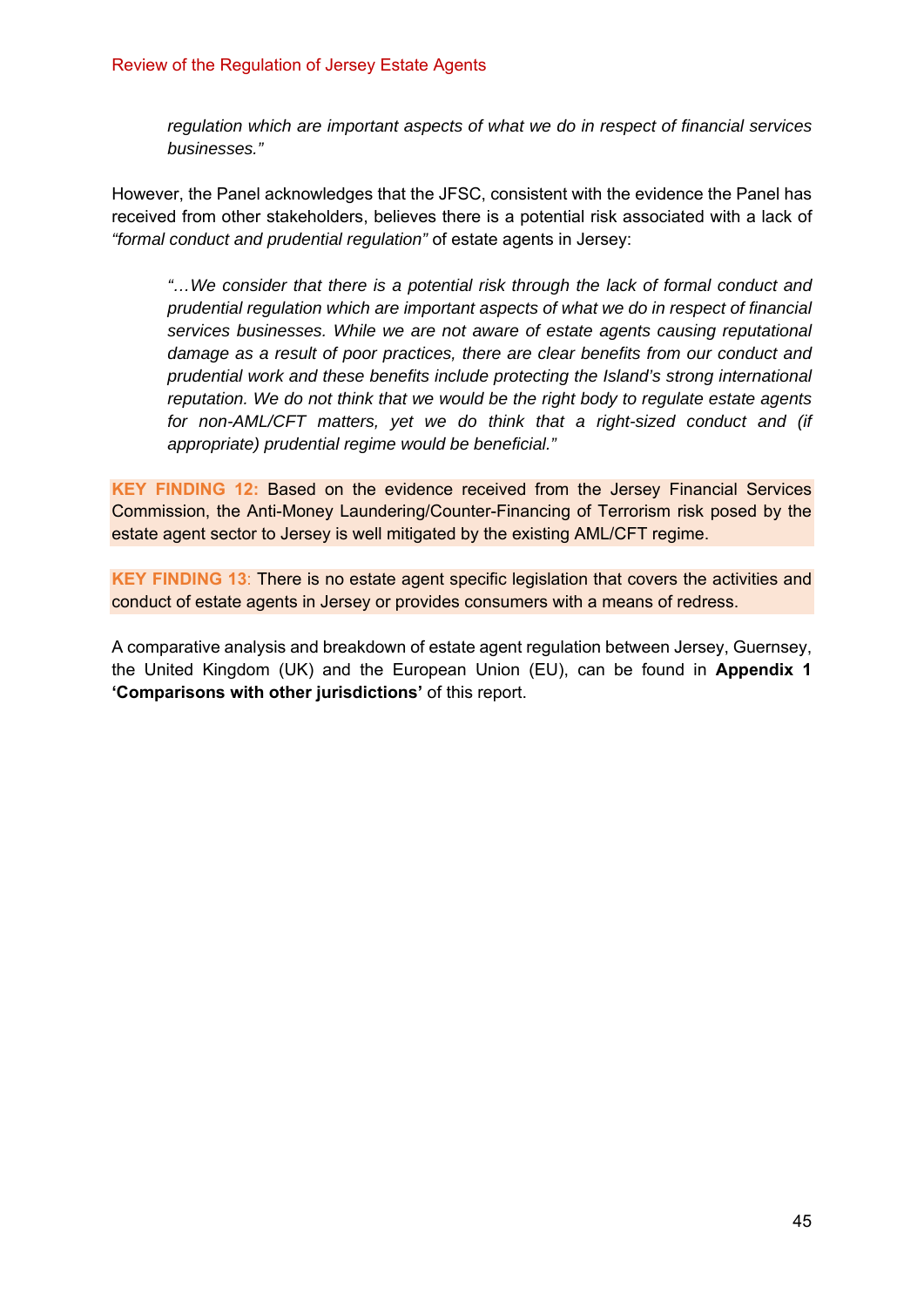> *regulation which are important aspects of what we do in respect of financial services businesses."*

However, the Panel acknowledges that the JFSC, consistent with the evidence the Panel has received from other stakeholders, believes there is a potential risk associated with a lack of *"formal conduct and prudential regulation"* of estate agents in Jersey:

> *"…We consider that there is a potential risk through the lack of formal conduct and prudential regulation which are important aspects of what we do in respect of financial services businesses. While we are not aware of estate agents causing reputational damage as a result of poor practices, there are clear benefits from our conduct and prudential work and these benefits include protecting the Island's strong international reputation. We do not think that we would be the right body to regulate estate agents for non-AML/CFT matters, yet we do think that a right-sized conduct and (if appropriate) prudential regime would be beneficial."*

**KEY FINDING 12:** Based on the evidence received from the Jersey Financial Services Commission, the Anti-Money Laundering/Counter-Financing of Terrorism risk posed by the estate agent sector to Jersey is well mitigated by the existing AML/CFT regime.

**KEY FINDING 13**: There is no estate agent specific legislation that covers the activities and conduct of estate agents in Jersey or provides consumers with a means of redress.

A comparative analysis and breakdown of estate agent regulation between Jersey, Guernsey, the United Kingdom (UK) and the European Union (EU), can be found in **Appendix 1 'Comparisons with other jurisdictions'** of this report.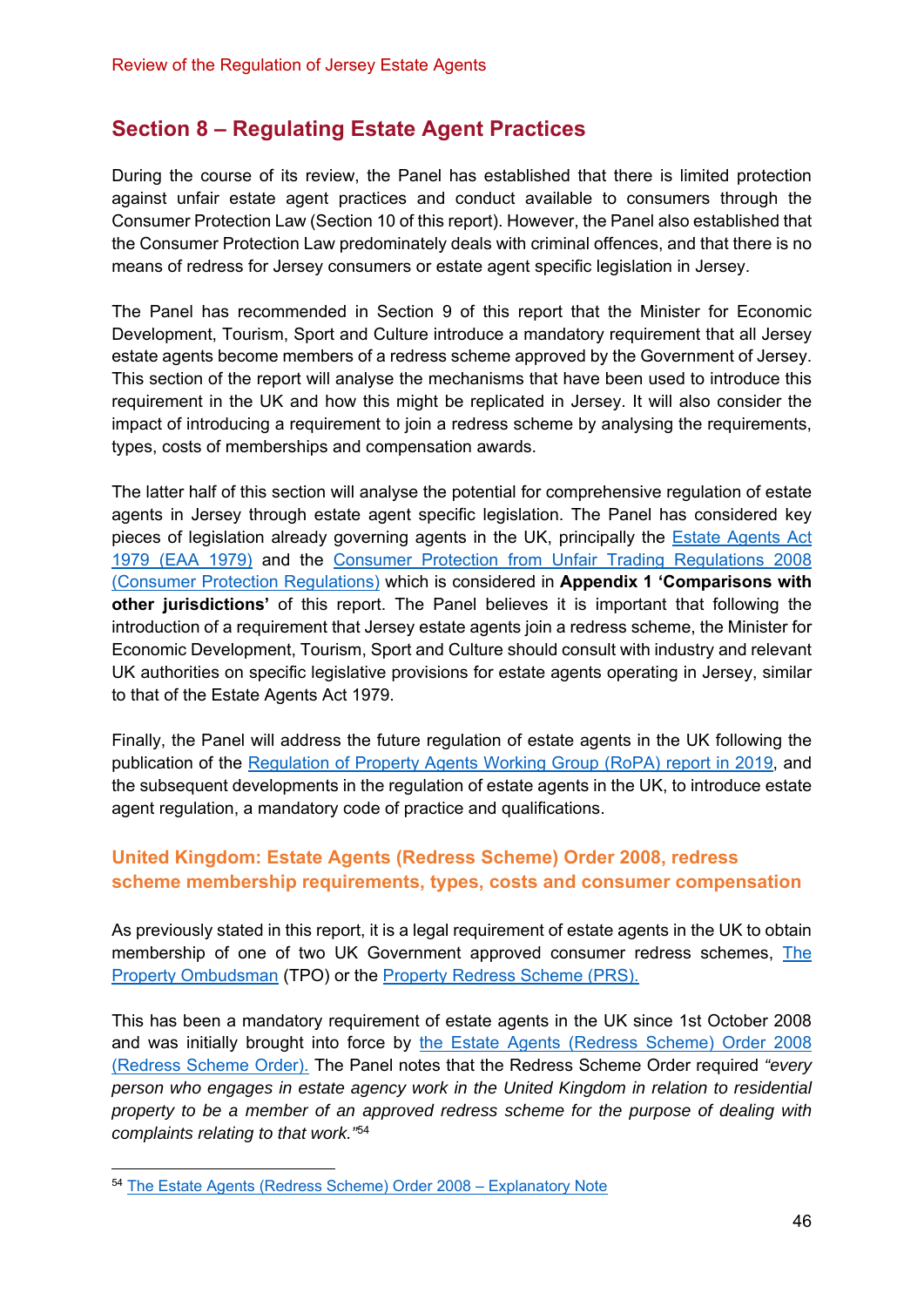## Section 8 – Regulating Estate Agent Practices

During the course of its review, the Panel has established that there is limited protection against unfair estate agent practices and conduct available to consumers through the Consumer Protection Law (Section 10 of this report). However, the Panel also established that the Consumer Protection Law predominately deals with criminal offences, and that there is no means of redress for Jersey consumers or estate agent specific legislation in Jersey.

The Panel has recommended in Section 9 of this report that the Minister for Economic Development, Tourism, Sport and Culture introduce a mandatory requirement that all Jersey estate agents become members of a redress scheme approved by the Government of Jersey. This section of the report will analyse the mechanisms that have been used to introduce this requirement in the UK and how this might be replicated in Jersey. It will also consider the impact of introducing a requirement to join a redress scheme by analysing the requirements, types, costs of memberships and compensation awards.

The latter half of this section will analyse the potential for comprehensive regulation of estate agents in Jersey through estate agent specific legislation. The Panel has considered key pieces of legislation already governing agents in the UK, principally the Estate Agents Act 1979 (EAA 1979) and the Consumer Protection from Unfair Trading Regulations 2008 (Consumer Protection Regulations) which is considered in **Appendix 1 'Comparisons with other jurisdictions'** of this report. The Panel believes it is important that following the introduction of a requirement that Jersey estate agents join a redress scheme, the Minister for Economic Development, Tourism, Sport and Culture should consult with industry and relevant UK authorities on specific legislative provisions for estate agents operating in Jersey, similar to that of the Estate Agents Act 1979.

Finally, the Panel will address the future regulation of estate agents in the UK following the publication of the Regulation of Property Agents Working Group (RoPA) report in 2019, and the subsequent developments in the regulation of estate agents in the UK, to introduce estate agent regulation, a mandatory code of practice and qualifications.

### United Kingdom: Estate Agents (Redress Scheme) Order 2008, redress scheme membership requirements, types, costs and consumer compensation

As previously stated in this report, it is a legal requirement of estate agents in the UK to obtain membership of one of two UK Government approved consumer redress schemes, The Property Ombudsman (TPO) or the Property Redress Scheme (PRS).

This has been a mandatory requirement of estate agents in the UK since 1st October 2008 and was initially brought into force by the Estate Agents (Redress Scheme) Order 2008 (Redress Scheme Order). The Panel notes that the Redress Scheme Order required *"every person who engages in estate agency work in the United Kingdom in relation to residential property to be a member of an approved redress scheme for the purpose of dealing with complaints relating to that work."*[54]

---

[54] The Estate Agents (Redress Scheme) Order 2008 – Explanatory Note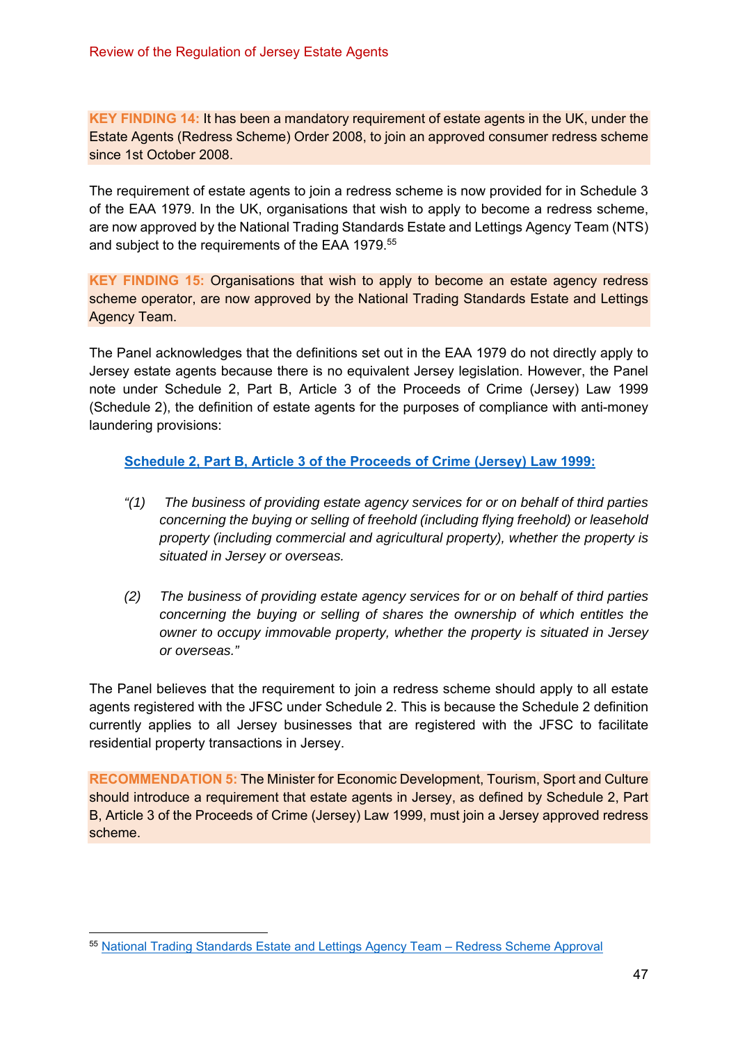**KEY FINDING 14:** It has been a mandatory requirement of estate agents in the UK, under the Estate Agents (Redress Scheme) Order 2008, to join an approved consumer redress scheme since 1st October 2008.

The requirement of estate agents to join a redress scheme is now provided for in Schedule 3 of the EAA 1979. In the UK, organisations that wish to apply to become a redress scheme, are now approved by the National Trading Standards Estate and Lettings Agency Team (NTS) and subject to the requirements of the EAA 1979.[55]

**KEY FINDING 15:** Organisations that wish to apply to become an estate agency redress scheme operator, are now approved by the National Trading Standards Estate and Lettings Agency Team.

The Panel acknowledges that the definitions set out in the EAA 1979 do not directly apply to Jersey estate agents because there is no equivalent Jersey legislation. However, the Panel note under Schedule 2, Part B, Article 3 of the Proceeds of Crime (Jersey) Law 1999 (Schedule 2), the definition of estate agents for the purposes of compliance with anti-money laundering provisions:

**Schedule 2, Part B, Article 3 of the Proceeds of Crime (Jersey) Law 1999:**

> *"(1) The business of providing estate agency services for or on behalf of third parties concerning the buying or selling of freehold (including flying freehold) or leasehold property (including commercial and agricultural property), whether the property is situated in Jersey or overseas.*
>
> *(2) The business of providing estate agency services for or on behalf of third parties concerning the buying or selling of shares the ownership of which entitles the owner to occupy immovable property, whether the property is situated in Jersey or overseas."*

The Panel believes that the requirement to join a redress scheme should apply to all estate agents registered with the JFSC under Schedule 2. This is because the Schedule 2 definition currently applies to all Jersey businesses that are registered with the JFSC to facilitate residential property transactions in Jersey.

**RECOMMENDATION 5:** The Minister for Economic Development, Tourism, Sport and Culture should introduce a requirement that estate agents in Jersey, as defined by Schedule 2, Part B, Article 3 of the Proceeds of Crime (Jersey) Law 1999, must join a Jersey approved redress scheme.

---

[55] National Trading Standards Estate and Lettings Agency Team – Redress Scheme Approval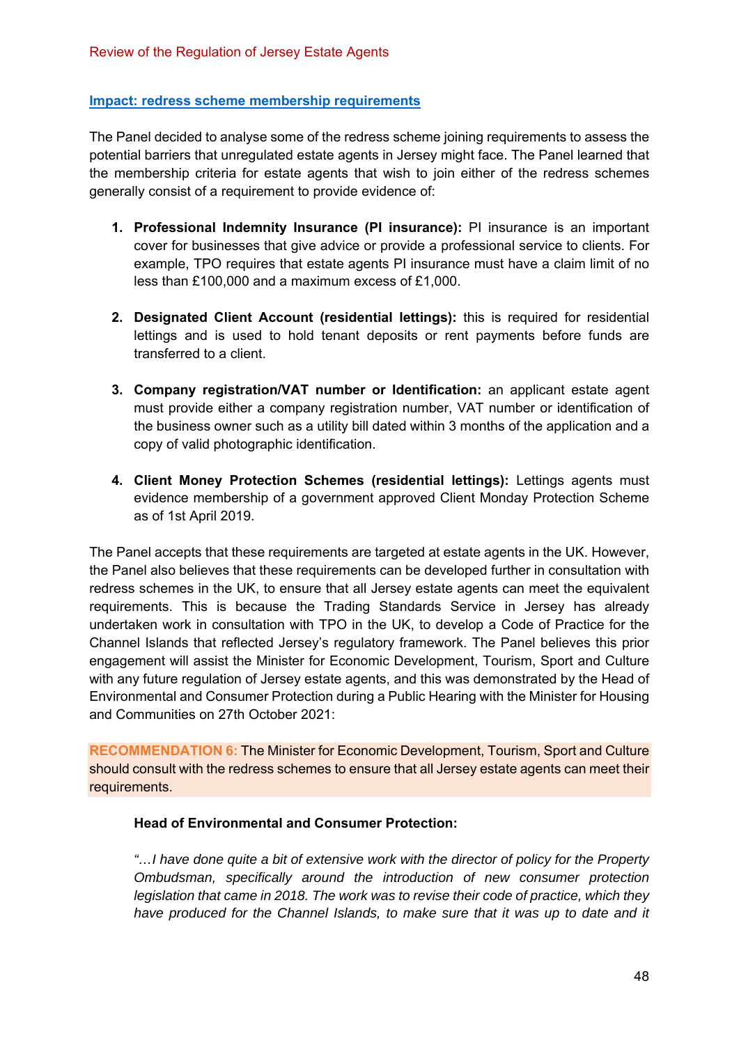**Impact: redress scheme membership requirements**

The Panel decided to analyse some of the redress scheme joining requirements to assess the potential barriers that unregulated estate agents in Jersey might face. The Panel learned that the membership criteria for estate agents that wish to join either of the redress schemes generally consist of a requirement to provide evidence of:

1. **Professional Indemnity Insurance (PI insurance):** PI insurance is an important cover for businesses that give advice or provide a professional service to clients. For example, TPO requires that estate agents PI insurance must have a claim limit of no less than £100,000 and a maximum excess of £1,000.

2. **Designated Client Account (residential lettings):** this is required for residential lettings and is used to hold tenant deposits or rent payments before funds are transferred to a client.

3. **Company registration/VAT number or Identification:** an applicant estate agent must provide either a company registration number, VAT number or identification of the business owner such as a utility bill dated within 3 months of the application and a copy of valid photographic identification.

4. **Client Money Protection Schemes (residential lettings):** Lettings agents must evidence membership of a government approved Client Monday Protection Scheme as of 1st April 2019.

The Panel accepts that these requirements are targeted at estate agents in the UK. However, the Panel also believes that these requirements can be developed further in consultation with redress schemes in the UK, to ensure that all Jersey estate agents can meet the equivalent requirements. This is because the Trading Standards Service in Jersey has already undertaken work in consultation with TPO in the UK, to develop a Code of Practice for the Channel Islands that reflected Jersey's regulatory framework. The Panel believes this prior engagement will assist the Minister for Economic Development, Tourism, Sport and Culture with any future regulation of Jersey estate agents, and this was demonstrated by the Head of Environmental and Consumer Protection during a Public Hearing with the Minister for Housing and Communities on 27th October 2021:

**RECOMMENDATION 6:** The Minister for Economic Development, Tourism, Sport and Culture should consult with the redress schemes to ensure that all Jersey estate agents can meet their requirements.

> **Head of Environmental and Consumer Protection:**
>
> *"…I have done quite a bit of extensive work with the director of policy for the Property Ombudsman, specifically around the introduction of new consumer protection legislation that came in 2018. The work was to revise their code of practice, which they have produced for the Channel Islands, to make sure that it was up to date and it*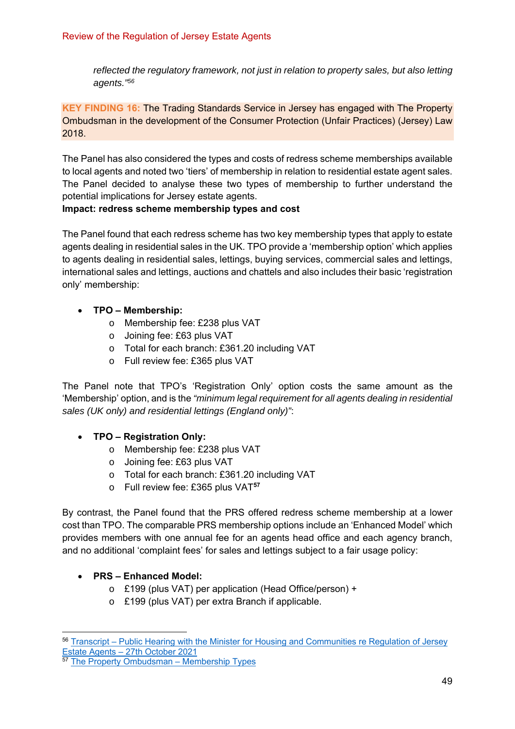*reflected the regulatory framework, not just in relation to property sales, but also letting agents."*[56]

**KEY FINDING 16:** The Trading Standards Service in Jersey has engaged with The Property Ombudsman in the development of the Consumer Protection (Unfair Practices) (Jersey) Law 2018.

The Panel has also considered the types and costs of redress scheme memberships available to local agents and noted two 'tiers' of membership in relation to residential estate agent sales. The Panel decided to analyse these two types of membership to further understand the potential implications for Jersey estate agents.

**Impact: redress scheme membership types and cost**

The Panel found that each redress scheme has two key membership types that apply to estate agents dealing in residential sales in the UK. TPO provide a 'membership option' which applies to agents dealing in residential sales, lettings, buying services, commercial sales and lettings, international sales and lettings, auctions and chattels and also includes their basic 'registration only' membership:

- **TPO – Membership:**
  - Membership fee: £238 plus VAT
  - Joining fee: £63 plus VAT
  - Total for each branch: £361.20 including VAT
  - Full review fee: £365 plus VAT

The Panel note that TPO's 'Registration Only' option costs the same amount as the 'Membership' option, and is the *"minimum legal requirement for all agents dealing in residential sales (UK only) and residential lettings (England only)"*:

- **TPO – Registration Only:**
  - Membership fee: £238 plus VAT
  - Joining fee: £63 plus VAT
  - Total for each branch: £361.20 including VAT
  - Full review fee: £365 plus VAT[57]

By contrast, the Panel found that the PRS offered redress scheme membership at a lower cost than TPO. The comparable PRS membership options include an 'Enhanced Model' which provides members with one annual fee for an agents head office and each agency branch, and no additional 'complaint fees' for sales and lettings subject to a fair usage policy:

- **PRS – Enhanced Model:**
  - £199 (plus VAT) per application (Head Office/person) +
  - £199 (plus VAT) per extra Branch if applicable.

---

[56] Transcript – Public Hearing with the Minister for Housing and Communities re Regulation of Jersey Estate Agents – 27th October 2021

[57] The Property Ombudsman – Membership Types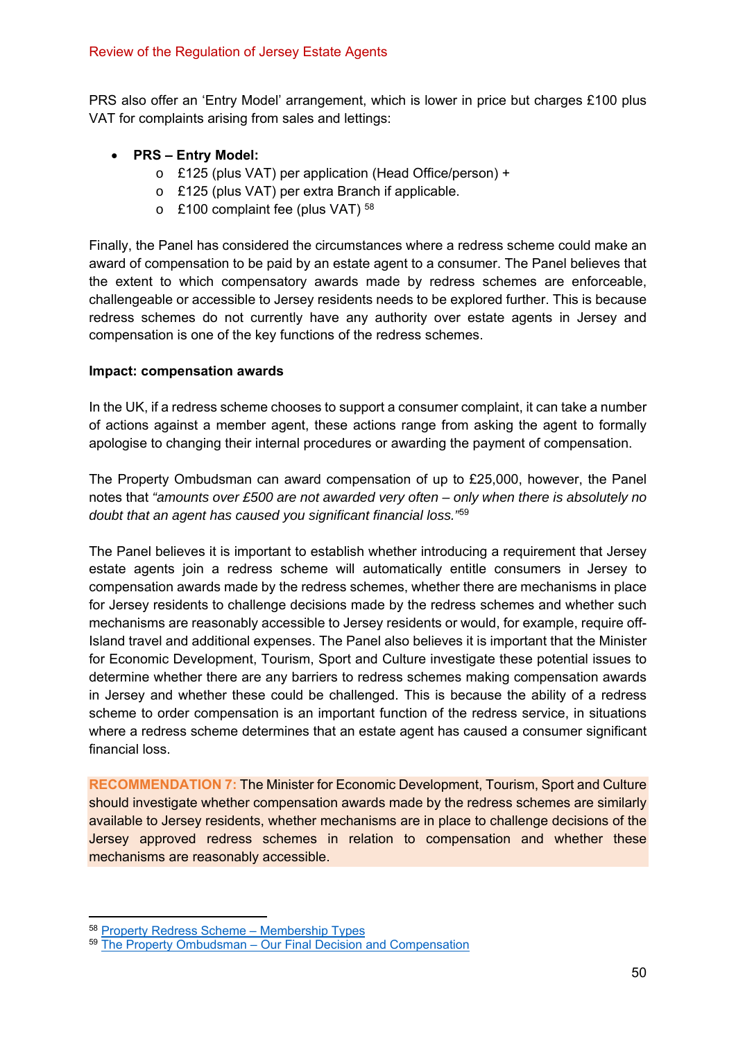PRS also offer an 'Entry Model' arrangement, which is lower in price but charges £100 plus VAT for complaints arising from sales and lettings:

- **PRS – Entry Model:**
  - £125 (plus VAT) per application (Head Office/person) +
  - £125 (plus VAT) per extra Branch if applicable.
  - £100 complaint fee (plus VAT) [58]

Finally, the Panel has considered the circumstances where a redress scheme could make an award of compensation to be paid by an estate agent to a consumer. The Panel believes that the extent to which compensatory awards made by redress schemes are enforceable, challengeable or accessible to Jersey residents needs to be explored further. This is because redress schemes do not currently have any authority over estate agents in Jersey and compensation is one of the key functions of the redress schemes.

**Impact: compensation awards**

In the UK, if a redress scheme chooses to support a consumer complaint, it can take a number of actions against a member agent, these actions range from asking the agent to formally apologise to changing their internal procedures or awarding the payment of compensation.

The Property Ombudsman can award compensation of up to £25,000, however, the Panel notes that *"amounts over £500 are not awarded very often – only when there is absolutely no doubt that an agent has caused you significant financial loss."*[59]

The Panel believes it is important to establish whether introducing a requirement that Jersey estate agents join a redress scheme will automatically entitle consumers in Jersey to compensation awards made by the redress schemes, whether there are mechanisms in place for Jersey residents to challenge decisions made by the redress schemes and whether such mechanisms are reasonably accessible to Jersey residents or would, for example, require off-Island travel and additional expenses. The Panel also believes it is important that the Minister for Economic Development, Tourism, Sport and Culture investigate these potential issues to determine whether there are any barriers to redress schemes making compensation awards in Jersey and whether these could be challenged. This is because the ability of a redress scheme to order compensation is an important function of the redress service, in situations where a redress scheme determines that an estate agent has caused a consumer significant financial loss.

**RECOMMENDATION 7:** The Minister for Economic Development, Tourism, Sport and Culture should investigate whether compensation awards made by the redress schemes are similarly available to Jersey residents, whether mechanisms are in place to challenge decisions of the Jersey approved redress schemes in relation to compensation and whether these mechanisms are reasonably accessible.

---

[58] Property Redress Scheme – Membership Types

[59] The Property Ombudsman – Our Final Decision and Compensation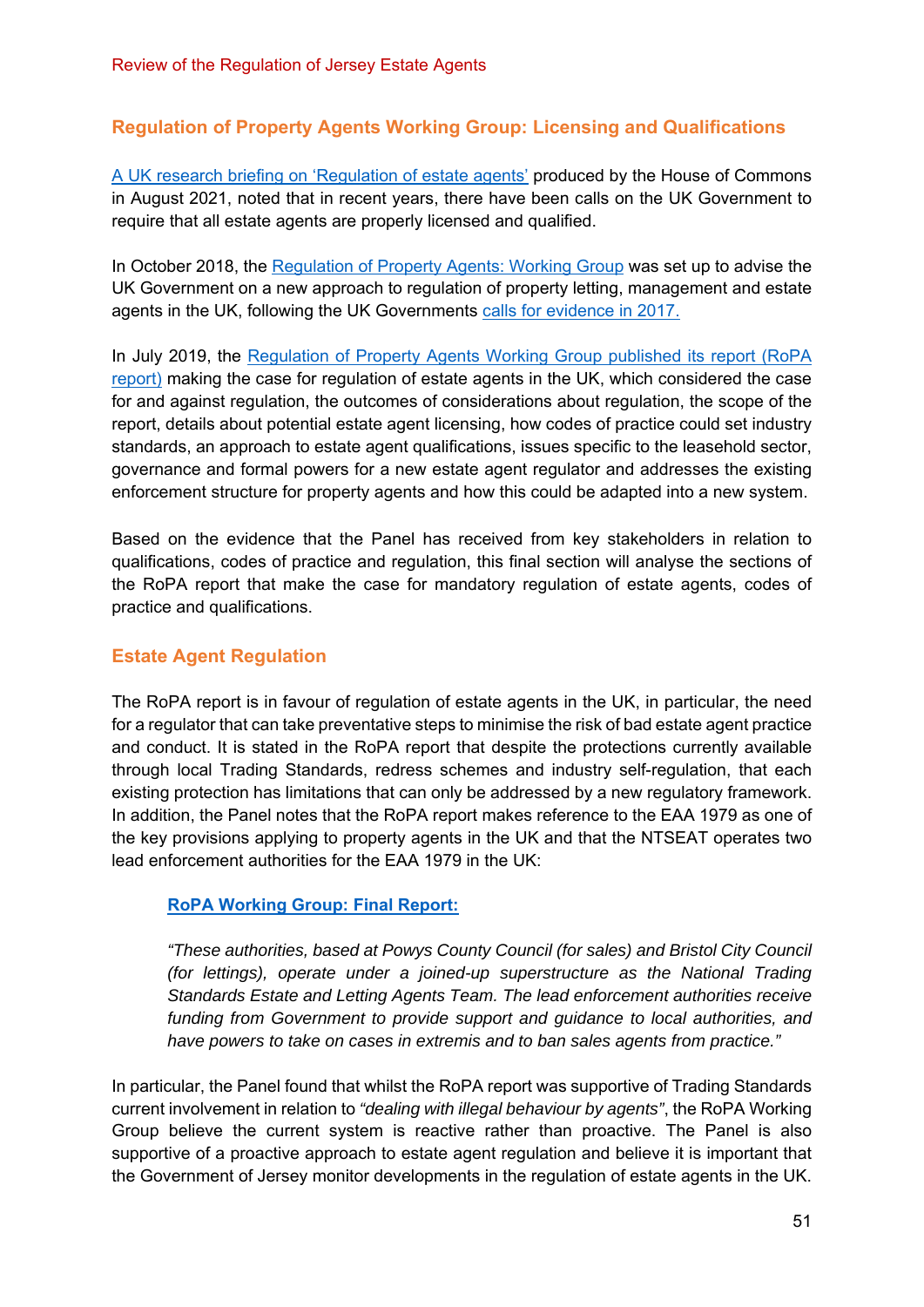## Regulation of Property Agents Working Group: Licensing and Qualifications

A UK research briefing on 'Regulation of estate agents' produced by the House of Commons in August 2021, noted that in recent years, there have been calls on the UK Government to require that all estate agents are properly licensed and qualified.

In October 2018, the Regulation of Property Agents: Working Group was set up to advise the UK Government on a new approach to regulation of property letting, management and estate agents in the UK, following the UK Governments calls for evidence in 2017.

In July 2019, the Regulation of Property Agents Working Group published its report (RoPA report) making the case for regulation of estate agents in the UK, which considered the case for and against regulation, the outcomes of considerations about regulation, the scope of the report, details about potential estate agent licensing, how codes of practice could set industry standards, an approach to estate agent qualifications, issues specific to the leasehold sector, governance and formal powers for a new estate agent regulator and addresses the existing enforcement structure for property agents and how this could be adapted into a new system.

Based on the evidence that the Panel has received from key stakeholders in relation to qualifications, codes of practice and regulation, this final section will analyse the sections of the RoPA report that make the case for mandatory regulation of estate agents, codes of practice and qualifications.

## Estate Agent Regulation

The RoPA report is in favour of regulation of estate agents in the UK, in particular, the need for a regulator that can take preventative steps to minimise the risk of bad estate agent practice and conduct. It is stated in the RoPA report that despite the protections currently available through local Trading Standards, redress schemes and industry self-regulation, that each existing protection has limitations that can only be addressed by a new regulatory framework. In addition, the Panel notes that the RoPA report makes reference to the EAA 1979 as one of the key provisions applying to property agents in the UK and that the NTSEAT operates two lead enforcement authorities for the EAA 1979 in the UK:

> **RoPA Working Group: Final Report:**
>
> *"These authorities, based at Powys County Council (for sales) and Bristol City Council (for lettings), operate under a joined-up superstructure as the National Trading Standards Estate and Letting Agents Team. The lead enforcement authorities receive funding from Government to provide support and guidance to local authorities, and have powers to take on cases in extremis and to ban sales agents from practice."*

In particular, the Panel found that whilst the RoPA report was supportive of Trading Standards current involvement in relation to *"dealing with illegal behaviour by agents"*, the RoPA Working Group believe the current system is reactive rather than proactive. The Panel is also supportive of a proactive approach to estate agent regulation and believe it is important that the Government of Jersey monitor developments in the regulation of estate agents in the UK.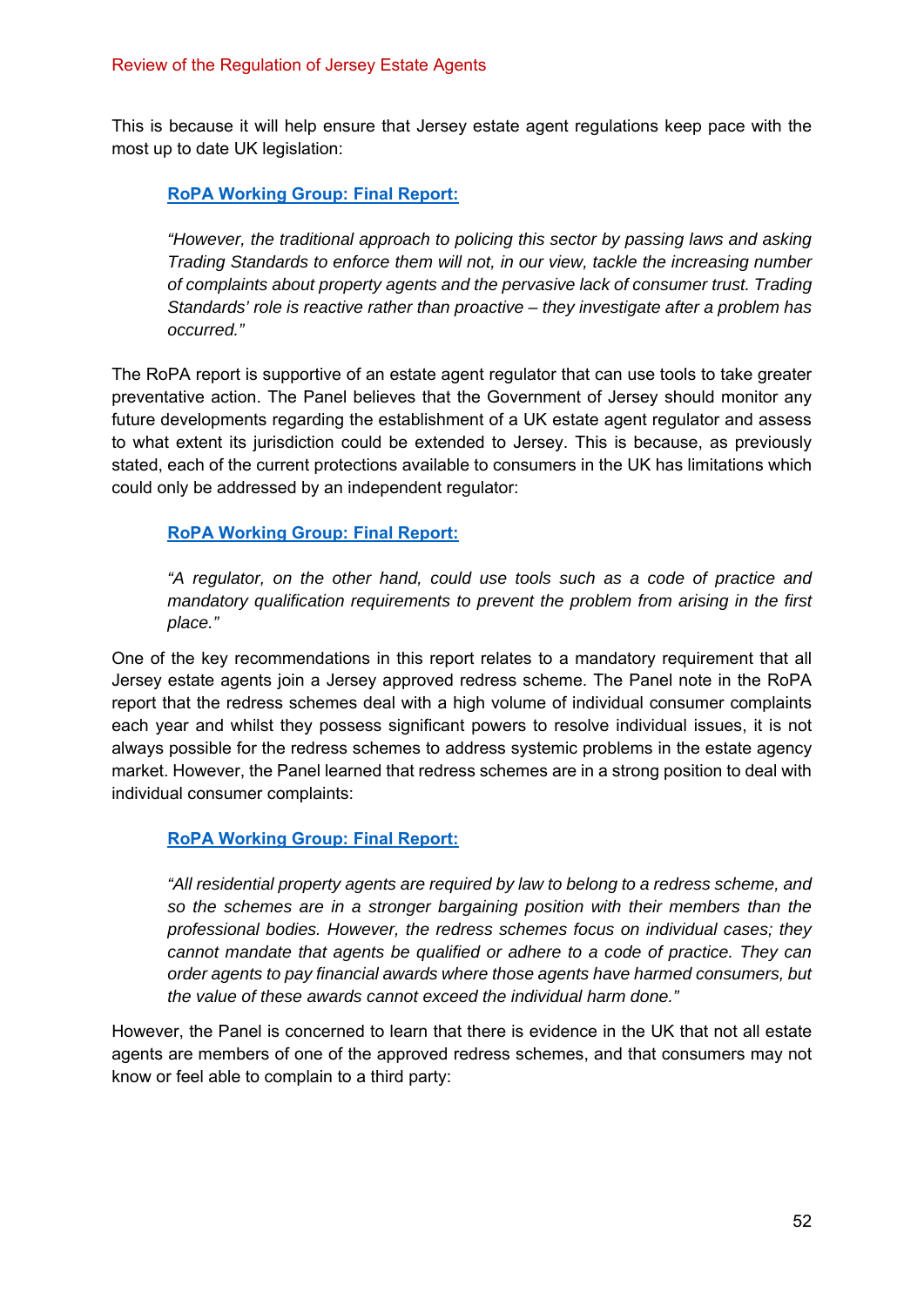This is because it will help ensure that Jersey estate agent regulations keep pace with the most up to date UK legislation:

> **RoPA Working Group: Final Report:**
>
> *"However, the traditional approach to policing this sector by passing laws and asking Trading Standards to enforce them will not, in our view, tackle the increasing number of complaints about property agents and the pervasive lack of consumer trust. Trading Standards' role is reactive rather than proactive – they investigate after a problem has occurred."*

The RoPA report is supportive of an estate agent regulator that can use tools to take greater preventative action. The Panel believes that the Government of Jersey should monitor any future developments regarding the establishment of a UK estate agent regulator and assess to what extent its jurisdiction could be extended to Jersey. This is because, as previously stated, each of the current protections available to consumers in the UK has limitations which could only be addressed by an independent regulator:

> **RoPA Working Group: Final Report:**
>
> *"A regulator, on the other hand, could use tools such as a code of practice and mandatory qualification requirements to prevent the problem from arising in the first place."*

One of the key recommendations in this report relates to a mandatory requirement that all Jersey estate agents join a Jersey approved redress scheme. The Panel note in the RoPA report that the redress schemes deal with a high volume of individual consumer complaints each year and whilst they possess significant powers to resolve individual issues, it is not always possible for the redress schemes to address systemic problems in the estate agency market. However, the Panel learned that redress schemes are in a strong position to deal with individual consumer complaints:

> **RoPA Working Group: Final Report:**
>
> *"All residential property agents are required by law to belong to a redress scheme, and so the schemes are in a stronger bargaining position with their members than the professional bodies. However, the redress schemes focus on individual cases; they cannot mandate that agents be qualified or adhere to a code of practice. They can order agents to pay financial awards where those agents have harmed consumers, but the value of these awards cannot exceed the individual harm done."*

However, the Panel is concerned to learn that there is evidence in the UK that not all estate agents are members of one of the approved redress schemes, and that consumers may not know or feel able to complain to a third party: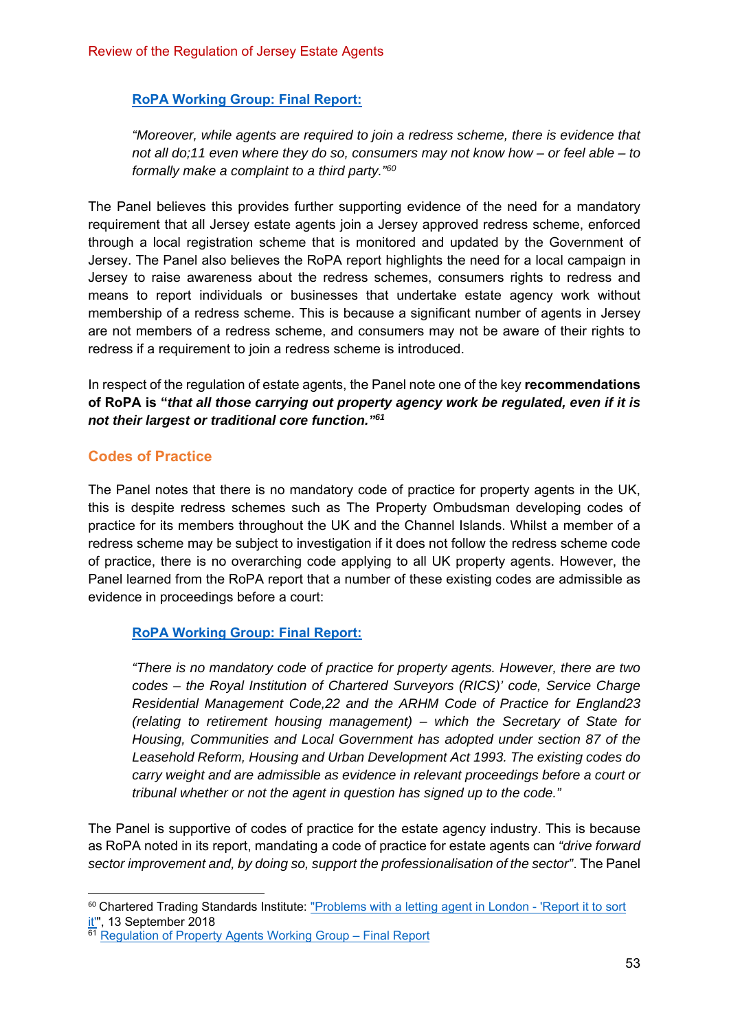**RoPA Working Group: Final Report:**

*"Moreover, while agents are required to join a redress scheme, there is evidence that not all do;11 even where they do so, consumers may not know how – or feel able – to formally make a complaint to a third party."*[60]

The Panel believes this provides further supporting evidence of the need for a mandatory requirement that all Jersey estate agents join a Jersey approved redress scheme, enforced through a local registration scheme that is monitored and updated by the Government of Jersey. The Panel also believes the RoPA report highlights the need for a local campaign in Jersey to raise awareness about the redress schemes, consumers rights to redress and means to report individuals or businesses that undertake estate agency work without membership of a redress scheme. This is because a significant number of agents in Jersey are not members of a redress scheme, and consumers may not be aware of their rights to redress if a requirement to join a redress scheme is introduced.

In respect of the regulation of estate agents, the Panel note one of the key **recommendations of RoPA is "*that all those carrying out property agency work be regulated, even if it is not their largest or traditional core function.*"**[61]

## Codes of Practice

The Panel notes that there is no mandatory code of practice for property agents in the UK, this is despite redress schemes such as The Property Ombudsman developing codes of practice for its members throughout the UK and the Channel Islands. Whilst a member of a redress scheme may be subject to investigation if it does not follow the redress scheme code of practice, there is no overarching code applying to all UK property agents. However, the Panel learned from the RoPA report that a number of these existing codes are admissible as evidence in proceedings before a court:

**RoPA Working Group: Final Report:**

*"There is no mandatory code of practice for property agents. However, there are two codes – the Royal Institution of Chartered Surveyors (RICS)' code, Service Charge Residential Management Code,22 and the ARHM Code of Practice for England23 (relating to retirement housing management) – which the Secretary of State for Housing, Communities and Local Government has adopted under section 87 of the Leasehold Reform, Housing and Urban Development Act 1993. The existing codes do carry weight and are admissible as evidence in relevant proceedings before a court or tribunal whether or not the agent in question has signed up to the code."*

The Panel is supportive of codes of practice for the estate agency industry. This is because as RoPA noted in its report, mandating a code of practice for estate agents can *"drive forward sector improvement and, by doing so, support the professionalisation of the sector"*. The Panel

---

[60] Chartered Trading Standards Institute: "Problems with a letting agent in London - 'Report it to sort it'", 13 September 2018

[61] Regulation of Property Agents Working Group – Final Report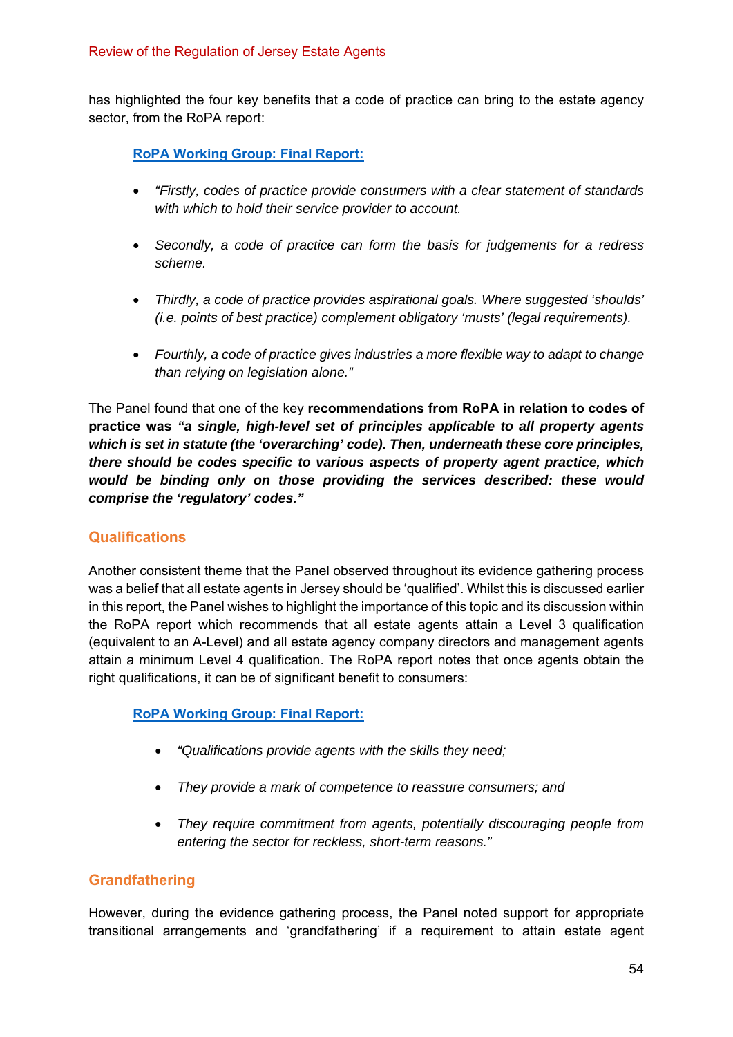has highlighted the four key benefits that a code of practice can bring to the estate agency sector, from the RoPA report:

**RoPA Working Group: Final Report:**

- *"Firstly, codes of practice provide consumers with a clear statement of standards with which to hold their service provider to account.*
- *Secondly, a code of practice can form the basis for judgements for a redress scheme.*
- *Thirdly, a code of practice provides aspirational goals. Where suggested 'shoulds' (i.e. points of best practice) complement obligatory 'musts' (legal requirements).*
- *Fourthly, a code of practice gives industries a more flexible way to adapt to change than relying on legislation alone."*

The Panel found that one of the key **recommendations from RoPA in relation to codes of practice was *"a single, high-level set of principles applicable to all property agents which is set in statute (the 'overarching' code). Then, underneath these core principles, there should be codes specific to various aspects of property agent practice, which would be binding only on those providing the services described: these would comprise the 'regulatory' codes."***

## Qualifications

Another consistent theme that the Panel observed throughout its evidence gathering process was a belief that all estate agents in Jersey should be 'qualified'. Whilst this is discussed earlier in this report, the Panel wishes to highlight the importance of this topic and its discussion within the RoPA report which recommends that all estate agents attain a Level 3 qualification (equivalent to an A-Level) and all estate agency company directors and management agents attain a minimum Level 4 qualification. The RoPA report notes that once agents obtain the right qualifications, it can be of significant benefit to consumers:

**RoPA Working Group: Final Report:**

- *"Qualifications provide agents with the skills they need;*
- *They provide a mark of competence to reassure consumers; and*
- *They require commitment from agents, potentially discouraging people from entering the sector for reckless, short-term reasons."*

## Grandfathering

However, during the evidence gathering process, the Panel noted support for appropriate transitional arrangements and 'grandfathering' if a requirement to attain estate agent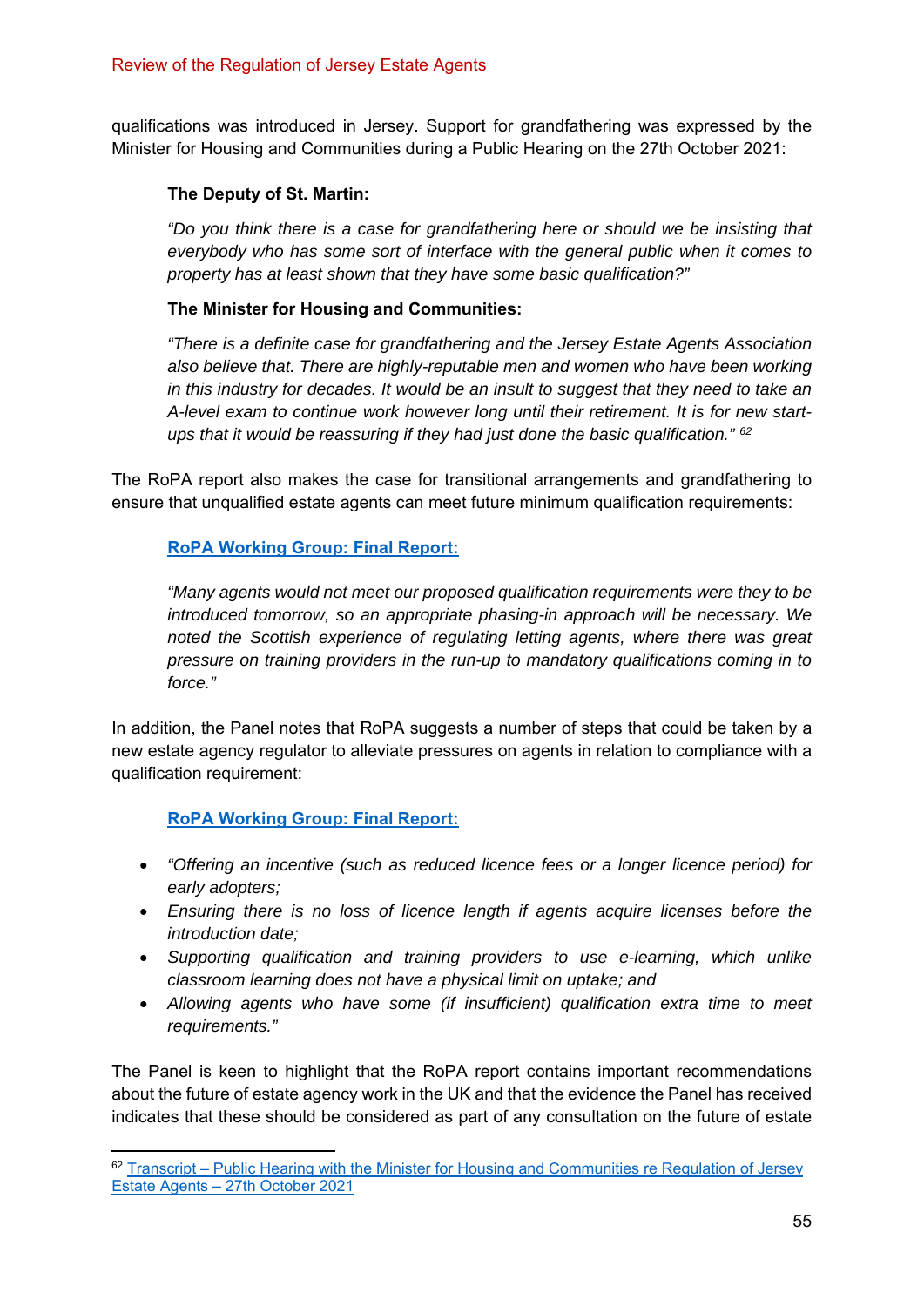qualifications was introduced in Jersey. Support for grandfathering was expressed by the Minister for Housing and Communities during a Public Hearing on the 27th October 2021:

> **The Deputy of St. Martin:**
>
> *"Do you think there is a case for grandfathering here or should we be insisting that everybody who has some sort of interface with the general public when it comes to property has at least shown that they have some basic qualification?"*
>
> **The Minister for Housing and Communities:**
>
> *"There is a definite case for grandfathering and the Jersey Estate Agents Association also believe that. There are highly-reputable men and women who have been working in this industry for decades. It would be an insult to suggest that they need to take an A-level exam to continue work however long until their retirement. It is for new start-ups that it would be reassuring if they had just done the basic qualification."* [62]

The RoPA report also makes the case for transitional arrangements and grandfathering to ensure that unqualified estate agents can meet future minimum qualification requirements:

> **RoPA Working Group: Final Report:**
>
> *"Many agents would not meet our proposed qualification requirements were they to be introduced tomorrow, so an appropriate phasing-in approach will be necessary. We noted the Scottish experience of regulating letting agents, where there was great pressure on training providers in the run-up to mandatory qualifications coming in to force."*

In addition, the Panel notes that RoPA suggests a number of steps that could be taken by a new estate agency regulator to alleviate pressures on agents in relation to compliance with a qualification requirement:

> **RoPA Working Group: Final Report:**
>
> - *"Offering an incentive (such as reduced licence fees or a longer licence period) for early adopters;*
> - *Ensuring there is no loss of licence length if agents acquire licenses before the introduction date;*
> - *Supporting qualification and training providers to use e-learning, which unlike classroom learning does not have a physical limit on uptake; and*
> - *Allowing agents who have some (if insufficient) qualification extra time to meet requirements."*

The Panel is keen to highlight that the RoPA report contains important recommendations about the future of estate agency work in the UK and that the evidence the Panel has received indicates that these should be considered as part of any consultation on the future of estate

---

[62] Transcript – Public Hearing with the Minister for Housing and Communities re Regulation of Jersey Estate Agents – 27th October 2021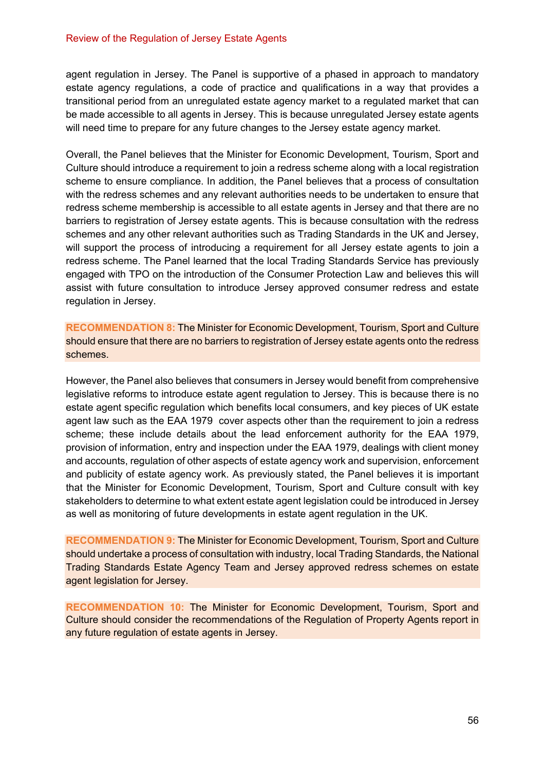agent regulation in Jersey. The Panel is supportive of a phased in approach to mandatory estate agency regulations, a code of practice and qualifications in a way that provides a transitional period from an unregulated estate agency market to a regulated market that can be made accessible to all agents in Jersey. This is because unregulated Jersey estate agents will need time to prepare for any future changes to the Jersey estate agency market.

Overall, the Panel believes that the Minister for Economic Development, Tourism, Sport and Culture should introduce a requirement to join a redress scheme along with a local registration scheme to ensure compliance. In addition, the Panel believes that a process of consultation with the redress schemes and any relevant authorities needs to be undertaken to ensure that redress scheme membership is accessible to all estate agents in Jersey and that there are no barriers to registration of Jersey estate agents. This is because consultation with the redress schemes and any other relevant authorities such as Trading Standards in the UK and Jersey, will support the process of introducing a requirement for all Jersey estate agents to join a redress scheme. The Panel learned that the local Trading Standards Service has previously engaged with TPO on the introduction of the Consumer Protection Law and believes this will assist with future consultation to introduce Jersey approved consumer redress and estate regulation in Jersey.

**RECOMMENDATION 8:** The Minister for Economic Development, Tourism, Sport and Culture should ensure that there are no barriers to registration of Jersey estate agents onto the redress schemes.

However, the Panel also believes that consumers in Jersey would benefit from comprehensive legislative reforms to introduce estate agent regulation to Jersey. This is because there is no estate agent specific regulation which benefits local consumers, and key pieces of UK estate agent law such as the EAA 1979 cover aspects other than the requirement to join a redress scheme; these include details about the lead enforcement authority for the EAA 1979, provision of information, entry and inspection under the EAA 1979, dealings with client money and accounts, regulation of other aspects of estate agency work and supervision, enforcement and publicity of estate agency work. As previously stated, the Panel believes it is important that the Minister for Economic Development, Tourism, Sport and Culture consult with key stakeholders to determine to what extent estate agent legislation could be introduced in Jersey as well as monitoring of future developments in estate agent regulation in the UK.

**RECOMMENDATION 9:** The Minister for Economic Development, Tourism, Sport and Culture should undertake a process of consultation with industry, local Trading Standards, the National Trading Standards Estate Agency Team and Jersey approved redress schemes on estate agent legislation for Jersey.

**RECOMMENDATION 10:** The Minister for Economic Development, Tourism, Sport and Culture should consider the recommendations of the Regulation of Property Agents report in any future regulation of estate agents in Jersey.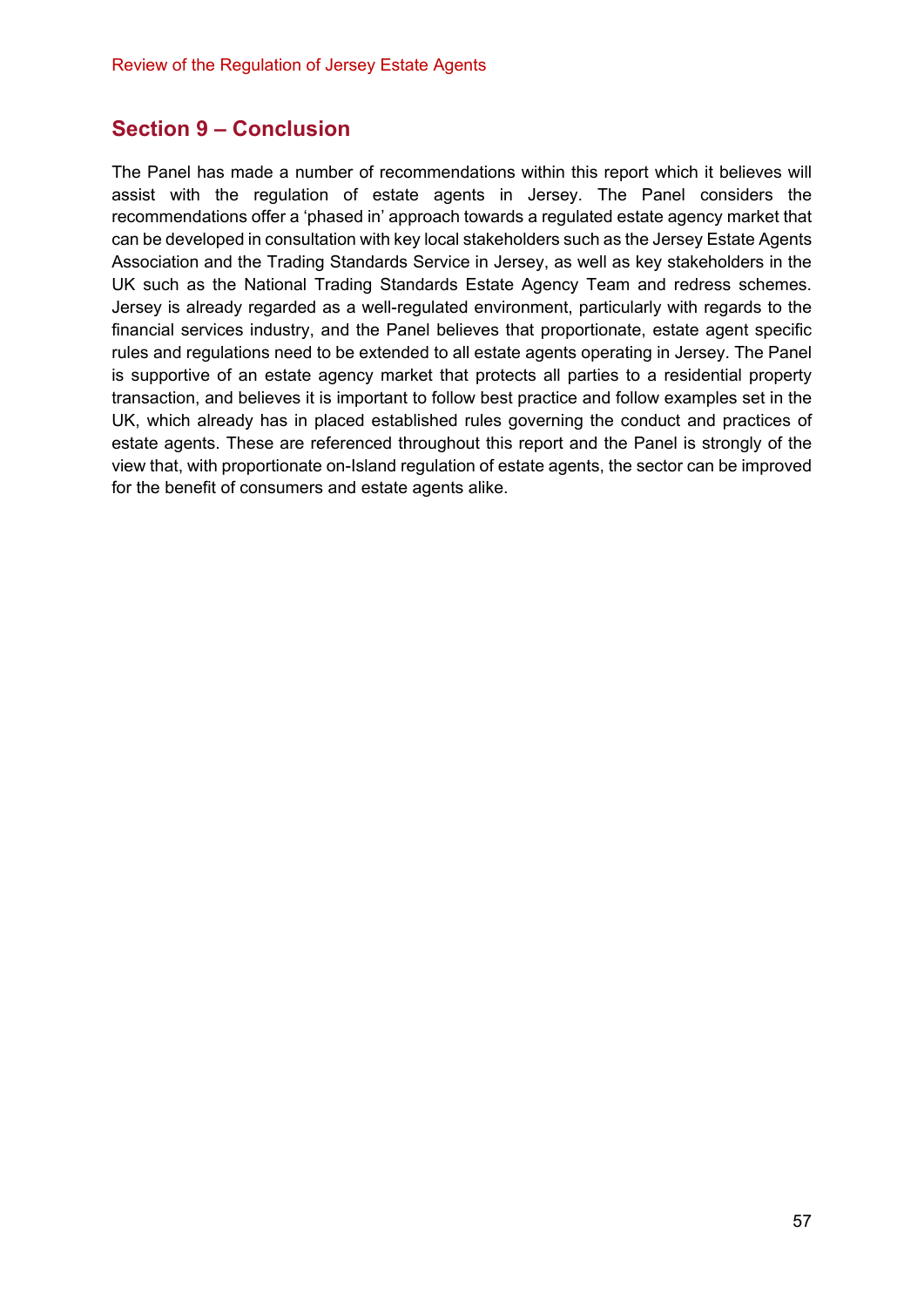## Section 9 – Conclusion

The Panel has made a number of recommendations within this report which it believes will assist with the regulation of estate agents in Jersey. The Panel considers the recommendations offer a 'phased in' approach towards a regulated estate agency market that can be developed in consultation with key local stakeholders such as the Jersey Estate Agents Association and the Trading Standards Service in Jersey, as well as key stakeholders in the UK such as the National Trading Standards Estate Agency Team and redress schemes. Jersey is already regarded as a well-regulated environment, particularly with regards to the financial services industry, and the Panel believes that proportionate, estate agent specific rules and regulations need to be extended to all estate agents operating in Jersey. The Panel is supportive of an estate agency market that protects all parties to a residential property transaction, and believes it is important to follow best practice and follow examples set in the UK, which already has in placed established rules governing the conduct and practices of estate agents. These are referenced throughout this report and the Panel is strongly of the view that, with proportionate on-Island regulation of estate agents, the sector can be improved for the benefit of consumers and estate agents alike.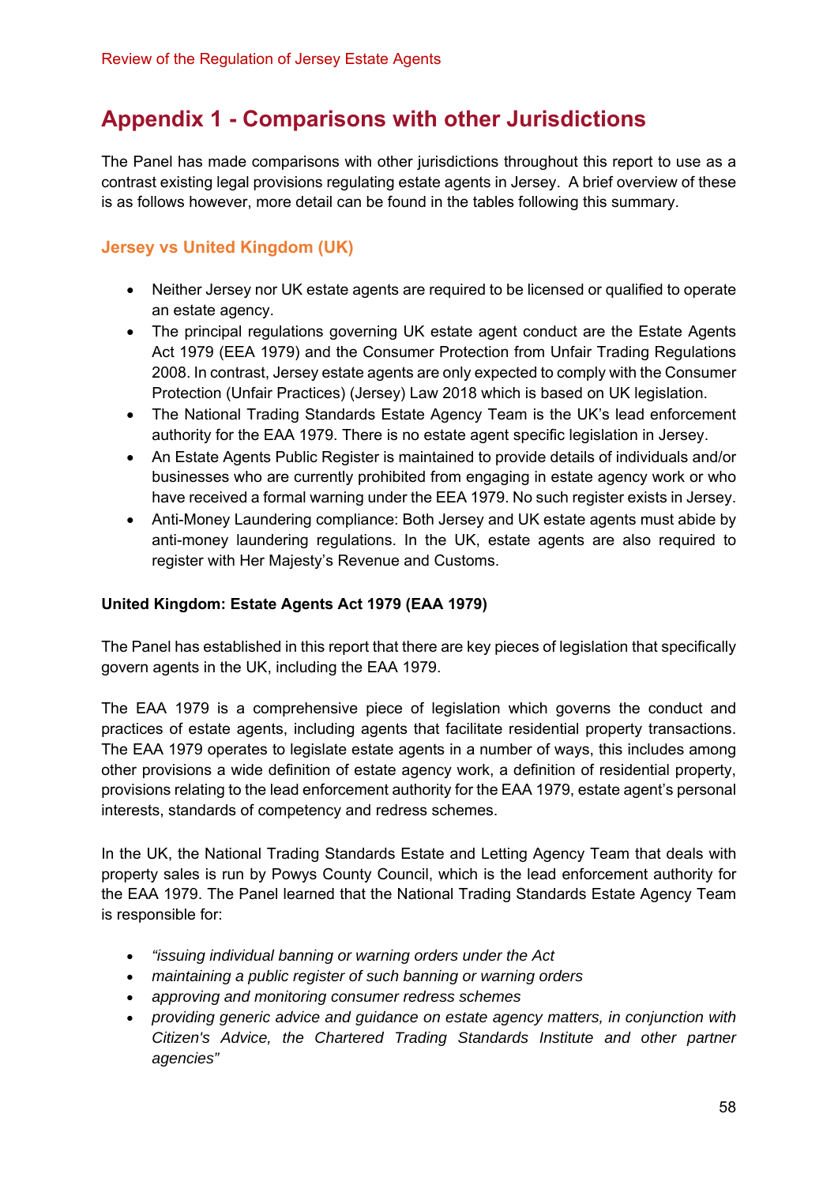# Appendix 1 - Comparisons with other Jurisdictions

The Panel has made comparisons with other jurisdictions throughout this report to use as a contrast existing legal provisions regulating estate agents in Jersey. A brief overview of these is as follows however, more detail can be found in the tables following this summary.

## Jersey vs United Kingdom (UK)

- Neither Jersey nor UK estate agents are required to be licensed or qualified to operate an estate agency.
- The principal regulations governing UK estate agent conduct are the Estate Agents Act 1979 (EEA 1979) and the Consumer Protection from Unfair Trading Regulations 2008. In contrast, Jersey estate agents are only expected to comply with the Consumer Protection (Unfair Practices) (Jersey) Law 2018 which is based on UK legislation.
- The National Trading Standards Estate Agency Team is the UK's lead enforcement authority for the EAA 1979. There is no estate agent specific legislation in Jersey.
- An Estate Agents Public Register is maintained to provide details of individuals and/or businesses who are currently prohibited from engaging in estate agency work or who have received a formal warning under the EEA 1979. No such register exists in Jersey.
- Anti-Money Laundering compliance: Both Jersey and UK estate agents must abide by anti-money laundering regulations. In the UK, estate agents are also required to register with Her Majesty's Revenue and Customs.

**United Kingdom: Estate Agents Act 1979 (EAA 1979)**

The Panel has established in this report that there are key pieces of legislation that specifically govern agents in the UK, including the EAA 1979.

The EAA 1979 is a comprehensive piece of legislation which governs the conduct and practices of estate agents, including agents that facilitate residential property transactions. The EAA 1979 operates to legislate estate agents in a number of ways, this includes among other provisions a wide definition of estate agency work, a definition of residential property, provisions relating to the lead enforcement authority for the EAA 1979, estate agent's personal interests, standards of competency and redress schemes.

In the UK, the National Trading Standards Estate and Letting Agency Team that deals with property sales is run by Powys County Council, which is the lead enforcement authority for the EAA 1979. The Panel learned that the National Trading Standards Estate Agency Team is responsible for:

- *"issuing individual banning or warning orders under the Act*
- *maintaining a public register of such banning or warning orders*
- *approving and monitoring consumer redress schemes*
- *providing generic advice and guidance on estate agency matters, in conjunction with Citizen's Advice, the Chartered Trading Standards Institute and other partner agencies"*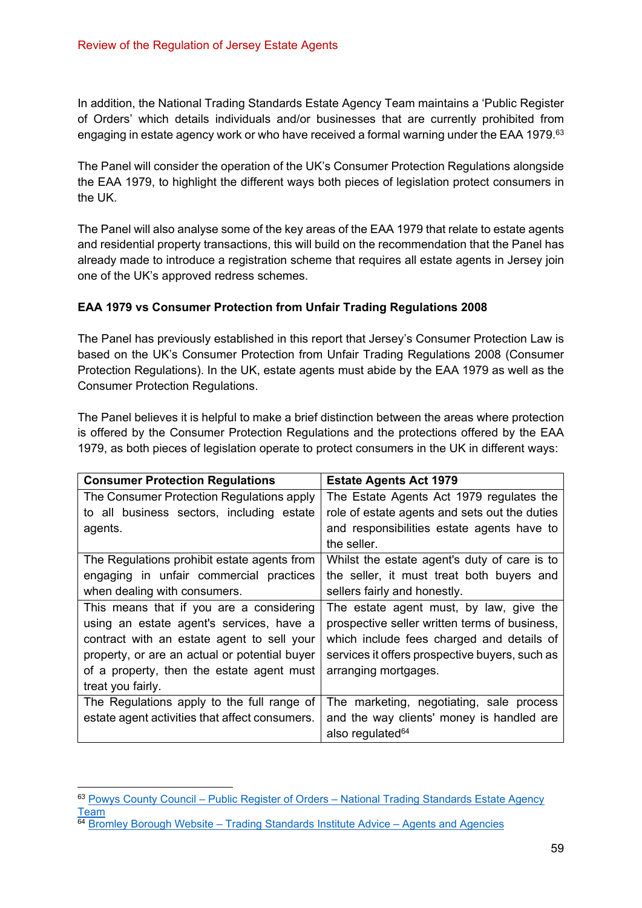In addition, the National Trading Standards Estate Agency Team maintains a 'Public Register of Orders' which details individuals and/or businesses that are currently prohibited from engaging in estate agency work or who have received a formal warning under the EAA 1979.[63]

The Panel will consider the operation of the UK's Consumer Protection Regulations alongside the EAA 1979, to highlight the different ways both pieces of legislation protect consumers in the UK.

The Panel will also analyse some of the key areas of the EAA 1979 that relate to estate agents and residential property transactions, this will build on the recommendation that the Panel has already made to introduce a registration scheme that requires all estate agents in Jersey join one of the UK's approved redress schemes.

**EAA 1979 vs Consumer Protection from Unfair Trading Regulations 2008**

The Panel has previously established in this report that Jersey's Consumer Protection Law is based on the UK's Consumer Protection from Unfair Trading Regulations 2008 (Consumer Protection Regulations). In the UK, estate agents must abide by the EAA 1979 as well as the Consumer Protection Regulations.

The Panel believes it is helpful to make a brief distinction between the areas where protection is offered by the Consumer Protection Regulations and the protections offered by the EAA 1979, as both pieces of legislation operate to protect consumers in the UK in different ways:

| Consumer Protection Regulations | Estate Agents Act 1979 |
|---|---|
| The Consumer Protection Regulations apply to all business sectors, including estate agents. | The Estate Agents Act 1979 regulates the role of estate agents and sets out the duties and responsibilities estate agents have to the seller. |
| The Regulations prohibit estate agents from engaging in unfair commercial practices when dealing with consumers. | Whilst the estate agent's duty of care is to the seller, it must treat both buyers and sellers fairly and honestly. |
| This means that if you are a considering using an estate agent's services, have a contract with an estate agent to sell your property, or are an actual or potential buyer of a property, then the estate agent must treat you fairly. | The estate agent must, by law, give the prospective seller written terms of business, which include fees charged and details of services it offers prospective buyers, such as arranging mortgages. |
| The Regulations apply to the full range of estate agent activities that affect consumers. | The marketing, negotiating, sale process and the way clients' money is handled are also regulated[64] |

[63] Powys County Council – Public Register of Orders – National Trading Standards Estate Agency Team

[64] Bromley Borough Website – Trading Standards Institute Advice – Agents and Agencies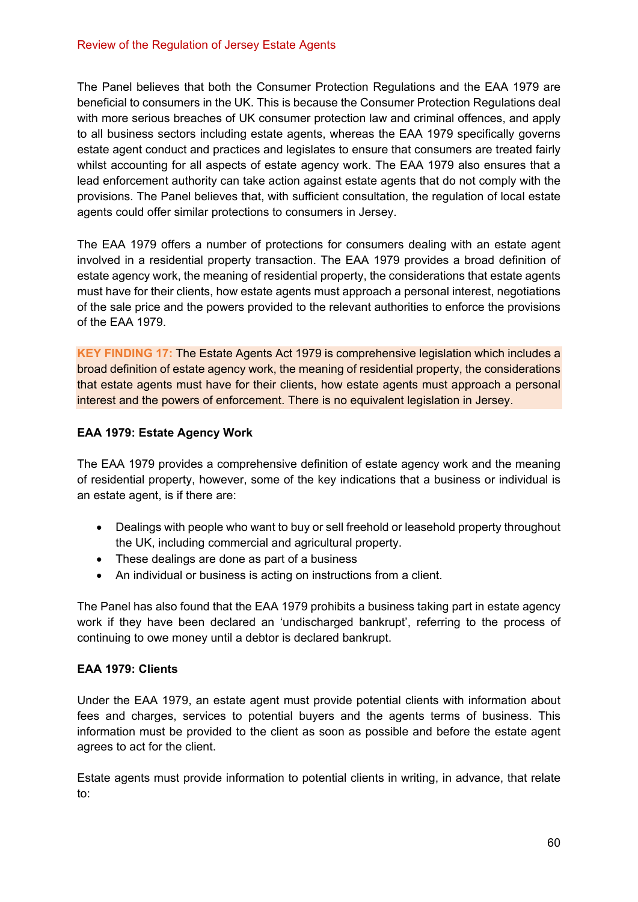The Panel believes that both the Consumer Protection Regulations and the EAA 1979 are beneficial to consumers in the UK. This is because the Consumer Protection Regulations deal with more serious breaches of UK consumer protection law and criminal offences, and apply to all business sectors including estate agents, whereas the EAA 1979 specifically governs estate agent conduct and practices and legislates to ensure that consumers are treated fairly whilst accounting for all aspects of estate agency work. The EAA 1979 also ensures that a lead enforcement authority can take action against estate agents that do not comply with the provisions. The Panel believes that, with sufficient consultation, the regulation of local estate agents could offer similar protections to consumers in Jersey.

The EAA 1979 offers a number of protections for consumers dealing with an estate agent involved in a residential property transaction. The EAA 1979 provides a broad definition of estate agency work, the meaning of residential property, the considerations that estate agents must have for their clients, how estate agents must approach a personal interest, negotiations of the sale price and the powers provided to the relevant authorities to enforce the provisions of the EAA 1979.

**KEY FINDING 17:** The Estate Agents Act 1979 is comprehensive legislation which includes a broad definition of estate agency work, the meaning of residential property, the considerations that estate agents must have for their clients, how estate agents must approach a personal interest and the powers of enforcement. There is no equivalent legislation in Jersey.

### EAA 1979: Estate Agency Work

The EAA 1979 provides a comprehensive definition of estate agency work and the meaning of residential property, however, some of the key indications that a business or individual is an estate agent, is if there are:

- Dealings with people who want to buy or sell freehold or leasehold property throughout the UK, including commercial and agricultural property.
- These dealings are done as part of a business
- An individual or business is acting on instructions from a client.

The Panel has also found that the EAA 1979 prohibits a business taking part in estate agency work if they have been declared an 'undischarged bankrupt', referring to the process of continuing to owe money until a debtor is declared bankrupt.

### EAA 1979: Clients

Under the EAA 1979, an estate agent must provide potential clients with information about fees and charges, services to potential buyers and the agents terms of business. This information must be provided to the client as soon as possible and before the estate agent agrees to act for the client.

Estate agents must provide information to potential clients in writing, in advance, that relate to: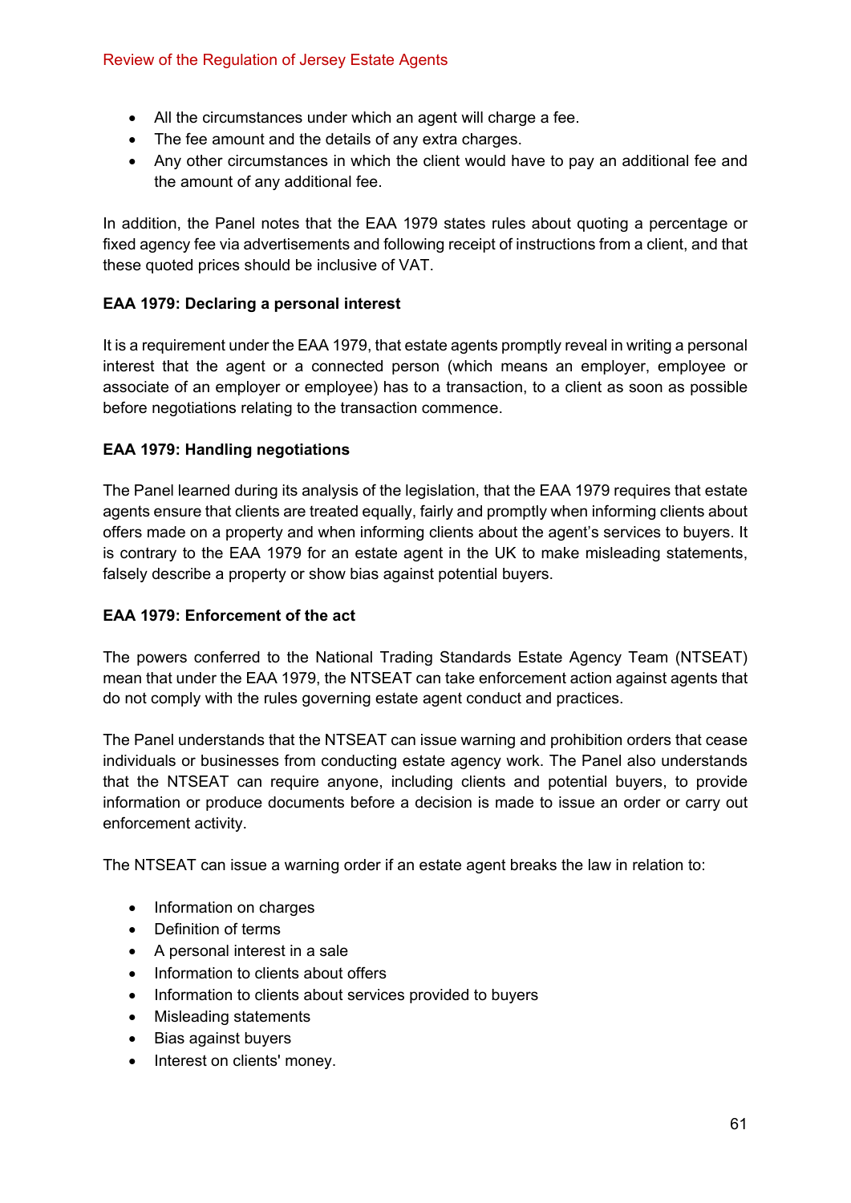- All the circumstances under which an agent will charge a fee.
- The fee amount and the details of any extra charges.
- Any other circumstances in which the client would have to pay an additional fee and the amount of any additional fee.

In addition, the Panel notes that the EAA 1979 states rules about quoting a percentage or fixed agency fee via advertisements and following receipt of instructions from a client, and that these quoted prices should be inclusive of VAT.

**EAA 1979: Declaring a personal interest**

It is a requirement under the EAA 1979, that estate agents promptly reveal in writing a personal interest that the agent or a connected person (which means an employer, employee or associate of an employer or employee) has to a transaction, to a client as soon as possible before negotiations relating to the transaction commence.

**EAA 1979: Handling negotiations**

The Panel learned during its analysis of the legislation, that the EAA 1979 requires that estate agents ensure that clients are treated equally, fairly and promptly when informing clients about offers made on a property and when informing clients about the agent's services to buyers. It is contrary to the EAA 1979 for an estate agent in the UK to make misleading statements, falsely describe a property or show bias against potential buyers.

**EAA 1979: Enforcement of the act**

The powers conferred to the National Trading Standards Estate Agency Team (NTSEAT) mean that under the EAA 1979, the NTSEAT can take enforcement action against agents that do not comply with the rules governing estate agent conduct and practices.

The Panel understands that the NTSEAT can issue warning and prohibition orders that cease individuals or businesses from conducting estate agency work. The Panel also understands that the NTSEAT can require anyone, including clients and potential buyers, to provide information or produce documents before a decision is made to issue an order or carry out enforcement activity.

The NTSEAT can issue a warning order if an estate agent breaks the law in relation to:

- Information on charges
- Definition of terms
- A personal interest in a sale
- Information to clients about offers
- Information to clients about services provided to buyers
- Misleading statements
- Bias against buyers
- Interest on clients' money.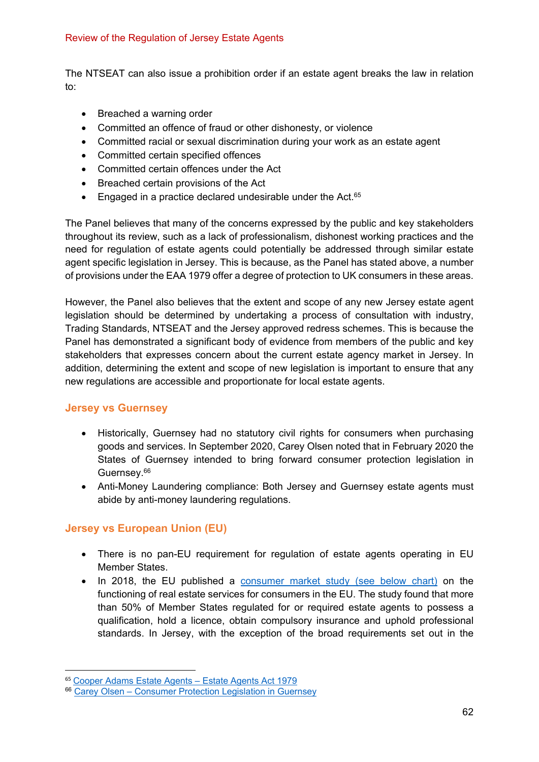The NTSEAT can also issue a prohibition order if an estate agent breaks the law in relation to:

- Breached a warning order
- Committed an offence of fraud or other dishonesty, or violence
- Committed racial or sexual discrimination during your work as an estate agent
- Committed certain specified offences
- Committed certain offences under the Act
- Breached certain provisions of the Act
- Engaged in a practice declared undesirable under the Act.[65]

The Panel believes that many of the concerns expressed by the public and key stakeholders throughout its review, such as a lack of professionalism, dishonest working practices and the need for regulation of estate agents could potentially be addressed through similar estate agent specific legislation in Jersey. This is because, as the Panel has stated above, a number of provisions under the EAA 1979 offer a degree of protection to UK consumers in these areas.

However, the Panel also believes that the extent and scope of any new Jersey estate agent legislation should be determined by undertaking a process of consultation with industry, Trading Standards, NTSEAT and the Jersey approved redress schemes. This is because the Panel has demonstrated a significant body of evidence from members of the public and key stakeholders that expresses concern about the current estate agency market in Jersey. In addition, determining the extent and scope of new legislation is important to ensure that any new regulations are accessible and proportionate for local estate agents.

## Jersey vs Guernsey

- Historically, Guernsey had no statutory civil rights for consumers when purchasing goods and services. In September 2020, Carey Olsen noted that in February 2020 the States of Guernsey intended to bring forward consumer protection legislation in Guernsey.[66]
- Anti-Money Laundering compliance: Both Jersey and Guernsey estate agents must abide by anti-money laundering regulations.

## Jersey vs European Union (EU)

- There is no pan-EU requirement for regulation of estate agents operating in EU Member States.
- In 2018, the EU published a consumer market study (see below chart) on the functioning of real estate services for consumers in the EU. The study found that more than 50% of Member States regulated for or required estate agents to possess a qualification, hold a licence, obtain compulsory insurance and uphold professional standards. In Jersey, with the exception of the broad requirements set out in the

[65] Cooper Adams Estate Agents – Estate Agents Act 1979
[66] Carey Olsen – Consumer Protection Legislation in Guernsey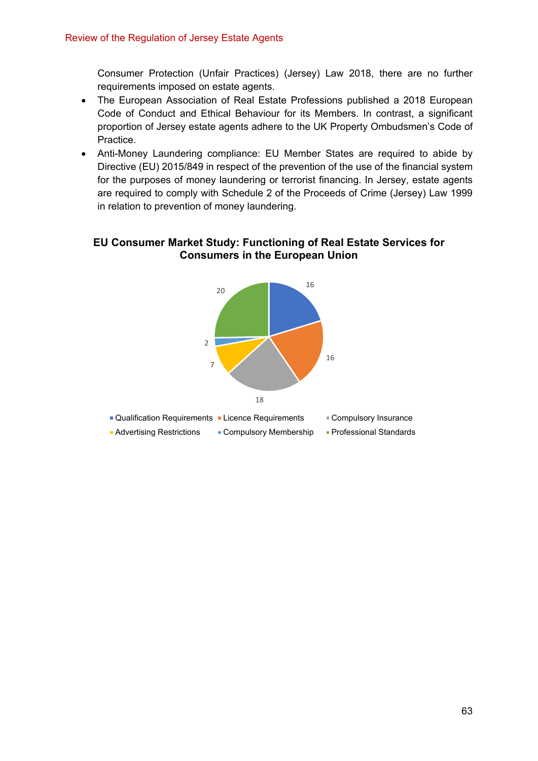Consumer Protection (Unfair Practices) (Jersey) Law 2018, there are no further requirements imposed on estate agents.

- The European Association of Real Estate Professions published a 2018 European Code of Conduct and Ethical Behaviour for its Members. In contrast, a significant proportion of Jersey estate agents adhere to the UK Property Ombudsmen's Code of Practice.
- Anti-Money Laundering compliance: EU Member States are required to abide by Directive (EU) 2015/849 in respect of the prevention of the use of the financial system for the purposes of money laundering or terrorist financing. In Jersey, estate agents are required to comply with Schedule 2 of the Proceeds of Crime (Jersey) Law 1999 in relation to prevention of money laundering.

**EU Consumer Market Study: Functioning of Real Estate Services for Consumers in the European Union**

| Category | Value |
| --- | --- |
| Qualification Requirements | 16 |
| Licence Requirements | 16 |
| Compulsory Insurance | 18 |
| Advertising Restrictions | 7 |
| Compulsory Membership | 2 |
| Professional Standards | 20 |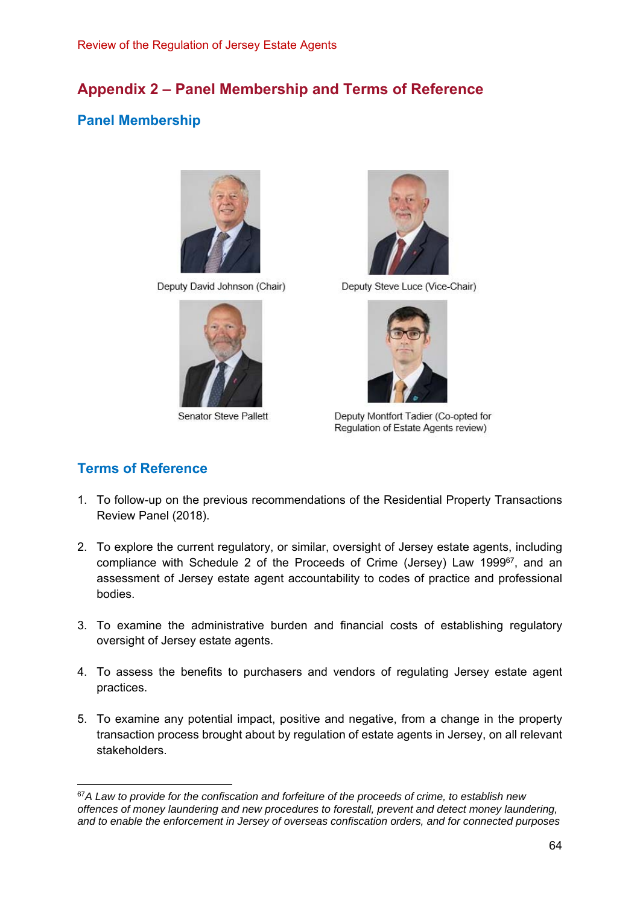# Appendix 2 – Panel Membership and Terms of Reference

## Panel Membership

Deputy David Johnson (Chair)

Deputy Steve Luce (Vice-Chair)

Senator Steve Pallett

Deputy Montfort Tadier (Co-opted for Regulation of Estate Agents review)

## Terms of Reference

1. To follow-up on the previous recommendations of the Residential Property Transactions Review Panel (2018).

2. To explore the current regulatory, or similar, oversight of Jersey estate agents, including compliance with Schedule 2 of the Proceeds of Crime (Jersey) Law 1999[67], and an assessment of Jersey estate agent accountability to codes of practice and professional bodies.

3. To examine the administrative burden and financial costs of establishing regulatory oversight of Jersey estate agents.

4. To assess the benefits to purchasers and vendors of regulating Jersey estate agent practices.

5. To examine any potential impact, positive and negative, from a change in the property transaction process brought about by regulation of estate agents in Jersey, on all relevant stakeholders.

---

[67] *A Law to provide for the confiscation and forfeiture of the proceeds of crime, to establish new offences of money laundering and new procedures to forestall, prevent and detect money laundering, and to enable the enforcement in Jersey of overseas confiscation orders, and for connected purposes*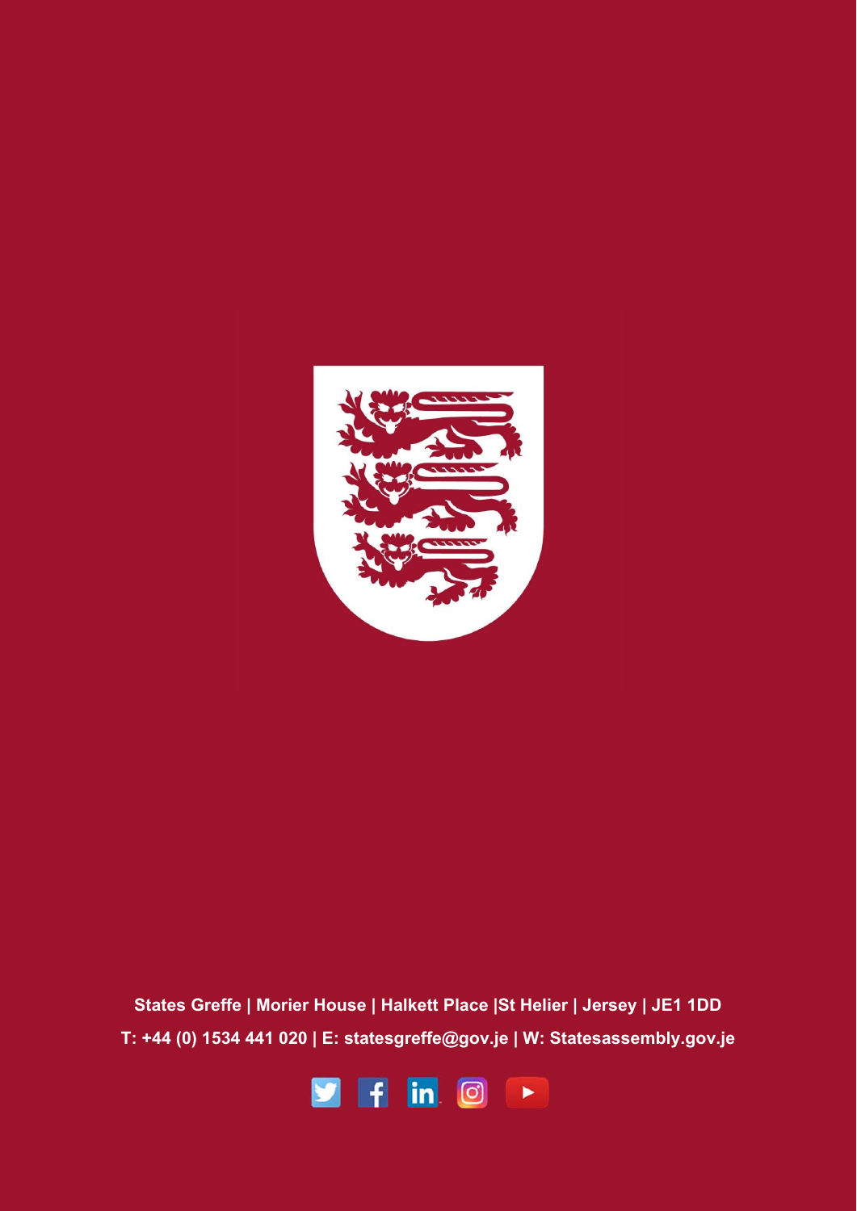States Greffe | Morier House | Halkett Place |St Helier | Jersey | JE1 1DD

T: +44 (0) 1534 441 020 | E: statesgreffe@gov.je | W: Statesassembly.gov.je